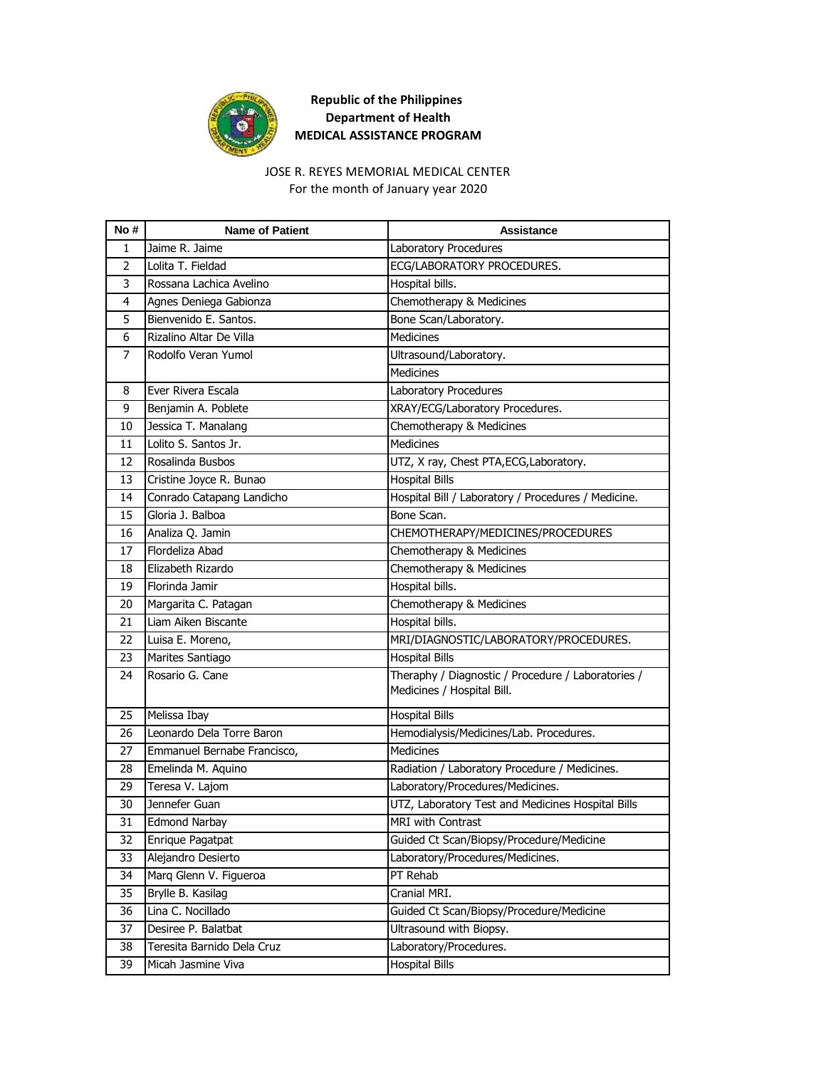**Republic of the Philippines**
**Department of Health**
**MEDICAL ASSISTANCE PROGRAM**

JOSE R. REYES MEMORIAL MEDICAL CENTER
For the month of January year 2020

| No # | Name of Patient | Assistance |
|---|---|---|
| 1 | Jaime R. Jaime | Laboratory Procedures |
| 2 | Lolita T. Fieldad | ECG/LABORATORY PROCEDURES. |
| 3 | Rossana Lachica Avelino | Hospital bills. |
| 4 | Agnes Deniega Gabionza | Chemotherapy & Medicines |
| 5 | Bienvenido E. Santos. | Bone Scan/Laboratory. |
| 6 | Rizalino Altar De Villa | Medicines |
| 7 | Rodolfo Veran Yumol | Ultrasound/Laboratory. |
| | | Medicines |
| 8 | Ever Rivera Escala | Laboratory Procedures |
| 9 | Benjamin A. Poblete | XRAY/ECG/Laboratory Procedures. |
| 10 | Jessica T. Manalang | Chemotherapy & Medicines |
| 11 | Lolito S. Santos Jr. | Medicines |
| 12 | Rosalinda Busbos | UTZ, X ray, Chest PTA,ECG,Laboratory. |
| 13 | Cristine Joyce R. Bunao | Hospital Bills |
| 14 | Conrado Catapang Landicho | Hospital Bill / Laboratory / Procedures / Medicine. |
| 15 | Gloria J. Balboa | Bone Scan. |
| 16 | Analiza Q. Jamin | CHEMOTHERAPY/MEDICINES/PROCEDURES |
| 17 | Flordeliza Abad | Chemotherapy & Medicines |
| 18 | Elizabeth Rizardo | Chemotherapy & Medicines |
| 19 | Florinda Jamir | Hospital bills. |
| 20 | Margarita C. Patagan | Chemotherapy & Medicines |
| 21 | Liam Aiken Biscante | Hospital bills. |
| 22 | Luisa E. Moreno, | MRI/DIAGNOSTIC/LABORATORY/PROCEDURES. |
| 23 | Marites Santiago | Hospital Bills |
| 24 | Rosario G. Cane | Theraphy / Diagnostic / Procedure / Laboratories / Medicines / Hospital Bill. |
| 25 | Melissa Ibay | Hospital Bills |
| 26 | Leonardo Dela Torre Baron | Hemodialysis/Medicines/Lab. Procedures. |
| 27 | Emmanuel Bernabe Francisco, | Medicines |
| 28 | Emelinda M. Aquino | Radiation / Laboratory Procedure / Medicines. |
| 29 | Teresa V. Lajom | Laboratory/Procedures/Medicines. |
| 30 | Jennefer Guan | UTZ, Laboratory Test and Medicines Hospital Bills |
| 31 | Edmond Narbay | MRI with Contrast |
| 32 | Enrique Pagatpat | Guided Ct Scan/Biopsy/Procedure/Medicine |
| 33 | Alejandro Desierto | Laboratory/Procedures/Medicines. |
| 34 | Marq Glenn V. Figueroa | PT Rehab |
| 35 | Brylle B. Kasilag | Cranial MRI. |
| 36 | Lina C. Nocillado | Guided Ct Scan/Biopsy/Procedure/Medicine |
| 37 | Desiree P. Balatbat | Ultrasound with Biopsy. |
| 38 | Teresita Barnido Dela Cruz | Laboratory/Procedures. |
| 39 | Micah Jasmine Viva | Hospital Bills |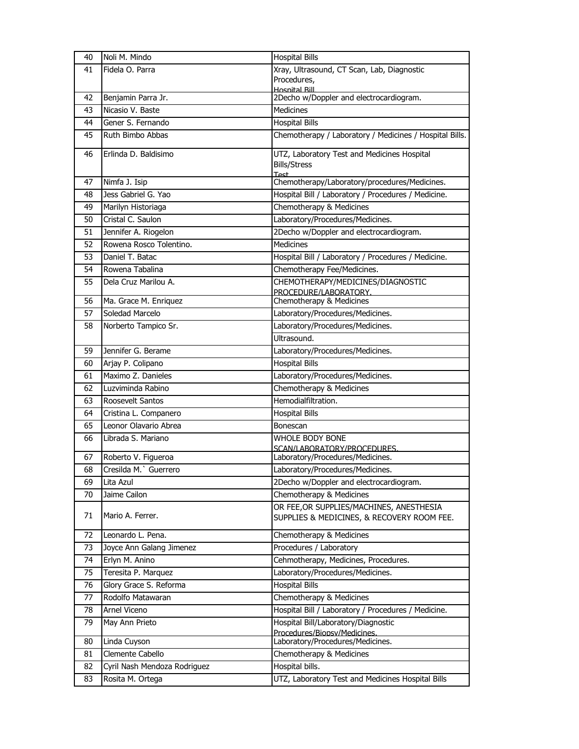| 40 | Noli M. Mindo | Hospital Bills |
|---|---|---|
| 41 | Fidela O. Parra | Xray, Ultrasound, CT Scan, Lab, Diagnostic Procedures, Hospital Bill |
| 42 | Benjamin Parra Jr. | 2Decho w/Doppler and electrocardiogram. |
| 43 | Nicasio V. Baste | Medicines |
| 44 | Gener S. Fernando | Hospital Bills |
| 45 | Ruth Bimbo Abbas | Chemotherapy / Laboratory / Medicines / Hospital Bills. |
| 46 | Erlinda D. Baldisimo | UTZ, Laboratory Test and Medicines Hospital Bills/Stress Test |
| 47 | Nimfa J. Isip | Chemotherapy/Laboratory/procedures/Medicines. |
| 48 | Jess Gabriel G. Yao | Hospital Bill / Laboratory / Procedures / Medicine. |
| 49 | Marilyn Historiaga | Chemotherapy & Medicines |
| 50 | Cristal C. Saulon | Laboratory/Procedures/Medicines. |
| 51 | Jennifer A. Riogelon | 2Decho w/Doppler and electrocardiogram. |
| 52 | Rowena Rosco Tolentino. | Medicines |
| 53 | Daniel T. Batac | Hospital Bill / Laboratory / Procedures / Medicine. |
| 54 | Rowena Tabalina | Chemotherapy Fee/Medicines. |
| 55 | Dela Cruz Marilou A. | CHEMOTHERAPY/MEDICINES/DIAGNOSTIC PROCEDURE/LABORATORY. |
| 56 | Ma. Grace M. Enriquez | Chemotherapy & Medicines |
| 57 | Soledad Marcelo | Laboratory/Procedures/Medicines. |
| 58 | Norberto Tampico Sr. | Laboratory/Procedures/Medicines. |
| | | Ultrasound. |
| 59 | Jennifer G. Berame | Laboratory/Procedures/Medicines. |
| 60 | Arjay P. Colipano | Hospital Bills |
| 61 | Maximo Z. Danieles | Laboratory/Procedures/Medicines. |
| 62 | Luzviminda Rabino | Chemotherapy & Medicines |
| 63 | Roosevelt Santos | Hemodialfiltration. |
| 64 | Cristina L. Companero | Hospital Bills |
| 65 | Leonor Olavario Abrea | Bonescan |
| 66 | Librada S. Mariano | WHOLE BODY BONE SCAN/LABORATORY/PROCEDURES. |
| 67 | Roberto V. Figueroa | Laboratory/Procedures/Medicines. |
| 68 | Cresilda M.` Guerrero | Laboratory/Procedures/Medicines. |
| 69 | Lita Azul | 2Decho w/Doppler and electrocardiogram. |
| 70 | Jaime Cailon | Chemotherapy & Medicines |
| 71 | Mario A. Ferrer. | OR FEE,OR SUPPLIES/MACHINES, ANESTHESIA SUPPLIES & MEDICINES, & RECOVERY ROOM FEE. |
| 72 | Leonardo L. Pena. | Chemotherapy & Medicines |
| 73 | Joyce Ann Galang Jimenez | Procedures / Laboratory |
| 74 | Erlyn M. Anino | Cehmotherapy, Medicines, Procedures. |
| 75 | Teresita P. Marquez | Laboratory/Procedures/Medicines. |
| 76 | Glory Grace S. Reforma | Hospital Bills |
| 77 | Rodolfo Matawaran | Chemotherapy & Medicines |
| 78 | Arnel Viceno | Hospital Bill / Laboratory / Procedures / Medicine. |
| 79 | May Ann Prieto | Hospital Bill/Laboratory/Diagnostic Procedures/Biopsy/Medicines. |
| 80 | Linda Cuyson | Laboratory/Procedures/Medicines. |
| 81 | Clemente Cabello | Chemotherapy & Medicines |
| 82 | Cyril Nash Mendoza Rodriguez | Hospital bills. |
| 83 | Rosita M. Ortega | UTZ, Laboratory Test and Medicines Hospital Bills |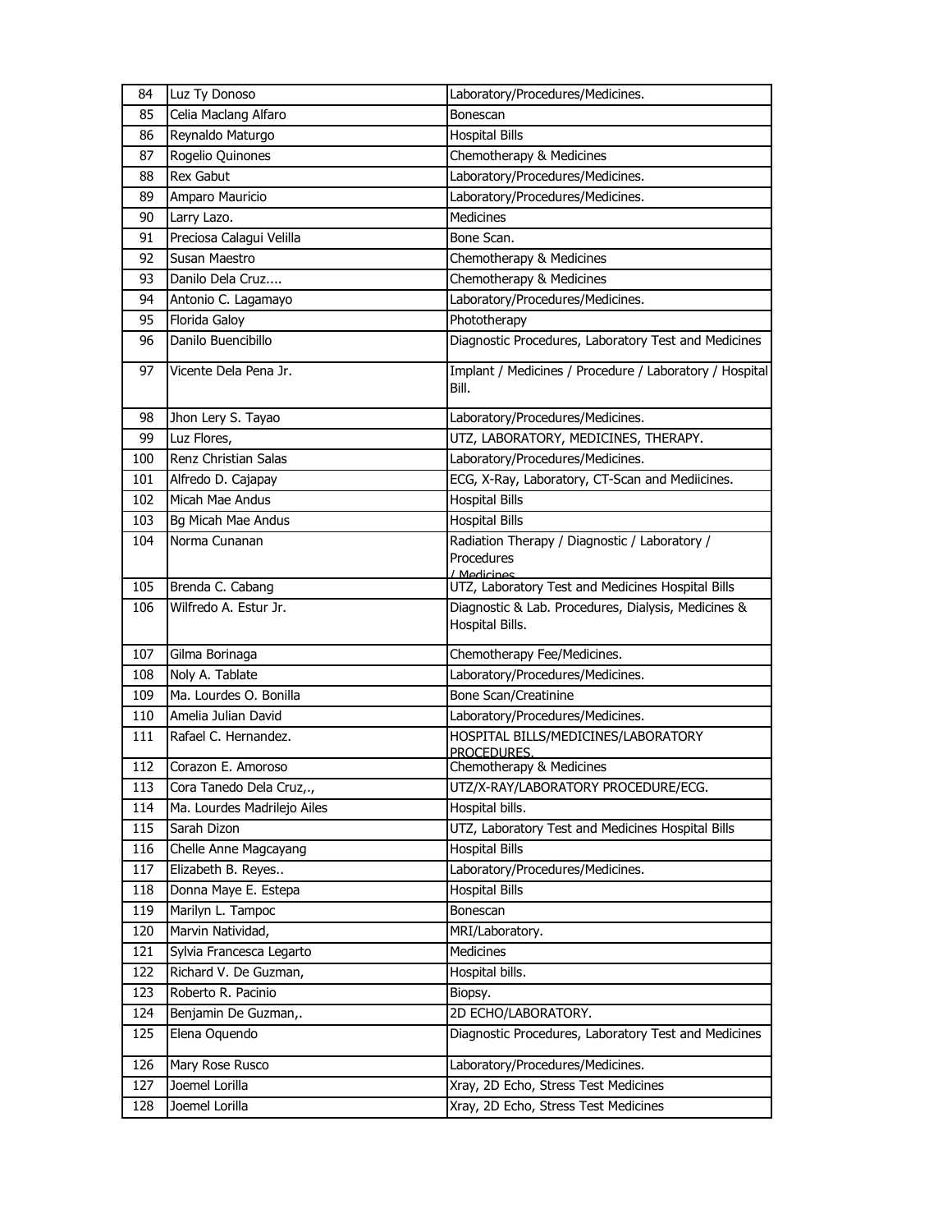| 84 | Luz Ty Donoso | Laboratory/Procedures/Medicines. |
|---|---|---|
| 85 | Celia Maclang Alfaro | Bonescan |
| 86 | Reynaldo Maturgo | Hospital Bills |
| 87 | Rogelio Quinones | Chemotherapy & Medicines |
| 88 | Rex Gabut | Laboratory/Procedures/Medicines. |
| 89 | Amparo Mauricio | Laboratory/Procedures/Medicines. |
| 90 | Larry Lazo. | Medicines |
| 91 | Preciosa Calagui Velilla | Bone Scan. |
| 92 | Susan Maestro | Chemotherapy & Medicines |
| 93 | Danilo Dela Cruz.... | Chemotherapy & Medicines |
| 94 | Antonio C. Lagamayo | Laboratory/Procedures/Medicines. |
| 95 | Florida Galoy | Phototherapy |
| 96 | Danilo Buencibillo | Diagnostic Procedures, Laboratory Test and Medicines |
| 97 | Vicente Dela Pena Jr. | Implant / Medicines / Procedure / Laboratory / Hospital Bill. |
| 98 | Jhon Lery S. Tayao | Laboratory/Procedures/Medicines. |
| 99 | Luz Flores, | UTZ, LABORATORY, MEDICINES, THERAPY. |
| 100 | Renz Christian Salas | Laboratory/Procedures/Medicines. |
| 101 | Alfredo D. Cajapay | ECG, X-Ray, Laboratory, CT-Scan and Mediicines. |
| 102 | Micah Mae Andus | Hospital Bills |
| 103 | Bg Micah Mae Andus | Hospital Bills |
| 104 | Norma Cunanan | Radiation Therapy / Diagnostic / Laboratory / Procedures / Medicines |
| 105 | Brenda C. Cabang | UTZ, Laboratory Test and Medicines Hospital Bills |
| 106 | Wilfredo A. Estur Jr. | Diagnostic & Lab. Procedures, Dialysis, Medicines & Hospital Bills. |
| 107 | Gilma Borinaga | Chemotherapy Fee/Medicines. |
| 108 | Noly A. Tablate | Laboratory/Procedures/Medicines. |
| 109 | Ma. Lourdes O. Bonilla | Bone Scan/Creatinine |
| 110 | Amelia Julian David | Laboratory/Procedures/Medicines. |
| 111 | Rafael C. Hernandez. | HOSPITAL BILLS/MEDICINES/LABORATORY PROCEDURES. |
| 112 | Corazon E. Amoroso | Chemotherapy & Medicines |
| 113 | Cora Tanedo Dela Cruz,., | UTZ/X-RAY/LABORATORY PROCEDURE/ECG. |
| 114 | Ma. Lourdes Madrilejo Ailes | Hospital bills. |
| 115 | Sarah Dizon | UTZ, Laboratory Test and Medicines Hospital Bills |
| 116 | Chelle Anne Magcayang | Hospital Bills |
| 117 | Elizabeth B. Reyes.. | Laboratory/Procedures/Medicines. |
| 118 | Donna Maye E. Estepa | Hospital Bills |
| 119 | Marilyn L. Tampoc | Bonescan |
| 120 | Marvin Natividad, | MRI/Laboratory. |
| 121 | Sylvia Francesca Legarto | Medicines |
| 122 | Richard V. De Guzman, | Hospital bills. |
| 123 | Roberto R. Pacinio | Biopsy. |
| 124 | Benjamin De Guzman,. | 2D ECHO/LABORATORY. |
| 125 | Elena Oquendo | Diagnostic Procedures, Laboratory Test and Medicines |
| 126 | Mary Rose Rusco | Laboratory/Procedures/Medicines. |
| 127 | Joemel Lorilla | Xray, 2D Echo, Stress Test Medicines |
| 128 | Joemel Lorilla | Xray, 2D Echo, Stress Test Medicines |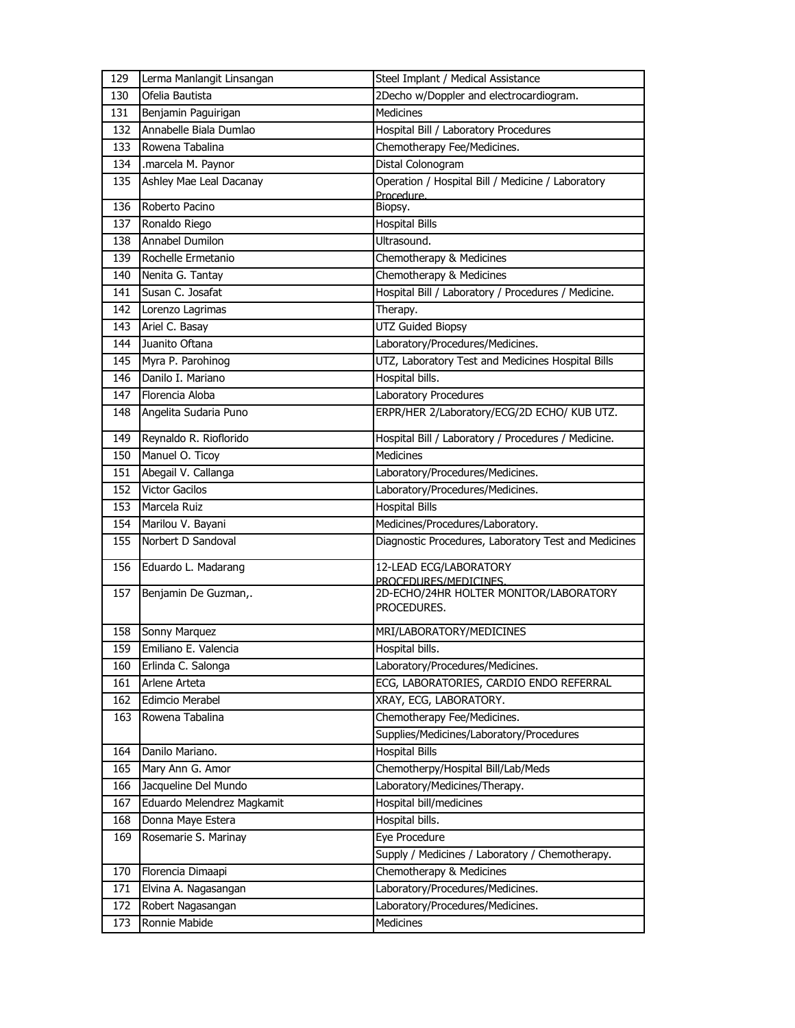| 129 | Lerma Manlangit Linsangan | Steel Implant / Medical Assistance |
|---|---|---|
| 130 | Ofelia Bautista | 2Decho w/Doppler and electrocardiogram. |
| 131 | Benjamin Paguirigan | Medicines |
| 132 | Annabelle Biala Dumlao | Hospital Bill / Laboratory Procedures |
| 133 | Rowena Tabalina | Chemotherapy Fee/Medicines. |
| 134 | .marcela M. Paynor | Distal Colonogram |
| 135 | Ashley Mae Leal Dacanay | Operation / Hospital Bill / Medicine / Laboratory Procedure. |
| 136 | Roberto Pacino | Biopsy. |
| 137 | Ronaldo Riego | Hospital Bills |
| 138 | Annabel Dumilon | Ultrasound. |
| 139 | Rochelle Ermetanio | Chemotherapy & Medicines |
| 140 | Nenita G. Tantay | Chemotherapy & Medicines |
| 141 | Susan C. Josafat | Hospital Bill / Laboratory / Procedures / Medicine. |
| 142 | Lorenzo Lagrimas | Therapy. |
| 143 | Ariel C. Basay | UTZ Guided Biopsy |
| 144 | Juanito Oftana | Laboratory/Procedures/Medicines. |
| 145 | Myra P. Parohinog | UTZ, Laboratory Test and Medicines Hospital Bills |
| 146 | Danilo I. Mariano | Hospital bills. |
| 147 | Florencia Aloba | Laboratory Procedures |
| 148 | Angelita Sudaria Puno | ERPR/HER 2/Laboratory/ECG/2D ECHO/ KUB UTZ. |
| 149 | Reynaldo R. Rioflorido | Hospital Bill / Laboratory / Procedures / Medicine. |
| 150 | Manuel O. Ticoy | Medicines |
| 151 | Abegail V. Callanga | Laboratory/Procedures/Medicines. |
| 152 | Victor Gacilos | Laboratory/Procedures/Medicines. |
| 153 | Marcela Ruiz | Hospital Bills |
| 154 | Marilou V. Bayani | Medicines/Procedures/Laboratory. |
| 155 | Norbert D Sandoval | Diagnostic Procedures, Laboratory Test and Medicines |
| 156 | Eduardo L. Madarang | 12-LEAD ECG/LABORATORY PROCEDURES/MEDICINES. |
| 157 | Benjamin De Guzman,. | 2D-ECHO/24HR HOLTER MONITOR/LABORATORY PROCEDURES. |
| 158 | Sonny Marquez | MRI/LABORATORY/MEDICINES |
| 159 | Emiliano E. Valencia | Hospital bills. |
| 160 | Erlinda C. Salonga | Laboratory/Procedures/Medicines. |
| 161 | Arlene Arteta | ECG, LABORATORIES, CARDIO ENDO REFERRAL |
| 162 | Edimcio Merabel | XRAY, ECG, LABORATORY. |
| 163 | Rowena Tabalina | Chemotherapy Fee/Medicines. |
| | | Supplies/Medicines/Laboratory/Procedures |
| 164 | Danilo Mariano. | Hospital Bills |
| 165 | Mary Ann G. Amor | Chemotherpy/Hospital Bill/Lab/Meds |
| 166 | Jacqueline Del Mundo | Laboratory/Medicines/Therapy. |
| 167 | Eduardo Melendrez Magkamit | Hospital bill/medicines |
| 168 | Donna Maye Estera | Hospital bills. |
| 169 | Rosemarie S. Marinay | Eye Procedure |
| | | Supply / Medicines / Laboratory / Chemotherapy. |
| 170 | Florencia Dimaapi | Chemotherapy & Medicines |
| 171 | Elvina A. Nagasangan | Laboratory/Procedures/Medicines. |
| 172 | Robert Nagasangan | Laboratory/Procedures/Medicines. |
| 173 | Ronnie Mabide | Medicines |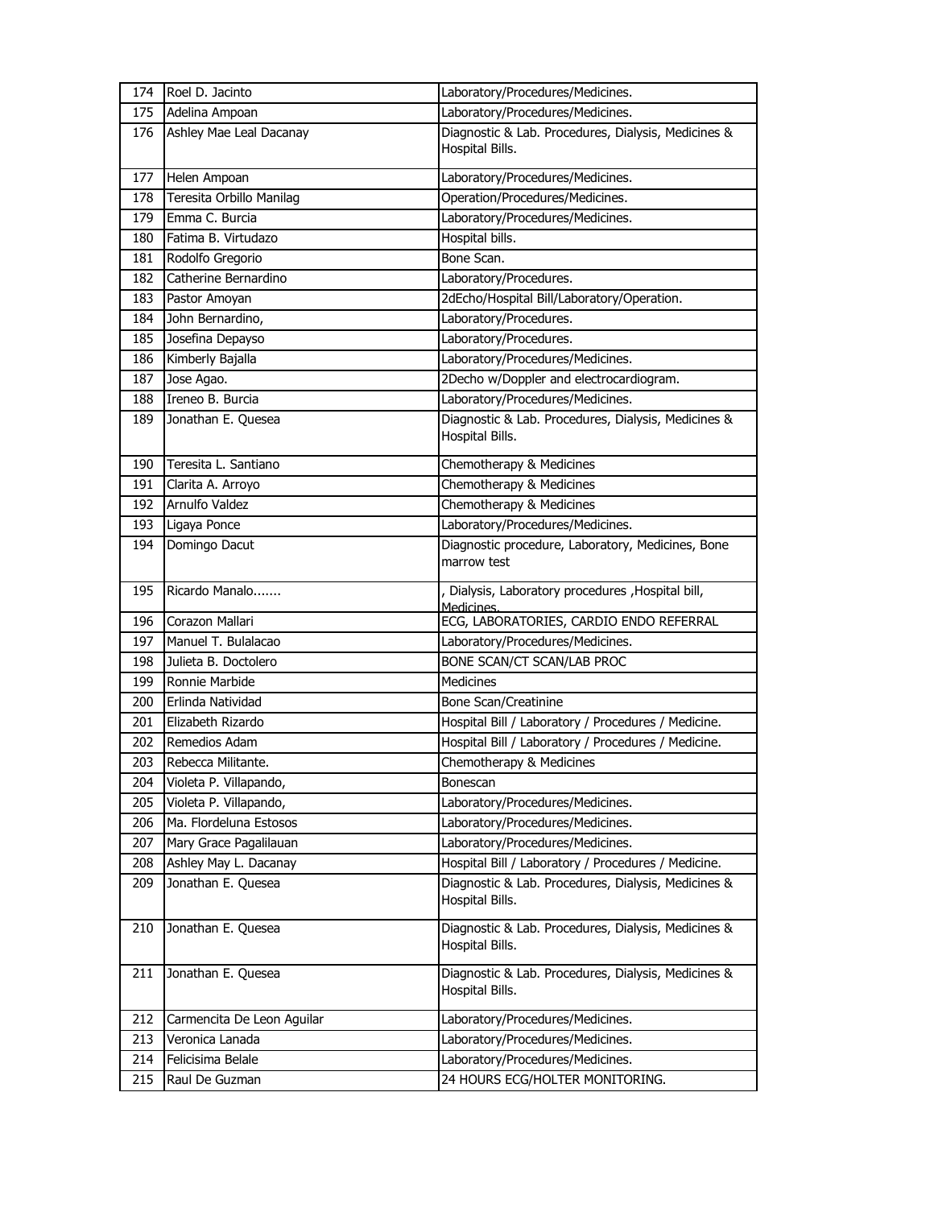| | | |
|---|---|---|
| 174 | Roel D. Jacinto | Laboratory/Procedures/Medicines. |
| 175 | Adelina Ampoan | Laboratory/Procedures/Medicines. |
| 176 | Ashley Mae Leal Dacanay | Diagnostic & Lab. Procedures, Dialysis, Medicines & Hospital Bills. |
| 177 | Helen Ampoan | Laboratory/Procedures/Medicines. |
| 178 | Teresita Orbillo Manilag | Operation/Procedures/Medicines. |
| 179 | Emma C. Burcia | Laboratory/Procedures/Medicines. |
| 180 | Fatima B. Virtudazo | Hospital bills. |
| 181 | Rodolfo Gregorio | Bone Scan. |
| 182 | Catherine Bernardino | Laboratory/Procedures. |
| 183 | Pastor Amoyan | 2dEcho/Hospital Bill/Laboratory/Operation. |
| 184 | John Bernardino, | Laboratory/Procedures. |
| 185 | Josefina Depayso | Laboratory/Procedures. |
| 186 | Kimberly Bajalla | Laboratory/Procedures/Medicines. |
| 187 | Jose Agao. | 2Decho w/Doppler and electrocardiogram. |
| 188 | Ireneo B. Burcia | Laboratory/Procedures/Medicines. |
| 189 | Jonathan E. Quesea | Diagnostic & Lab. Procedures, Dialysis, Medicines & Hospital Bills. |
| 190 | Teresita L. Santiano | Chemotherapy & Medicines |
| 191 | Clarita A. Arroyo | Chemotherapy & Medicines |
| 192 | Arnulfo Valdez | Chemotherapy & Medicines |
| 193 | Ligaya Ponce | Laboratory/Procedures/Medicines. |
| 194 | Domingo Dacut | Diagnostic procedure, Laboratory, Medicines, Bone marrow test |
| 195 | Ricardo Manalo....... | , Dialysis, Laboratory procedures ,Hospital bill, Medicines. |
| 196 | Corazon Mallari | ECG, LABORATORIES, CARDIO ENDO REFERRAL |
| 197 | Manuel T. Bulalacao | Laboratory/Procedures/Medicines. |
| 198 | Julieta B. Doctolero | BONE SCAN/CT SCAN/LAB PROC |
| 199 | Ronnie Marbide | Medicines |
| 200 | Erlinda Natividad | Bone Scan/Creatinine |
| 201 | Elizabeth Rizardo | Hospital Bill / Laboratory / Procedures / Medicine. |
| 202 | Remedios Adam | Hospital Bill / Laboratory / Procedures / Medicine. |
| 203 | Rebecca Militante. | Chemotherapy & Medicines |
| 204 | Violeta P. Villapando, | Bonescan |
| 205 | Violeta P. Villapando, | Laboratory/Procedures/Medicines. |
| 206 | Ma. Flordeluna Estosos | Laboratory/Procedures/Medicines. |
| 207 | Mary Grace Pagalilauan | Laboratory/Procedures/Medicines. |
| 208 | Ashley May L. Dacanay | Hospital Bill / Laboratory / Procedures / Medicine. |
| 209 | Jonathan E. Quesea | Diagnostic & Lab. Procedures, Dialysis, Medicines & Hospital Bills. |
| 210 | Jonathan E. Quesea | Diagnostic & Lab. Procedures, Dialysis, Medicines & Hospital Bills. |
| 211 | Jonathan E. Quesea | Diagnostic & Lab. Procedures, Dialysis, Medicines & Hospital Bills. |
| 212 | Carmencita De Leon Aguilar | Laboratory/Procedures/Medicines. |
| 213 | Veronica Lanada | Laboratory/Procedures/Medicines. |
| 214 | Felicisima Belale | Laboratory/Procedures/Medicines. |
| 215 | Raul De Guzman | 24 HOURS ECG/HOLTER MONITORING. |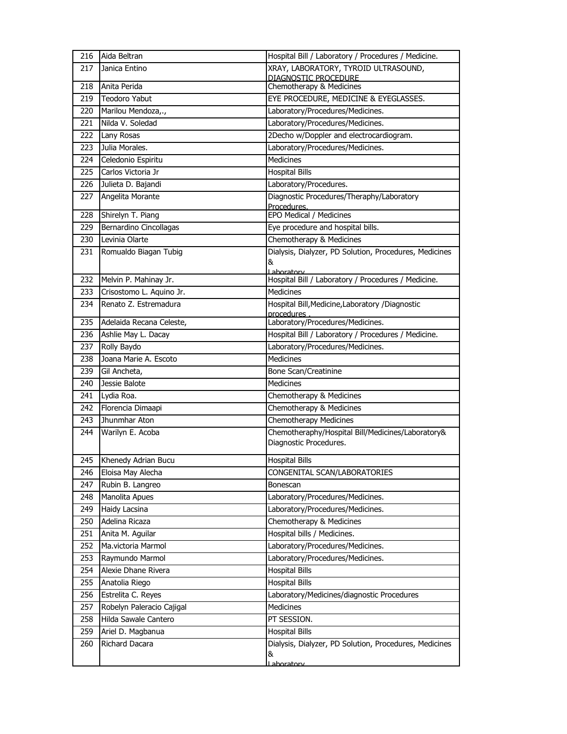| 216 | Aida Beltran | Hospital Bill / Laboratory / Procedures / Medicine. |
|---|---|---|
| 217 | Janica Entino | XRAY, LABORATORY, TYROID ULTRASOUND, DIAGNOSTIC PROCEDURE |
| 218 | Anita Perida | Chemotherapy & Medicines |
| 219 | Teodoro Yabut | EYE PROCEDURE, MEDICINE & EYEGLASSES. |
| 220 | Marilou Mendoza,., | Laboratory/Procedures/Medicines. |
| 221 | Nilda V. Soledad | Laboratory/Procedures/Medicines. |
| 222 | Lany Rosas | 2Decho w/Doppler and electrocardiogram. |
| 223 | Julia Morales. | Laboratory/Procedures/Medicines. |
| 224 | Celedonio Espiritu | Medicines |
| 225 | Carlos Victoria Jr | Hospital Bills |
| 226 | Julieta D. Bajandi | Laboratory/Procedures. |
| 227 | Angelita Morante | Diagnostic Procedures/Theraphy/Laboratory Procedures. |
| 228 | Shirelyn T. Piang | EPO Medical / Medicines |
| 229 | Bernardino Cincollagas | Eye procedure and hospital bills. |
| 230 | Levinia Olarte | Chemotherapy & Medicines |
| 231 | Romualdo Biagan Tubig | Dialysis, Dialyzer, PD Solution, Procedures, Medicines & Laboratory |
| 232 | Melvin P. Mahinay Jr. | Hospital Bill / Laboratory / Procedures / Medicine. |
| 233 | Crisostomo L. Aquino Jr. | Medicines |
| 234 | Renato Z. Estremadura | Hospital Bill,Medicine,Laboratory /Diagnostic procedures . |
| 235 | Adelaida Recana Celeste, | Laboratory/Procedures/Medicines. |
| 236 | Ashlie May L. Dacay | Hospital Bill / Laboratory / Procedures / Medicine. |
| 237 | Rolly Baydo | Laboratory/Procedures/Medicines. |
| 238 | Joana Marie A. Escoto | Medicines |
| 239 | Gil Ancheta, | Bone Scan/Creatinine |
| 240 | Jessie Balote | Medicines |
| 241 | Lydia Roa. | Chemotherapy & Medicines |
| 242 | Florencia Dimaapi | Chemotherapy & Medicines |
| 243 | Jhunmhar Aton | Chemotherapy Medicines |
| 244 | Warilyn E. Acoba | Chemotheraphy/Hospital Bill/Medicines/Laboratory& Diagnostic Procedures. |
| 245 | Khenedy Adrian Bucu | Hospital Bills |
| 246 | Eloisa May Alecha | CONGENITAL SCAN/LABORATORIES |
| 247 | Rubin B. Langreo | Bonescan |
| 248 | Manolita Apues | Laboratory/Procedures/Medicines. |
| 249 | Haidy Lacsina | Laboratory/Procedures/Medicines. |
| 250 | Adelina Ricaza | Chemotherapy & Medicines |
| 251 | Anita M. Aguilar | Hospital bills / Medicines. |
| 252 | Ma.victoria Marmol | Laboratory/Procedures/Medicines. |
| 253 | Raymundo Marmol | Laboratory/Procedures/Medicines. |
| 254 | Alexie Dhane Rivera | Hospital Bills |
| 255 | Anatolia Riego | Hospital Bills |
| 256 | Estrelita C. Reyes | Laboratory/Medicines/diagnostic Procedures |
| 257 | Robelyn Paleracio Cajigal | Medicines |
| 258 | Hilda Sawale Cantero | PT SESSION. |
| 259 | Ariel D. Magbanua | Hospital Bills |
| 260 | Richard Dacara | Dialysis, Dialyzer, PD Solution, Procedures, Medicines & Laboratory |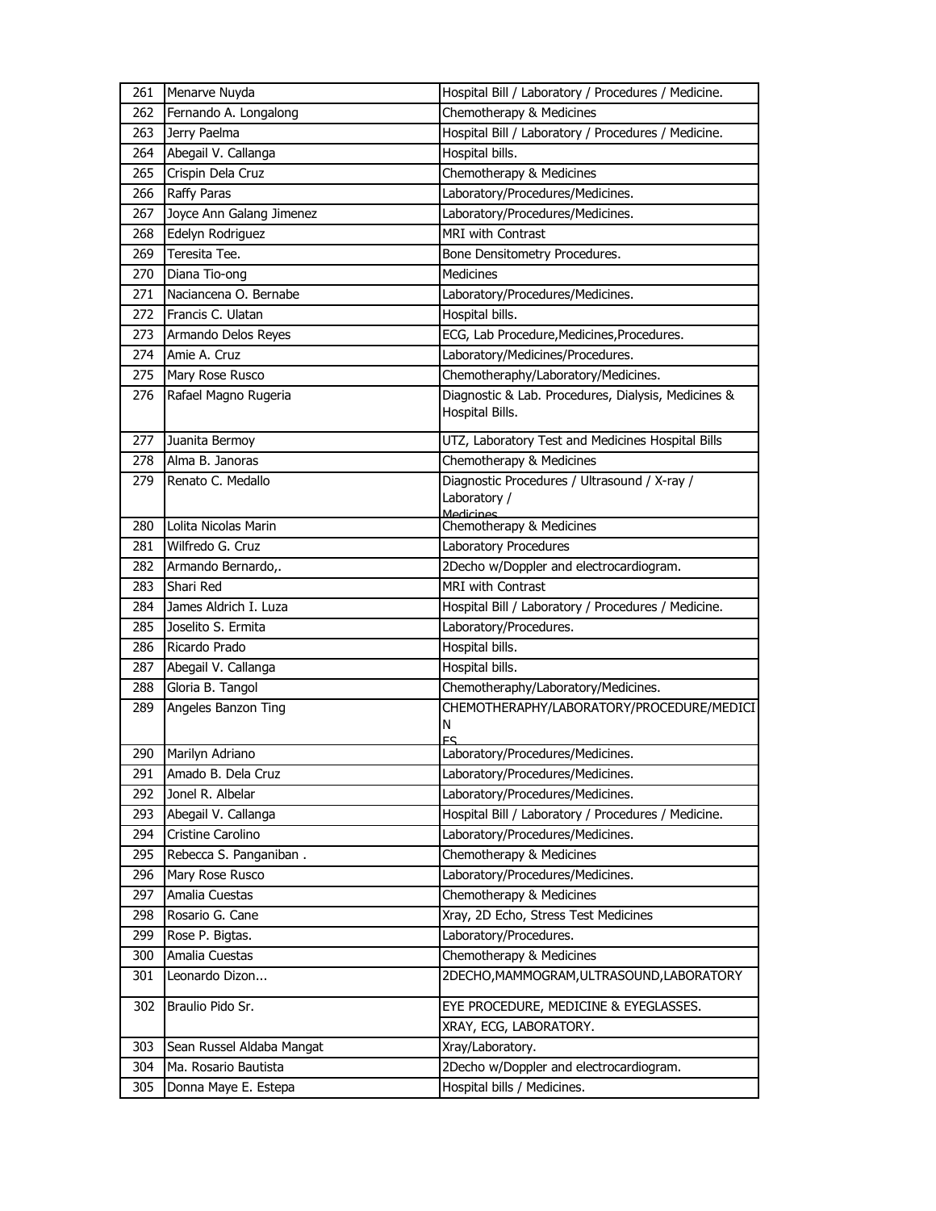| 261 | Menarve Nuyda | Hospital Bill / Laboratory / Procedures / Medicine. |
|---|---|---|
| 262 | Fernando A. Longalong | Chemotherapy & Medicines |
| 263 | Jerry Paelma | Hospital Bill / Laboratory / Procedures / Medicine. |
| 264 | Abegail V. Callanga | Hospital bills. |
| 265 | Crispin Dela Cruz | Chemotherapy & Medicines |
| 266 | Raffy Paras | Laboratory/Procedures/Medicines. |
| 267 | Joyce Ann Galang Jimenez | Laboratory/Procedures/Medicines. |
| 268 | Edelyn Rodriguez | MRI with Contrast |
| 269 | Teresita Tee. | Bone Densitometry Procedures. |
| 270 | Diana Tio-ong | Medicines |
| 271 | Naciancena O. Bernabe | Laboratory/Procedures/Medicines. |
| 272 | Francis C. Ulatan | Hospital bills. |
| 273 | Armando Delos Reyes | ECG, Lab Procedure,Medicines,Procedures. |
| 274 | Amie A. Cruz | Laboratory/Medicines/Procedures. |
| 275 | Mary Rose Rusco | Chemotheraphy/Laboratory/Medicines. |
| 276 | Rafael Magno Rugeria | Diagnostic & Lab. Procedures, Dialysis, Medicines & Hospital Bills. |
| 277 | Juanita Bermoy | UTZ, Laboratory Test and Medicines Hospital Bills |
| 278 | Alma B. Janoras | Chemotherapy & Medicines |
| 279 | Renato C. Medallo | Diagnostic Procedures / Ultrasound / X-ray / Laboratory / Medicines |
| 280 | Lolita Nicolas Marin | Chemotherapy & Medicines |
| 281 | Wilfredo G. Cruz | Laboratory Procedures |
| 282 | Armando Bernardo,. | 2Decho w/Doppler and electrocardiogram. |
| 283 | Shari Red | MRI with Contrast |
| 284 | James Aldrich I. Luza | Hospital Bill / Laboratory / Procedures / Medicine. |
| 285 | Joselito S. Ermita | Laboratory/Procedures. |
| 286 | Ricardo Prado | Hospital bills. |
| 287 | Abegail V. Callanga | Hospital bills. |
| 288 | Gloria B. Tangol | Chemotheraphy/Laboratory/Medicines. |
| 289 | Angeles Banzon Ting | CHEMOTHERAPHY/LABORATORY/PROCEDURE/MEDICINES |
| 290 | Marilyn Adriano | Laboratory/Procedures/Medicines. |
| 291 | Amado B. Dela Cruz | Laboratory/Procedures/Medicines. |
| 292 | Jonel R. Albelar | Laboratory/Procedures/Medicines. |
| 293 | Abegail V. Callanga | Hospital Bill / Laboratory / Procedures / Medicine. |
| 294 | Cristine Carolino | Laboratory/Procedures/Medicines. |
| 295 | Rebecca S. Panganiban . | Chemotherapy & Medicines |
| 296 | Mary Rose Rusco | Laboratory/Procedures/Medicines. |
| 297 | Amalia Cuestas | Chemotherapy & Medicines |
| 298 | Rosario G. Cane | Xray, 2D Echo, Stress Test Medicines |
| 299 | Rose P. Bigtas. | Laboratory/Procedures. |
| 300 | Amalia Cuestas | Chemotherapy & Medicines |
| 301 | Leonardo Dizon... | 2DECHO,MAMMOGRAM,ULTRASOUND,LABORATORY |
| 302 | Braulio Pido Sr. | EYE PROCEDURE, MEDICINE & EYEGLASSES. |
| | | XRAY, ECG, LABORATORY. |
| 303 | Sean Russel Aldaba Mangat | Xray/Laboratory. |
| 304 | Ma. Rosario Bautista | 2Decho w/Doppler and electrocardiogram. |
| 305 | Donna Maye E. Estepa | Hospital bills / Medicines. |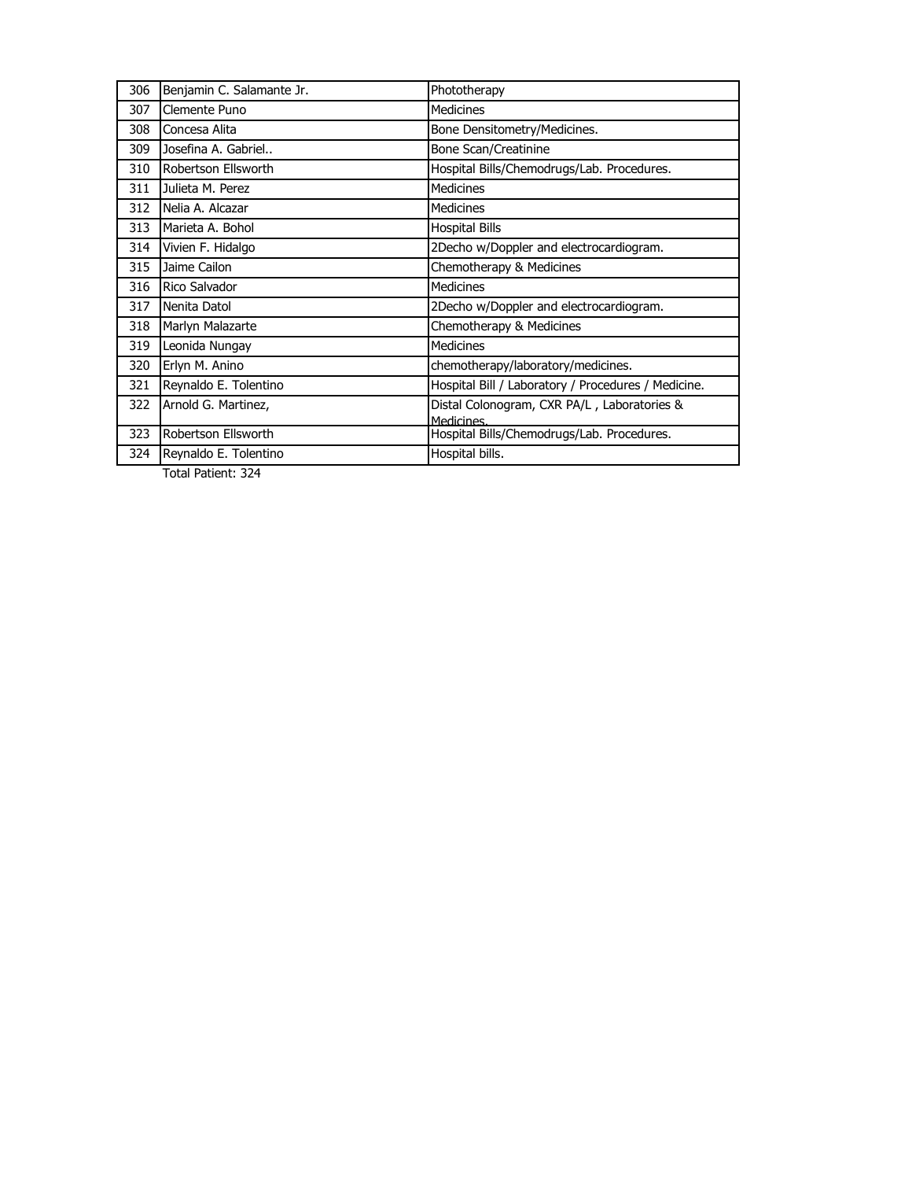| 306 | Benjamin C. Salamante Jr. | Phototherapy |
|---|---|---|
| 307 | Clemente Puno | Medicines |
| 308 | Concesa Alita | Bone Densitometry/Medicines. |
| 309 | Josefina A. Gabriel.. | Bone Scan/Creatinine |
| 310 | Robertson Ellsworth | Hospital Bills/Chemodrugs/Lab. Procedures. |
| 311 | Julieta M. Perez | Medicines |
| 312 | Nelia A. Alcazar | Medicines |
| 313 | Marieta A. Bohol | Hospital Bills |
| 314 | Vivien F. Hidalgo | 2Decho w/Doppler and electrocardiogram. |
| 315 | Jaime Cailon | Chemotherapy & Medicines |
| 316 | Rico Salvador | Medicines |
| 317 | Nenita Datol | 2Decho w/Doppler and electrocardiogram. |
| 318 | Marlyn Malazarte | Chemotherapy & Medicines |
| 319 | Leonida Nungay | Medicines |
| 320 | Erlyn M. Anino | chemotherapy/laboratory/medicines. |
| 321 | Reynaldo E. Tolentino | Hospital Bill / Laboratory / Procedures / Medicine. |
| 322 | Arnold G. Martinez, | Distal Colonogram, CXR PA/L , Laboratories & Medicines. |
| 323 | Robertson Ellsworth | Hospital Bills/Chemodrugs/Lab. Procedures. |
| 324 | Reynaldo E. Tolentino | Hospital bills. |

Total Patient: 324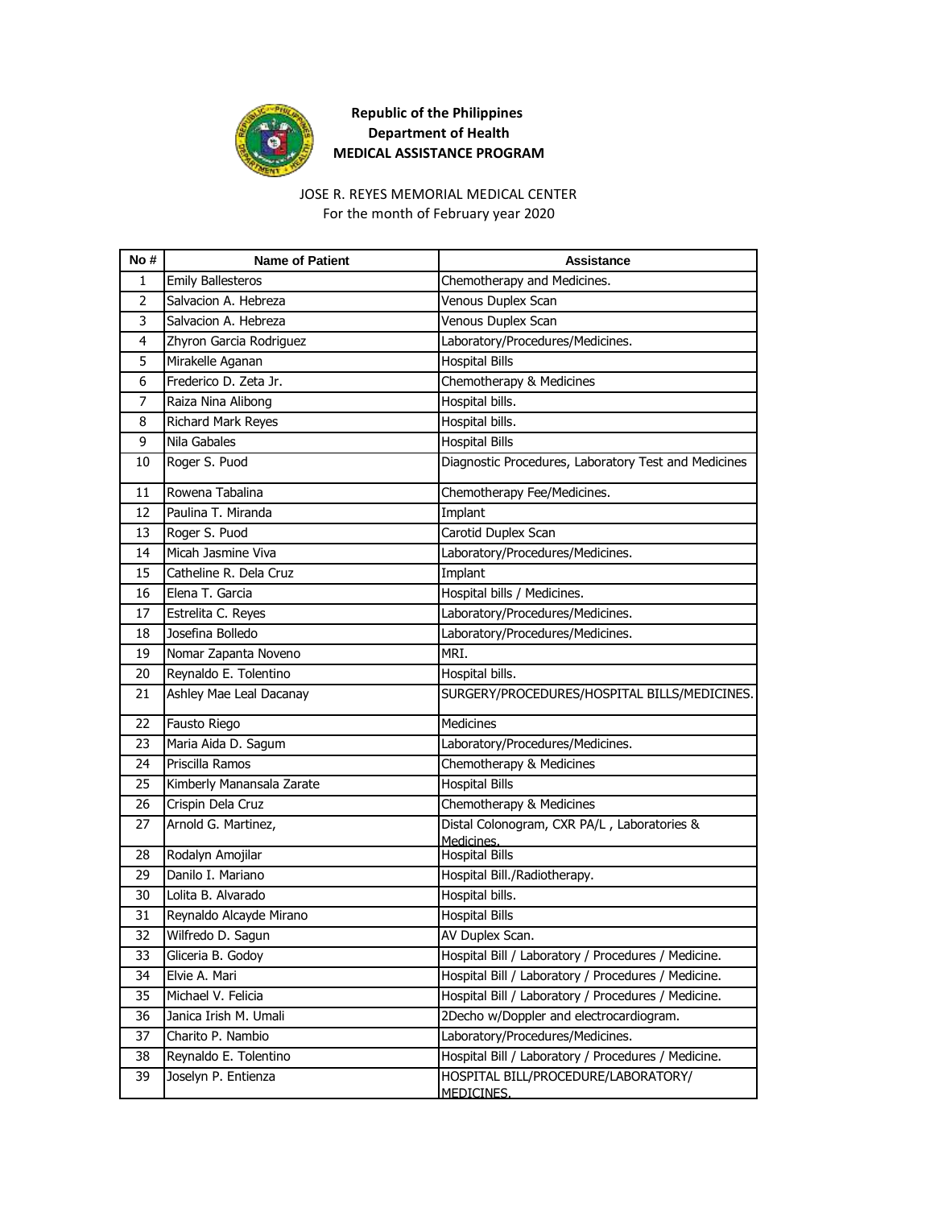**Republic of the Philippines**
**Department of Health**
**MEDICAL ASSISTANCE PROGRAM**

JOSE R. REYES MEMORIAL MEDICAL CENTER
For the month of February year 2020

| No # | Name of Patient | Assistance |
|---|---|---|
| 1 | Emily Ballesteros | Chemotherapy and Medicines. |
| 2 | Salvacion A. Hebreza | Venous Duplex Scan |
| 3 | Salvacion A. Hebreza | Venous Duplex Scan |
| 4 | Zhyron Garcia Rodriguez | Laboratory/Procedures/Medicines. |
| 5 | Mirakelle Aganan | Hospital Bills |
| 6 | Frederico D. Zeta Jr. | Chemotherapy & Medicines |
| 7 | Raiza Nina Alibong | Hospital bills. |
| 8 | Richard Mark Reyes | Hospital bills. |
| 9 | Nila Gabales | Hospital Bills |
| 10 | Roger S. Puod | Diagnostic Procedures, Laboratory Test and Medicines |
| 11 | Rowena Tabalina | Chemotherapy Fee/Medicines. |
| 12 | Paulina T. Miranda | Implant |
| 13 | Roger S. Puod | Carotid Duplex Scan |
| 14 | Micah Jasmine Viva | Laboratory/Procedures/Medicines. |
| 15 | Catheline R. Dela Cruz | Implant |
| 16 | Elena T. Garcia | Hospital bills / Medicines. |
| 17 | Estrelita C. Reyes | Laboratory/Procedures/Medicines. |
| 18 | Josefina Bolledo | Laboratory/Procedures/Medicines. |
| 19 | Nomar Zapanta Noveno | MRI. |
| 20 | Reynaldo E. Tolentino | Hospital bills. |
| 21 | Ashley Mae Leal Dacanay | SURGERY/PROCEDURES/HOSPITAL BILLS/MEDICINES. |
| 22 | Fausto Riego | Medicines |
| 23 | Maria Aida D. Sagum | Laboratory/Procedures/Medicines. |
| 24 | Priscilla Ramos | Chemotherapy & Medicines |
| 25 | Kimberly Manansala Zarate | Hospital Bills |
| 26 | Crispin Dela Cruz | Chemotherapy & Medicines |
| 27 | Arnold G. Martinez, | Distal Colonogram, CXR PA/L , Laboratories & Medicines. |
| 28 | Rodalyn Amojilar | Hospital Bills |
| 29 | Danilo I. Mariano | Hospital Bill./Radiotherapy. |
| 30 | Lolita B. Alvarado | Hospital bills. |
| 31 | Reynaldo Alcayde Mirano | Hospital Bills |
| 32 | Wilfredo D. Sagun | AV Duplex Scan. |
| 33 | Gliceria B. Godoy | Hospital Bill / Laboratory / Procedures / Medicine. |
| 34 | Elvie A. Mari | Hospital Bill / Laboratory / Procedures / Medicine. |
| 35 | Michael V. Felicia | Hospital Bill / Laboratory / Procedures / Medicine. |
| 36 | Janica Irish M. Umali | 2Decho w/Doppler and electrocardiogram. |
| 37 | Charito P. Nambio | Laboratory/Procedures/Medicines. |
| 38 | Reynaldo E. Tolentino | Hospital Bill / Laboratory / Procedures / Medicine. |
| 39 | Joselyn P. Entienza | HOSPITAL BILL/PROCEDURE/LABORATORY/ MEDICINES. |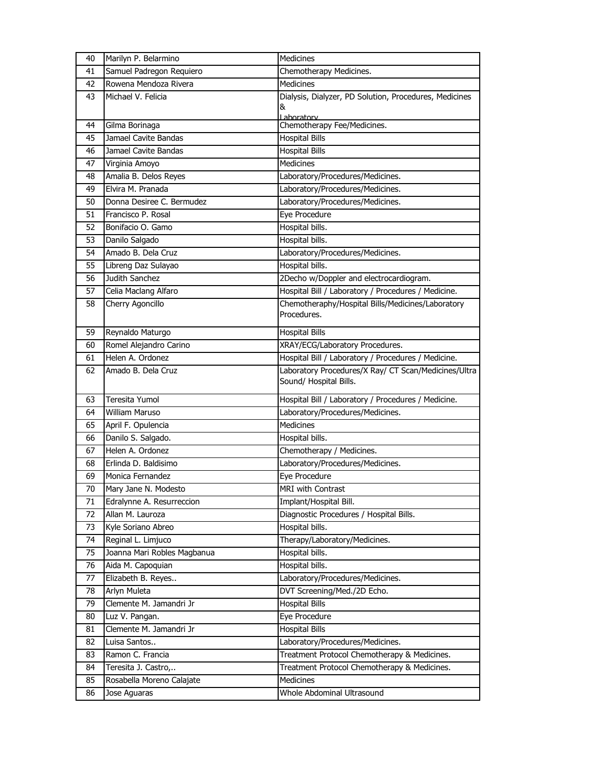| 40 | Marilyn P. Belarmino | Medicines |
|---|---|---|
| 41 | Samuel Padregon Requiero | Chemotherapy Medicines. |
| 42 | Rowena Mendoza Rivera | Medicines |
| 43 | Michael V. Felicia | Dialysis, Dialyzer, PD Solution, Procedures, Medicines & Laboratory |
| 44 | Gilma Borinaga | Chemotherapy Fee/Medicines. |
| 45 | Jamael Cavite Bandas | Hospital Bills |
| 46 | Jamael Cavite Bandas | Hospital Bills |
| 47 | Virginia Amoyo | Medicines |
| 48 | Amalia B. Delos Reyes | Laboratory/Procedures/Medicines. |
| 49 | Elvira M. Pranada | Laboratory/Procedures/Medicines. |
| 50 | Donna Desiree C. Bermudez | Laboratory/Procedures/Medicines. |
| 51 | Francisco P. Rosal | Eye Procedure |
| 52 | Bonifacio O. Gamo | Hospital bills. |
| 53 | Danilo Salgado | Hospital bills. |
| 54 | Amado B. Dela Cruz | Laboratory/Procedures/Medicines. |
| 55 | Libreng Daz Sulayao | Hospital bills. |
| 56 | Judith Sanchez | 2Decho w/Doppler and electrocardiogram. |
| 57 | Celia Maclang Alfaro | Hospital Bill / Laboratory / Procedures / Medicine. |
| 58 | Cherry Agoncillo | Chemotheraphy/Hospital Bills/Medicines/Laboratory Procedures. |
| 59 | Reynaldo Maturgo | Hospital Bills |
| 60 | Romel Alejandro Carino | XRAY/ECG/Laboratory Procedures. |
| 61 | Helen A. Ordonez | Hospital Bill / Laboratory / Procedures / Medicine. |
| 62 | Amado B. Dela Cruz | Laboratory Procedures/X Ray/ CT Scan/Medicines/Ultra Sound/ Hospital Bills. |
| 63 | Teresita Yumol | Hospital Bill / Laboratory / Procedures / Medicine. |
| 64 | William Maruso | Laboratory/Procedures/Medicines. |
| 65 | April F. Opulencia | Medicines |
| 66 | Danilo S. Salgado. | Hospital bills. |
| 67 | Helen A. Ordonez | Chemotherapy / Medicines. |
| 68 | Erlinda D. Baldisimo | Laboratory/Procedures/Medicines. |
| 69 | Monica Fernandez | Eye Procedure |
| 70 | Mary Jane N. Modesto | MRI with Contrast |
| 71 | Edralynne A. Resurreccion | Implant/Hospital Bill. |
| 72 | Allan M. Lauroza | Diagnostic Procedures / Hospital Bills. |
| 73 | Kyle Soriano Abreo | Hospital bills. |
| 74 | Reginal L. Limjuco | Therapy/Laboratory/Medicines. |
| 75 | Joanna Mari Robles Magbanua | Hospital bills. |
| 76 | Aida M. Capoquian | Hospital bills. |
| 77 | Elizabeth B. Reyes.. | Laboratory/Procedures/Medicines. |
| 78 | Arlyn Muleta | DVT Screening/Med./2D Echo. |
| 79 | Clemente M. Jamandri Jr | Hospital Bills |
| 80 | Luz V. Pangan. | Eye Procedure |
| 81 | Clemente M. Jamandri Jr | Hospital Bills |
| 82 | Luisa Santos.. | Laboratory/Procedures/Medicines. |
| 83 | Ramon C. Francia | Treatment Protocol Chemotherapy & Medicines. |
| 84 | Teresita J. Castro,.. | Treatment Protocol Chemotherapy & Medicines. |
| 85 | Rosabella Moreno Calajate | Medicines |
| 86 | Jose Aguaras | Whole Abdominal Ultrasound |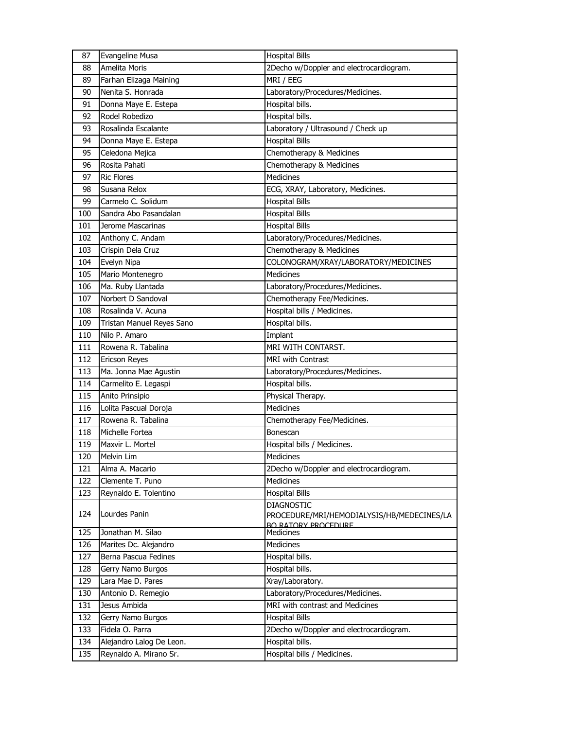| 87 | Evangeline Musa | Hospital Bills |
|---|---|---|
| 88 | Amelita Moris | 2Decho w/Doppler and electrocardiogram. |
| 89 | Farhan Elizaga Maining | MRI / EEG |
| 90 | Nenita S. Honrada | Laboratory/Procedures/Medicines. |
| 91 | Donna Maye E. Estepa | Hospital bills. |
| 92 | Rodel Robedizo | Hospital bills. |
| 93 | Rosalinda Escalante | Laboratory / Ultrasound / Check up |
| 94 | Donna Maye E. Estepa | Hospital Bills |
| 95 | Celedona Mejica | Chemotherapy & Medicines |
| 96 | Rosita Pahati | Chemotherapy & Medicines |
| 97 | Ric Flores | Medicines |
| 98 | Susana Relox | ECG, XRAY, Laboratory, Medicines. |
| 99 | Carmelo C. Solidum | Hospital Bills |
| 100 | Sandra Abo Pasandalan | Hospital Bills |
| 101 | Jerome Mascarinas | Hospital Bills |
| 102 | Anthony C. Andam | Laboratory/Procedures/Medicines. |
| 103 | Crispin Dela Cruz | Chemotherapy & Medicines |
| 104 | Evelyn Nipa | COLONOGRAM/XRAY/LABORATORY/MEDICINES |
| 105 | Mario Montenegro | Medicines |
| 106 | Ma. Ruby Llantada | Laboratory/Procedures/Medicines. |
| 107 | Norbert D Sandoval | Chemotherapy Fee/Medicines. |
| 108 | Rosalinda V. Acuna | Hospital bills / Medicines. |
| 109 | Tristan Manuel Reyes Sano | Hospital bills. |
| 110 | Nilo P. Amaro | Implant |
| 111 | Rowena R. Tabalina | MRI WITH CONTARST. |
| 112 | Ericson Reyes | MRI with Contrast |
| 113 | Ma. Jonna Mae Agustin | Laboratory/Procedures/Medicines. |
| 114 | Carmelito E. Legaspi | Hospital bills. |
| 115 | Anito Prinsipio | Physical Therapy. |
| 116 | Lolita Pascual Doroja | Medicines |
| 117 | Rowena R. Tabalina | Chemotherapy Fee/Medicines. |
| 118 | Michelle Fortea | Bonescan |
| 119 | Maxvir L. Mortel | Hospital bills / Medicines. |
| 120 | Melvin Lim | Medicines |
| 121 | Alma A. Macario | 2Decho w/Doppler and electrocardiogram. |
| 122 | Clemente T. Puno | Medicines |
| 123 | Reynaldo E. Tolentino | Hospital Bills |
| 124 | Lourdes Panin | DIAGNOSTIC PROCEDURE/MRI/HEMODIALYSIS/HB/MEDECINES/LABORATORY PROCEDURE |
| 125 | Jonathan M. Silao | Medicines |
| 126 | Marites Dc. Alejandro | Medicines |
| 127 | Berna Pascua Fedines | Hospital bills. |
| 128 | Gerry Namo Burgos | Hospital bills. |
| 129 | Lara Mae D. Pares | Xray/Laboratory. |
| 130 | Antonio D. Remegio | Laboratory/Procedures/Medicines. |
| 131 | Jesus Ambida | MRI with contrast and Medicines |
| 132 | Gerry Namo Burgos | Hospital Bills |
| 133 | Fidela O. Parra | 2Decho w/Doppler and electrocardiogram. |
| 134 | Alejandro Lalog De Leon. | Hospital bills. |
| 135 | Reynaldo A. Mirano Sr. | Hospital bills / Medicines. |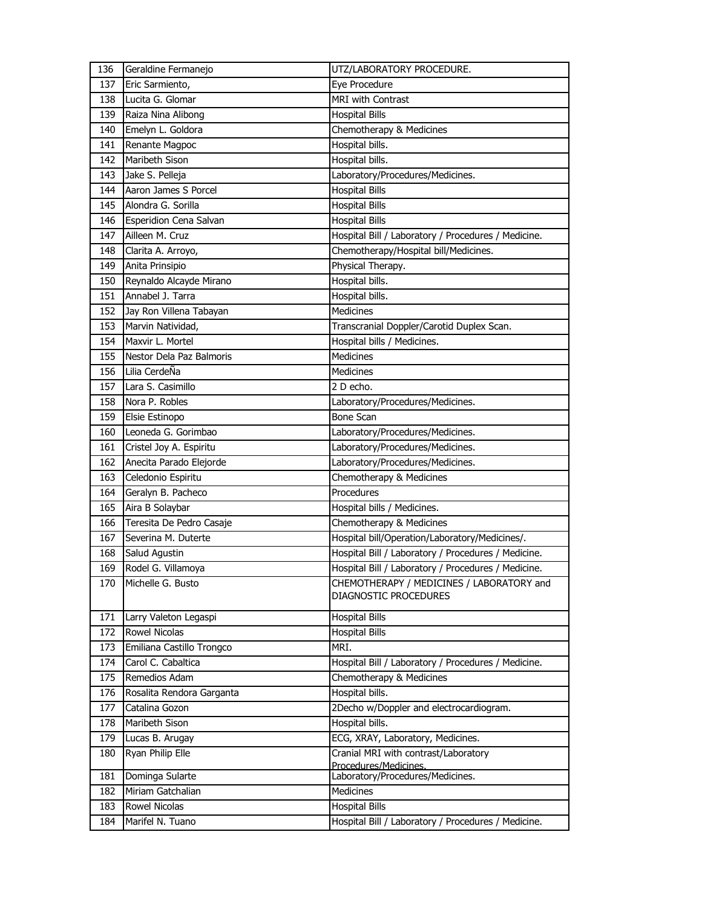| 136 | Geraldine Fermanejo | UTZ/LABORATORY PROCEDURE. |
|---|---|---|
| 137 | Eric Sarmiento, | Eye Procedure |
| 138 | Lucita G. Glomar | MRI with Contrast |
| 139 | Raiza Nina Alibong | Hospital Bills |
| 140 | Emelyn L. Goldora | Chemotherapy & Medicines |
| 141 | Renante Magpoc | Hospital bills. |
| 142 | Maribeth Sison | Hospital bills. |
| 143 | Jake S. Pelleja | Laboratory/Procedures/Medicines. |
| 144 | Aaron James S Porcel | Hospital Bills |
| 145 | Alondra G. Sorilla | Hospital Bills |
| 146 | Esperidion Cena Salvan | Hospital Bills |
| 147 | Ailleen M. Cruz | Hospital Bill / Laboratory / Procedures / Medicine. |
| 148 | Clarita A. Arroyo, | Chemotherapy/Hospital bill/Medicines. |
| 149 | Anita Prinsipio | Physical Therapy. |
| 150 | Reynaldo Alcayde Mirano | Hospital bills. |
| 151 | Annabel J. Tarra | Hospital bills. |
| 152 | Jay Ron Villena Tabayan | Medicines |
| 153 | Marvin Natividad, | Transcranial Doppler/Carotid Duplex Scan. |
| 154 | Maxvir L. Mortel | Hospital bills / Medicines. |
| 155 | Nestor Dela Paz Balmoris | Medicines |
| 156 | Lilia CerdeÑa | Medicines |
| 157 | Lara S. Casimillo | 2 D echo. |
| 158 | Nora P. Robles | Laboratory/Procedures/Medicines. |
| 159 | Elsie Estinopo | Bone Scan |
| 160 | Leoneda G. Gorimbao | Laboratory/Procedures/Medicines. |
| 161 | Cristel Joy A. Espiritu | Laboratory/Procedures/Medicines. |
| 162 | Anecita Parado Elejorde | Laboratory/Procedures/Medicines. |
| 163 | Celedonio Espiritu | Chemotherapy & Medicines |
| 164 | Geralyn B. Pacheco | Procedures |
| 165 | Aira B Solaybar | Hospital bills / Medicines. |
| 166 | Teresita De Pedro Casaje | Chemotherapy & Medicines |
| 167 | Severina M. Duterte | Hospital bill/Operation/Laboratory/Medicines/. |
| 168 | Salud Agustin | Hospital Bill / Laboratory / Procedures / Medicine. |
| 169 | Rodel G. Villamoya | Hospital Bill / Laboratory / Procedures / Medicine. |
| 170 | Michelle G. Busto | CHEMOTHERAPY / MEDICINES / LABORATORY and DIAGNOSTIC PROCEDURES |
| 171 | Larry Valeton Legaspi | Hospital Bills |
| 172 | Rowel Nicolas | Hospital Bills |
| 173 | Emiliana Castillo Trongco | MRI. |
| 174 | Carol C. Cabaltica | Hospital Bill / Laboratory / Procedures / Medicine. |
| 175 | Remedios Adam | Chemotherapy & Medicines |
| 176 | Rosalita Rendora Garganta | Hospital bills. |
| 177 | Catalina Gozon | 2Decho w/Doppler and electrocardiogram. |
| 178 | Maribeth Sison | Hospital bills. |
| 179 | Lucas B. Arugay | ECG, XRAY, Laboratory, Medicines. |
| 180 | Ryan Philip Elle | Cranial MRI with contrast/Laboratory Procedures/Medicines. |
| 181 | Dominga Sularte | Laboratory/Procedures/Medicines. |
| 182 | Miriam Gatchalian | Medicines |
| 183 | Rowel Nicolas | Hospital Bills |
| 184 | Marifel N. Tuano | Hospital Bill / Laboratory / Procedures / Medicine. |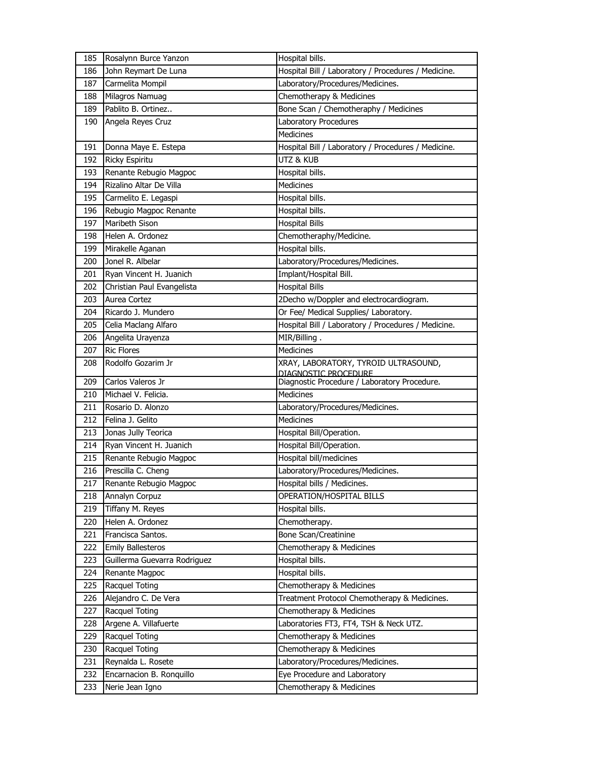| 185 | Rosalynn Burce Yanzon | Hospital bills. |
|---|---|---|
| 186 | John Reymart De Luna | Hospital Bill / Laboratory / Procedures / Medicine. |
| 187 | Carmelita Mompil | Laboratory/Procedures/Medicines. |
| 188 | Milagros Namuag | Chemotherapy & Medicines |
| 189 | Pablito B. Ortinez.. | Bone Scan / Chemotheraphy / Medicines |
| 190 | Angela Reyes Cruz | Laboratory Procedures |
| | | Medicines |
| 191 | Donna Maye E. Estepa | Hospital Bill / Laboratory / Procedures / Medicine. |
| 192 | Ricky Espiritu | UTZ & KUB |
| 193 | Renante Rebugio Magpoc | Hospital bills. |
| 194 | Rizalino Altar De Villa | Medicines |
| 195 | Carmelito E. Legaspi | Hospital bills. |
| 196 | Rebugio Magpoc Renante | Hospital bills. |
| 197 | Maribeth Sison | Hospital Bills |
| 198 | Helen A. Ordonez | Chemotheraphy/Medicine. |
| 199 | Mirakelle Aganan | Hospital bills. |
| 200 | Jonel R. Albelar | Laboratory/Procedures/Medicines. |
| 201 | Ryan Vincent H. Juanich | Implant/Hospital Bill. |
| 202 | Christian Paul Evangelista | Hospital Bills |
| 203 | Aurea Cortez | 2Decho w/Doppler and electrocardiogram. |
| 204 | Ricardo J. Mundero | Or Fee/ Medical Supplies/ Laboratory. |
| 205 | Celia Maclang Alfaro | Hospital Bill / Laboratory / Procedures / Medicine. |
| 206 | Angelita Urayenza | MIR/Billing . |
| 207 | Ric Flores | Medicines |
| 208 | Rodolfo Gozarim Jr | XRAY, LABORATORY, TYROID ULTRASOUND, DIAGNOSTIC PROCEDURE |
| 209 | Carlos Valeros Jr | Diagnostic Procedure / Laboratory Procedure. |
| 210 | Michael V. Felicia. | Medicines |
| 211 | Rosario D. Alonzo | Laboratory/Procedures/Medicines. |
| 212 | Felina J. Gelito | Medicines |
| 213 | Jonas Jully Teorica | Hospital Bill/Operation. |
| 214 | Ryan Vincent H. Juanich | Hospital Bill/Operation. |
| 215 | Renante Rebugio Magpoc | Hospital bill/medicines |
| 216 | Prescilla C. Cheng | Laboratory/Procedures/Medicines. |
| 217 | Renante Rebugio Magpoc | Hospital bills / Medicines. |
| 218 | Annalyn Corpuz | OPERATION/HOSPITAL BILLS |
| 219 | Tiffany M. Reyes | Hospital bills. |
| 220 | Helen A. Ordonez | Chemotherapy. |
| 221 | Francisca Santos. | Bone Scan/Creatinine |
| 222 | Emily Ballesteros | Chemotherapy & Medicines |
| 223 | Guillerma Guevarra Rodriguez | Hospital bills. |
| 224 | Renante Magpoc | Hospital bills. |
| 225 | Racquel Toting | Chemotherapy & Medicines |
| 226 | Alejandro C. De Vera | Treatment Protocol Chemotherapy & Medicines. |
| 227 | Racquel Toting | Chemotherapy & Medicines |
| 228 | Argene A. Villafuerte | Laboratories FT3, FT4, TSH & Neck UTZ. |
| 229 | Racquel Toting | Chemotherapy & Medicines |
| 230 | Racquel Toting | Chemotherapy & Medicines |
| 231 | Reynalda L. Rosete | Laboratory/Procedures/Medicines. |
| 232 | Encarnacion B. Ronquillo | Eye Procedure and Laboratory |
| 233 | Nerie Jean Igno | Chemotherapy & Medicines |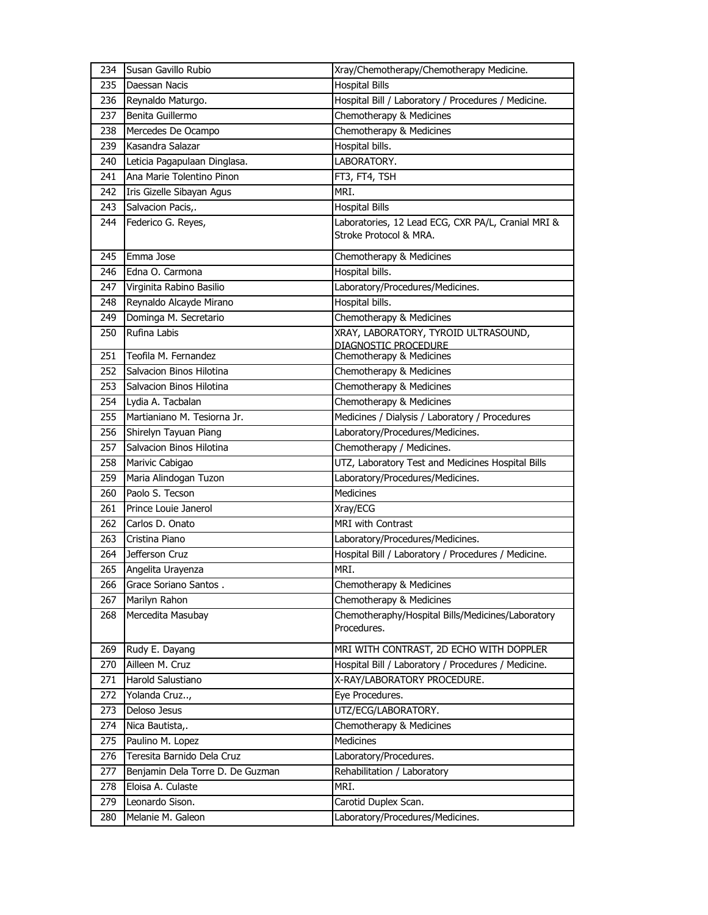| 234 | Susan Gavillo Rubio | Xray/Chemotherapy/Chemotherapy Medicine. |
|---|---|---|
| 235 | Daessan Nacis | Hospital Bills |
| 236 | Reynaldo Maturgo. | Hospital Bill / Laboratory / Procedures / Medicine. |
| 237 | Benita Guillermo | Chemotherapy & Medicines |
| 238 | Mercedes De Ocampo | Chemotherapy & Medicines |
| 239 | Kasandra Salazar | Hospital bills. |
| 240 | Leticia Pagapulaan Dinglasa. | LABORATORY. |
| 241 | Ana Marie Tolentino Pinon | FT3, FT4, TSH |
| 242 | Iris Gizelle Sibayan Agus | MRI. |
| 243 | Salvacion Pacis,. | Hospital Bills |
| 244 | Federico G. Reyes, | Laboratories, 12 Lead ECG, CXR PA/L, Cranial MRI & Stroke Protocol & MRA. |
| 245 | Emma Jose | Chemotherapy & Medicines |
| 246 | Edna O. Carmona | Hospital bills. |
| 247 | Virginita Rabino Basilio | Laboratory/Procedures/Medicines. |
| 248 | Reynaldo Alcayde Mirano | Hospital bills. |
| 249 | Dominga M. Secretario | Chemotherapy & Medicines |
| 250 | Rufina Labis | XRAY, LABORATORY, TYROID ULTRASOUND, DIAGNOSTIC PROCEDURE |
| 251 | Teofila M. Fernandez | Chemotherapy & Medicines |
| 252 | Salvacion Binos Hilotina | Chemotherapy & Medicines |
| 253 | Salvacion Binos Hilotina | Chemotherapy & Medicines |
| 254 | Lydia A. Tacbalan | Chemotherapy & Medicines |
| 255 | Martianiano M. Tesiorna Jr. | Medicines / Dialysis / Laboratory / Procedures |
| 256 | Shirelyn Tayuan Piang | Laboratory/Procedures/Medicines. |
| 257 | Salvacion Binos Hilotina | Chemotherapy / Medicines. |
| 258 | Marivic Cabigao | UTZ, Laboratory Test and Medicines Hospital Bills |
| 259 | Maria Alindogan Tuzon | Laboratory/Procedures/Medicines. |
| 260 | Paolo S. Tecson | Medicines |
| 261 | Prince Louie Janerol | Xray/ECG |
| 262 | Carlos D. Onato | MRI with Contrast |
| 263 | Cristina Piano | Laboratory/Procedures/Medicines. |
| 264 | Jefferson Cruz | Hospital Bill / Laboratory / Procedures / Medicine. |
| 265 | Angelita Urayenza | MRI. |
| 266 | Grace Soriano Santos . | Chemotherapy & Medicines |
| 267 | Marilyn Rahon | Chemotherapy & Medicines |
| 268 | Mercedita Masubay | Chemotheraphy/Hospital Bills/Medicines/Laboratory Procedures. |
| 269 | Rudy E. Dayang | MRI WITH CONTRAST, 2D ECHO WITH DOPPLER |
| 270 | Ailleen M. Cruz | Hospital Bill / Laboratory / Procedures / Medicine. |
| 271 | Harold Salustiano | X-RAY/LABORATORY PROCEDURE. |
| 272 | Yolanda Cruz.., | Eye Procedures. |
| 273 | Deloso Jesus | UTZ/ECG/LABORATORY. |
| 274 | Nica Bautista,. | Chemotherapy & Medicines |
| 275 | Paulino M. Lopez | Medicines |
| 276 | Teresita Barnido Dela Cruz | Laboratory/Procedures. |
| 277 | Benjamin Dela Torre D. De Guzman | Rehabilitation / Laboratory |
| 278 | Eloisa A. Culaste | MRI. |
| 279 | Leonardo Sison. | Carotid Duplex Scan. |
| 280 | Melanie M. Galeon | Laboratory/Procedures/Medicines. |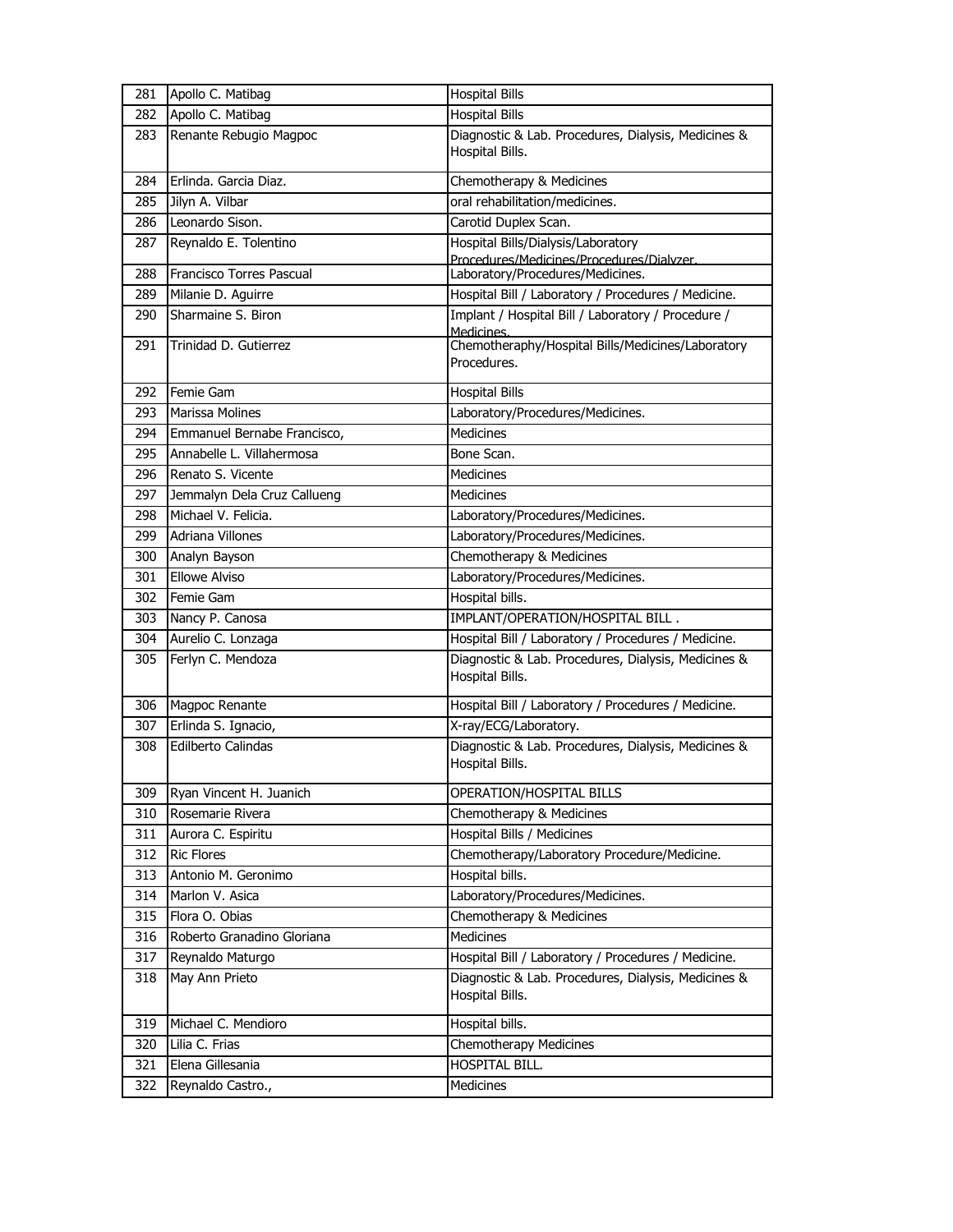| | | |
|---|---|---|
| 281 | Apollo C. Matibag | Hospital Bills |
| 282 | Apollo C. Matibag | Hospital Bills |
| 283 | Renante Rebugio Magpoc | Diagnostic & Lab. Procedures, Dialysis, Medicines & Hospital Bills. |
| 284 | Erlinda. Garcia Diaz. | Chemotherapy & Medicines |
| 285 | Jilyn A. Vilbar | oral rehabilitation/medicines. |
| 286 | Leonardo Sison. | Carotid Duplex Scan. |
| 287 | Reynaldo E. Tolentino | Hospital Bills/Dialysis/Laboratory Procedures/Medicines/Procedures/Dialyzer. |
| 288 | Francisco Torres Pascual | Laboratory/Procedures/Medicines. |
| 289 | Milanie D. Aguirre | Hospital Bill / Laboratory / Procedures / Medicine. |
| 290 | Sharmaine S. Biron | Implant / Hospital Bill / Laboratory / Procedure / Medicines. |
| 291 | Trinidad D. Gutierrez | Chemotheraphy/Hospital Bills/Medicines/Laboratory Procedures. |
| 292 | Femie Gam | Hospital Bills |
| 293 | Marissa Molines | Laboratory/Procedures/Medicines. |
| 294 | Emmanuel Bernabe Francisco, | Medicines |
| 295 | Annabelle L. Villahermosa | Bone Scan. |
| 296 | Renato S. Vicente | Medicines |
| 297 | Jemmalyn Dela Cruz Callueng | Medicines |
| 298 | Michael V. Felicia. | Laboratory/Procedures/Medicines. |
| 299 | Adriana Villones | Laboratory/Procedures/Medicines. |
| 300 | Analyn Bayson | Chemotherapy & Medicines |
| 301 | Ellowe Alviso | Laboratory/Procedures/Medicines. |
| 302 | Femie Gam | Hospital bills. |
| 303 | Nancy P. Canosa | IMPLANT/OPERATION/HOSPITAL BILL . |
| 304 | Aurelio C. Lonzaga | Hospital Bill / Laboratory / Procedures / Medicine. |
| 305 | Ferlyn C. Mendoza | Diagnostic & Lab. Procedures, Dialysis, Medicines & Hospital Bills. |
| 306 | Magpoc Renante | Hospital Bill / Laboratory / Procedures / Medicine. |
| 307 | Erlinda S. Ignacio, | X-ray/ECG/Laboratory. |
| 308 | Edilberto Calindas | Diagnostic & Lab. Procedures, Dialysis, Medicines & Hospital Bills. |
| 309 | Ryan Vincent H. Juanich | OPERATION/HOSPITAL BILLS |
| 310 | Rosemarie Rivera | Chemotherapy & Medicines |
| 311 | Aurora C. Espiritu | Hospital Bills / Medicines |
| 312 | Ric Flores | Chemotherapy/Laboratory Procedure/Medicine. |
| 313 | Antonio M. Geronimo | Hospital bills. |
| 314 | Marlon V. Asica | Laboratory/Procedures/Medicines. |
| 315 | Flora O. Obias | Chemotherapy & Medicines |
| 316 | Roberto Granadino Gloriana | Medicines |
| 317 | Reynaldo Maturgo | Hospital Bill / Laboratory / Procedures / Medicine. |
| 318 | May Ann Prieto | Diagnostic & Lab. Procedures, Dialysis, Medicines & Hospital Bills. |
| 319 | Michael C. Mendioro | Hospital bills. |
| 320 | Lilia C. Frias | Chemotherapy Medicines |
| 321 | Elena Gillesania | HOSPITAL BILL. |
| 322 | Reynaldo Castro., | Medicines |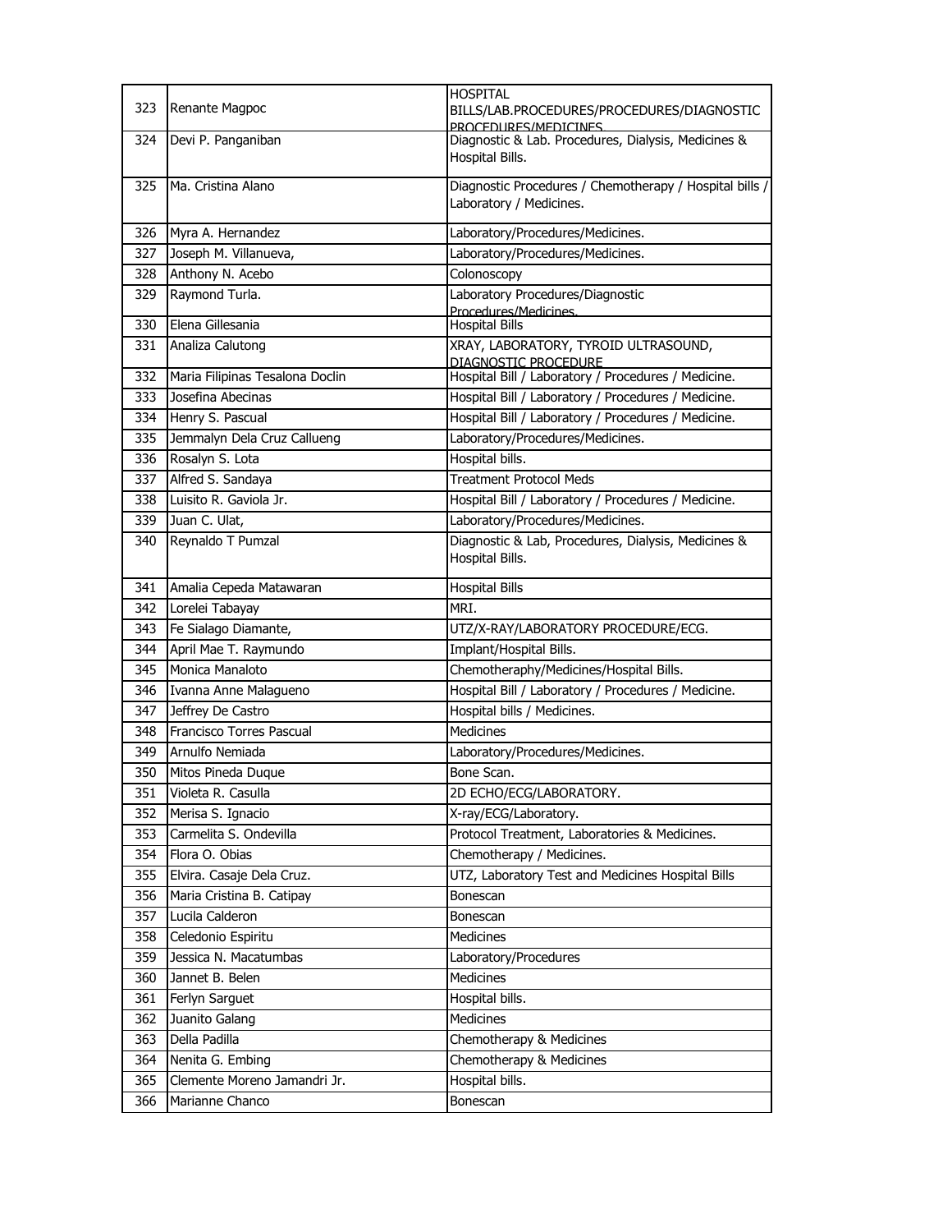| | | |
|---|---|---|
| 323 | Renante Magpoc | HOSPITAL BILLS/LAB.PROCEDURES/PROCEDURES/DIAGNOSTIC PROCEDURES/MEDICINES |
| 324 | Devi P. Panganiban | Diagnostic & Lab. Procedures, Dialysis, Medicines & Hospital Bills. |
| 325 | Ma. Cristina Alano | Diagnostic Procedures / Chemotherapy / Hospital bills / Laboratory / Medicines. |
| 326 | Myra A. Hernandez | Laboratory/Procedures/Medicines. |
| 327 | Joseph M. Villanueva, | Laboratory/Procedures/Medicines. |
| 328 | Anthony N. Acebo | Colonoscopy |
| 329 | Raymond Turla. | Laboratory Procedures/Diagnostic Procedures/Medicines. |
| 330 | Elena Gillesania | Hospital Bills |
| 331 | Analiza Calutong | XRAY, LABORATORY, TYROID ULTRASOUND, DIAGNOSTIC PROCEDURE |
| 332 | Maria Filipinas Tesalona Doclin | Hospital Bill / Laboratory / Procedures / Medicine. |
| 333 | Josefina Abecinas | Hospital Bill / Laboratory / Procedures / Medicine. |
| 334 | Henry S. Pascual | Hospital Bill / Laboratory / Procedures / Medicine. |
| 335 | Jemmalyn Dela Cruz Callueng | Laboratory/Procedures/Medicines. |
| 336 | Rosalyn S. Lota | Hospital bills. |
| 337 | Alfred S. Sandaya | Treatment Protocol Meds |
| 338 | Luisito R. Gaviola Jr. | Hospital Bill / Laboratory / Procedures / Medicine. |
| 339 | Juan C. Ulat, | Laboratory/Procedures/Medicines. |
| 340 | Reynaldo T Pumzal | Diagnostic & Lab, Procedures, Dialysis, Medicines & Hospital Bills. |
| 341 | Amalia Cepeda Matawaran | Hospital Bills |
| 342 | Lorelei Tabayay | MRI. |
| 343 | Fe Sialago Diamante, | UTZ/X-RAY/LABORATORY PROCEDURE/ECG. |
| 344 | April Mae T. Raymundo | Implant/Hospital Bills. |
| 345 | Monica Manaloto | Chemotheraphy/Medicines/Hospital Bills. |
| 346 | Ivanna Anne Malagueno | Hospital Bill / Laboratory / Procedures / Medicine. |
| 347 | Jeffrey De Castro | Hospital bills / Medicines. |
| 348 | Francisco Torres Pascual | Medicines |
| 349 | Arnulfo Nemiada | Laboratory/Procedures/Medicines. |
| 350 | Mitos Pineda Duque | Bone Scan. |
| 351 | Violeta R. Casulla | 2D ECHO/ECG/LABORATORY. |
| 352 | Merisa S. Ignacio | X-ray/ECG/Laboratory. |
| 353 | Carmelita S. Ondevilla | Protocol Treatment, Laboratories & Medicines. |
| 354 | Flora O. Obias | Chemotherapy / Medicines. |
| 355 | Elvira. Casaje Dela Cruz. | UTZ, Laboratory Test and Medicines Hospital Bills |
| 356 | Maria Cristina B. Catipay | Bonescan |
| 357 | Lucila Calderon | Bonescan |
| 358 | Celedonio Espiritu | Medicines |
| 359 | Jessica N. Macatumbas | Laboratory/Procedures |
| 360 | Jannet B. Belen | Medicines |
| 361 | Ferlyn Sarguet | Hospital bills. |
| 362 | Juanito Galang | Medicines |
| 363 | Della Padilla | Chemotherapy & Medicines |
| 364 | Nenita G. Embing | Chemotherapy & Medicines |
| 365 | Clemente Moreno Jamandri Jr. | Hospital bills. |
| 366 | Marianne Chanco | Bonescan |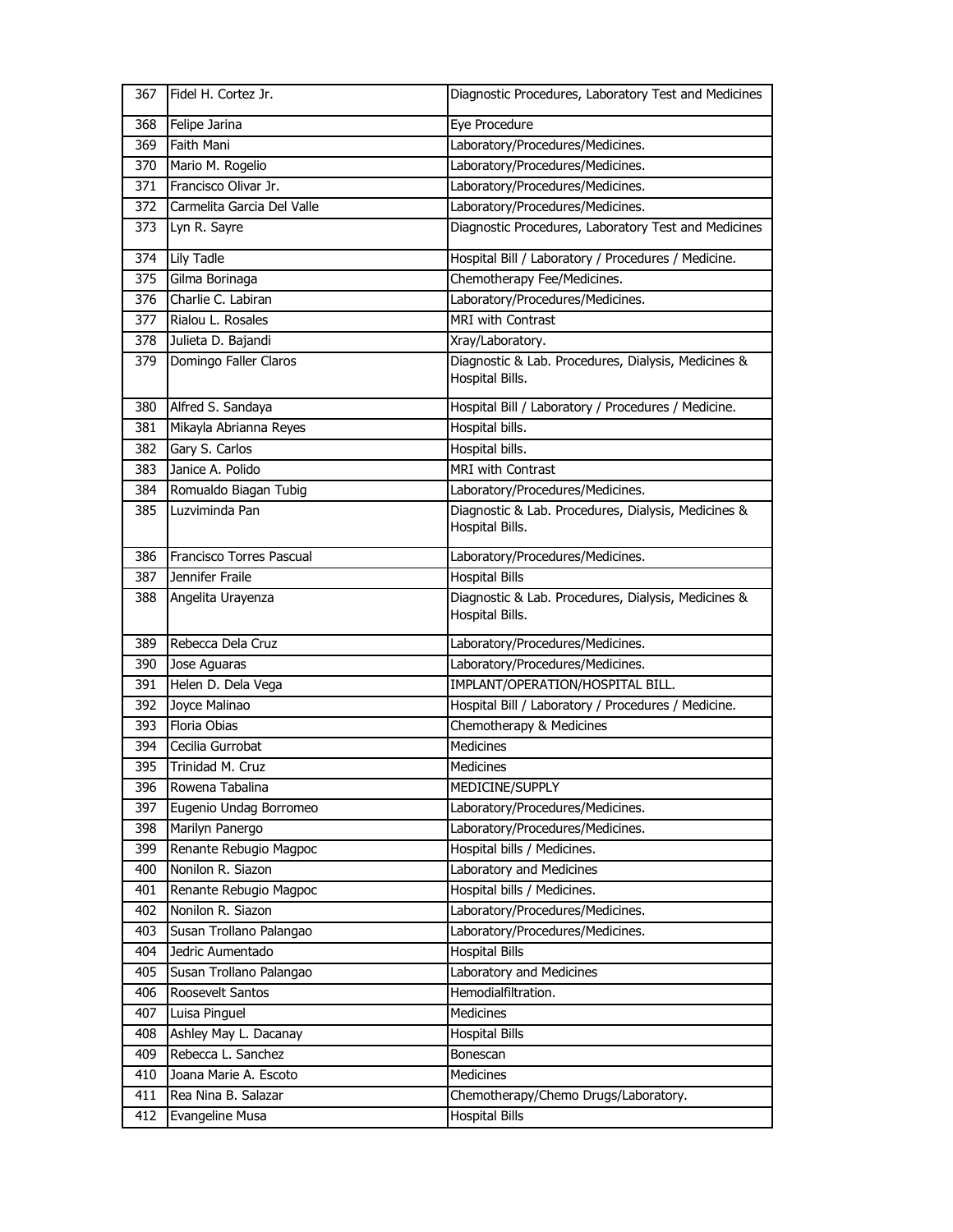| 367 | Fidel H. Cortez Jr. | Diagnostic Procedures, Laboratory Test and Medicines |
|---|---|---|
| 368 | Felipe Jarina | Eye Procedure |
| 369 | Faith Mani | Laboratory/Procedures/Medicines. |
| 370 | Mario M. Rogelio | Laboratory/Procedures/Medicines. |
| 371 | Francisco Olivar Jr. | Laboratory/Procedures/Medicines. |
| 372 | Carmelita Garcia Del Valle | Laboratory/Procedures/Medicines. |
| 373 | Lyn R. Sayre | Diagnostic Procedures, Laboratory Test and Medicines |
| 374 | Lily Tadle | Hospital Bill / Laboratory / Procedures / Medicine. |
| 375 | Gilma Borinaga | Chemotherapy Fee/Medicines. |
| 376 | Charlie C. Labiran | Laboratory/Procedures/Medicines. |
| 377 | Rialou L. Rosales | MRI with Contrast |
| 378 | Julieta D. Bajandi | Xray/Laboratory. |
| 379 | Domingo Faller Claros | Diagnostic & Lab. Procedures, Dialysis, Medicines & Hospital Bills. |
| 380 | Alfred S. Sandaya | Hospital Bill / Laboratory / Procedures / Medicine. |
| 381 | Mikayla Abrianna Reyes | Hospital bills. |
| 382 | Gary S. Carlos | Hospital bills. |
| 383 | Janice A. Polido | MRI with Contrast |
| 384 | Romualdo Biagan Tubig | Laboratory/Procedures/Medicines. |
| 385 | Luzviminda Pan | Diagnostic & Lab. Procedures, Dialysis, Medicines & Hospital Bills. |
| 386 | Francisco Torres Pascual | Laboratory/Procedures/Medicines. |
| 387 | Jennifer Fraile | Hospital Bills |
| 388 | Angelita Urayenza | Diagnostic & Lab. Procedures, Dialysis, Medicines & Hospital Bills. |
| 389 | Rebecca Dela Cruz | Laboratory/Procedures/Medicines. |
| 390 | Jose Aguaras | Laboratory/Procedures/Medicines. |
| 391 | Helen D. Dela Vega | IMPLANT/OPERATION/HOSPITAL BILL. |
| 392 | Joyce Malinao | Hospital Bill / Laboratory / Procedures / Medicine. |
| 393 | Floria Obias | Chemotherapy & Medicines |
| 394 | Cecilia Gurrobat | Medicines |
| 395 | Trinidad M. Cruz | Medicines |
| 396 | Rowena Tabalina | MEDICINE/SUPPLY |
| 397 | Eugenio Undag Borromeo | Laboratory/Procedures/Medicines. |
| 398 | Marilyn Panergo | Laboratory/Procedures/Medicines. |
| 399 | Renante Rebugio Magpoc | Hospital bills / Medicines. |
| 400 | Nonilon R. Siazon | Laboratory and Medicines |
| 401 | Renante Rebugio Magpoc | Hospital bills / Medicines. |
| 402 | Nonilon R. Siazon | Laboratory/Procedures/Medicines. |
| 403 | Susan Trollano Palangao | Laboratory/Procedures/Medicines. |
| 404 | Jedric Aumentado | Hospital Bills |
| 405 | Susan Trollano Palangao | Laboratory and Medicines |
| 406 | Roosevelt Santos | Hemodialfiltration. |
| 407 | Luisa Pinguel | Medicines |
| 408 | Ashley May L. Dacanay | Hospital Bills |
| 409 | Rebecca L. Sanchez | Bonescan |
| 410 | Joana Marie A. Escoto | Medicines |
| 411 | Rea Nina B. Salazar | Chemotherapy/Chemo Drugs/Laboratory. |
| 412 | Evangeline Musa | Hospital Bills |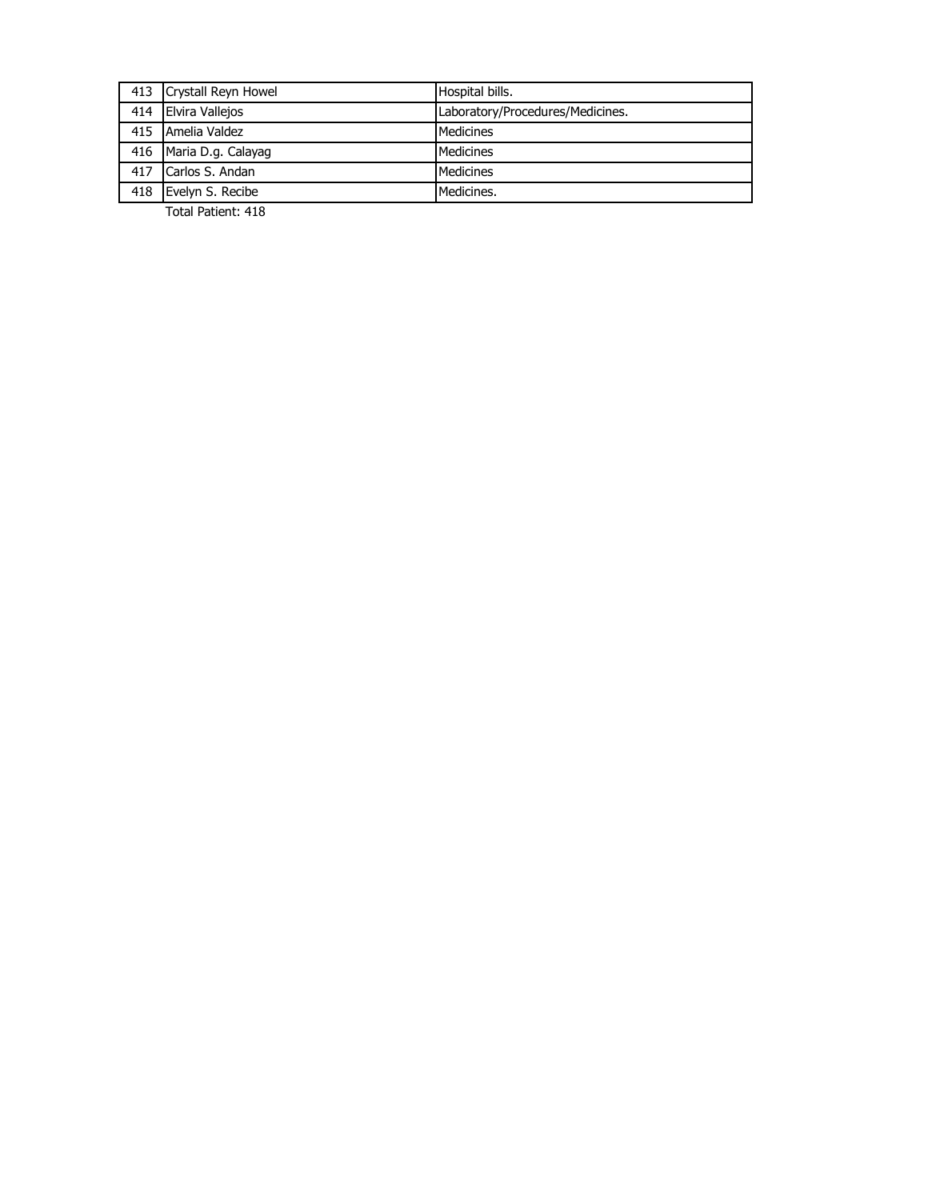| | | |
|---|---|---|
| 413 | Crystall Reyn Howel | Hospital bills. |
| 414 | Elvira Vallejos | Laboratory/Procedures/Medicines. |
| 415 | Amelia Valdez | Medicines |
| 416 | Maria D.g. Calayag | Medicines |
| 417 | Carlos S. Andan | Medicines |
| 418 | Evelyn S. Recibe | Medicines. |

Total Patient: 418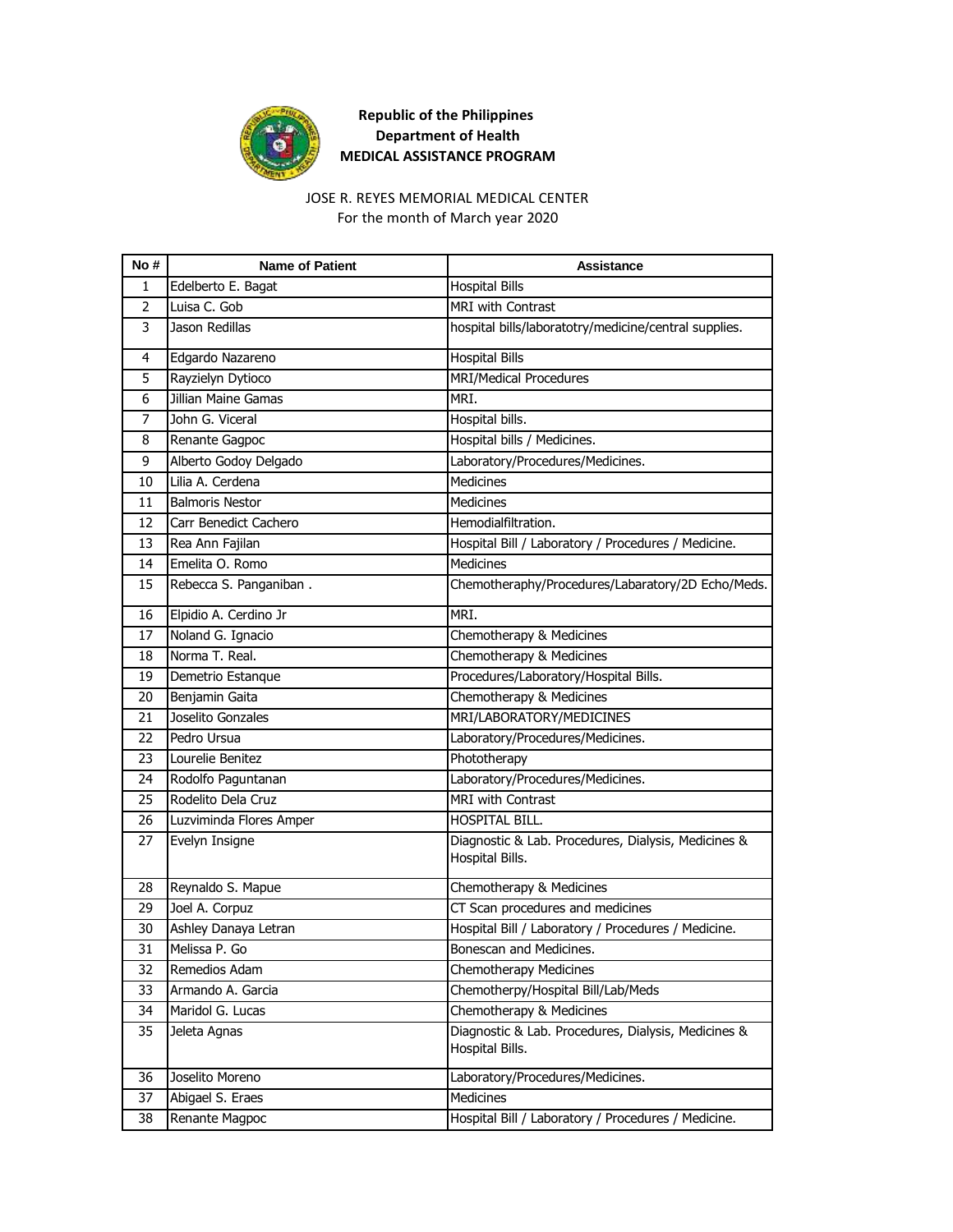**Republic of the Philippines**
**Department of Health**
**MEDICAL ASSISTANCE PROGRAM**

JOSE R. REYES MEMORIAL MEDICAL CENTER
For the month of March year 2020

| No # | Name of Patient | Assistance |
|---|---|---|
| 1 | Edelberto E. Bagat | Hospital Bills |
| 2 | Luisa C. Gob | MRI with Contrast |
| 3 | Jason Redillas | hospital bills/laboratotry/medicine/central supplies. |
| 4 | Edgardo Nazareno | Hospital Bills |
| 5 | Rayzielyn Dytioco | MRI/Medical Procedures |
| 6 | Jillian Maine Gamas | MRI. |
| 7 | John G. Viceral | Hospital bills. |
| 8 | Renante Gagpoc | Hospital bills / Medicines. |
| 9 | Alberto Godoy Delgado | Laboratory/Procedures/Medicines. |
| 10 | Lilia A. Cerdena | Medicines |
| 11 | Balmoris Nestor | Medicines |
| 12 | Carr Benedict Cachero | Hemodialfiltration. |
| 13 | Rea Ann Fajilan | Hospital Bill / Laboratory / Procedures / Medicine. |
| 14 | Emelita O. Romo | Medicines |
| 15 | Rebecca S. Panganiban . | Chemotheraphy/Procedures/Labaratory/2D Echo/Meds. |
| 16 | Elpidio A. Cerdino Jr | MRI. |
| 17 | Noland G. Ignacio | Chemotherapy & Medicines |
| 18 | Norma T. Real. | Chemotherapy & Medicines |
| 19 | Demetrio Estanque | Procedures/Laboratory/Hospital Bills. |
| 20 | Benjamin Gaita | Chemotherapy & Medicines |
| 21 | Joselito Gonzales | MRI/LABORATORY/MEDICINES |
| 22 | Pedro Ursua | Laboratory/Procedures/Medicines. |
| 23 | Lourelie Benitez | Phototherapy |
| 24 | Rodolfo Paguntanan | Laboratory/Procedures/Medicines. |
| 25 | Rodelito Dela Cruz | MRI with Contrast |
| 26 | Luzviminda Flores Amper | HOSPITAL BILL. |
| 27 | Evelyn Insigne | Diagnostic & Lab. Procedures, Dialysis, Medicines & Hospital Bills. |
| 28 | Reynaldo S. Mapue | Chemotherapy & Medicines |
| 29 | Joel A. Corpuz | CT Scan procedures and medicines |
| 30 | Ashley Danaya Letran | Hospital Bill / Laboratory / Procedures / Medicine. |
| 31 | Melissa P. Go | Bonescan and Medicines. |
| 32 | Remedios Adam | Chemotherapy Medicines |
| 33 | Armando A. Garcia | Chemotherpy/Hospital Bill/Lab/Meds |
| 34 | Maridol G. Lucas | Chemotherapy & Medicines |
| 35 | Jeleta Agnas | Diagnostic & Lab. Procedures, Dialysis, Medicines & Hospital Bills. |
| 36 | Joselito Moreno | Laboratory/Procedures/Medicines. |
| 37 | Abigael S. Eraes | Medicines |
| 38 | Renante Magpoc | Hospital Bill / Laboratory / Procedures / Medicine. |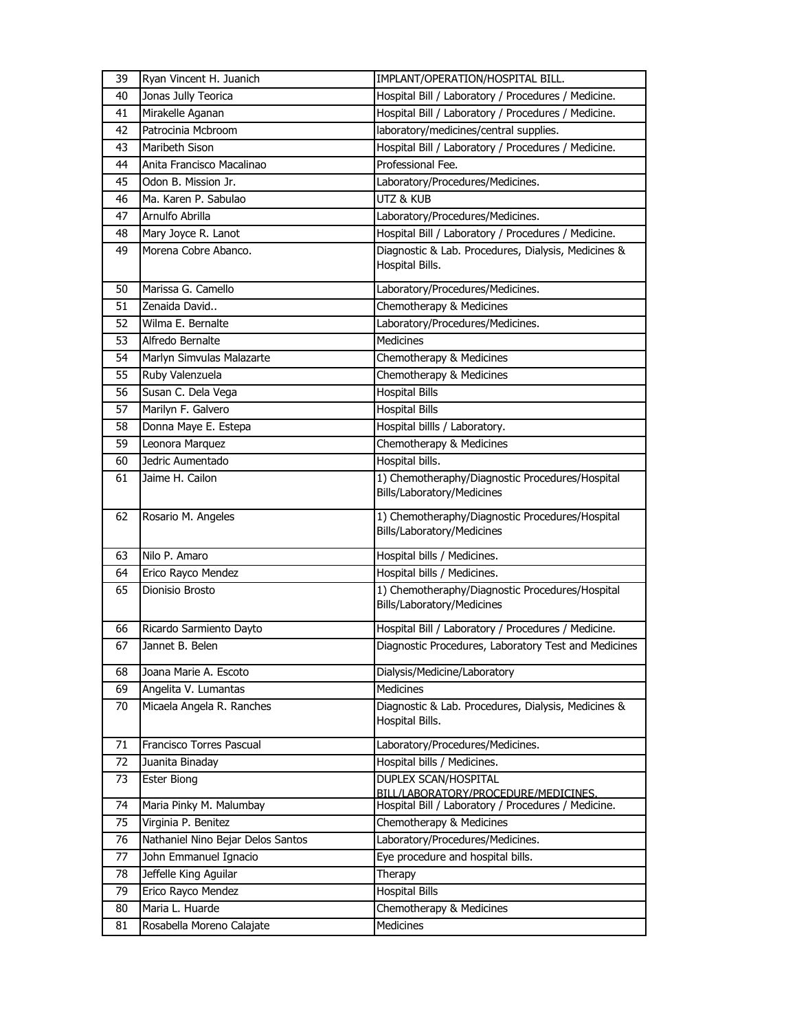| 39 | Ryan Vincent H. Juanich | IMPLANT/OPERATION/HOSPITAL BILL. |
|---|---|---|
| 40 | Jonas Jully Teorica | Hospital Bill / Laboratory / Procedures / Medicine. |
| 41 | Mirakelle Aganan | Hospital Bill / Laboratory / Procedures / Medicine. |
| 42 | Patrocinia Mcbroom | laboratory/medicines/central supplies. |
| 43 | Maribeth Sison | Hospital Bill / Laboratory / Procedures / Medicine. |
| 44 | Anita Francisco Macalinao | Professional Fee. |
| 45 | Odon B. Mission Jr. | Laboratory/Procedures/Medicines. |
| 46 | Ma. Karen P. Sabulao | UTZ & KUB |
| 47 | Arnulfo Abrilla | Laboratory/Procedures/Medicines. |
| 48 | Mary Joyce R. Lanot | Hospital Bill / Laboratory / Procedures / Medicine. |
| 49 | Morena Cobre Abanco. | Diagnostic & Lab. Procedures, Dialysis, Medicines & Hospital Bills. |
| 50 | Marissa G. Camello | Laboratory/Procedures/Medicines. |
| 51 | Zenaida David.. | Chemotherapy & Medicines |
| 52 | Wilma E. Bernalte | Laboratory/Procedures/Medicines. |
| 53 | Alfredo Bernalte | Medicines |
| 54 | Marlyn Simvulas Malazarte | Chemotherapy & Medicines |
| 55 | Ruby Valenzuela | Chemotherapy & Medicines |
| 56 | Susan C. Dela Vega | Hospital Bills |
| 57 | Marilyn F. Galvero | Hospital Bills |
| 58 | Donna Maye E. Estepa | Hospital billls / Laboratory. |
| 59 | Leonora Marquez | Chemotherapy & Medicines |
| 60 | Jedric Aumentado | Hospital bills. |
| 61 | Jaime H. Cailon | 1) Chemotheraphy/Diagnostic Procedures/Hospital Bills/Laboratory/Medicines |
| 62 | Rosario M. Angeles | 1) Chemotheraphy/Diagnostic Procedures/Hospital Bills/Laboratory/Medicines |
| 63 | Nilo P. Amaro | Hospital bills / Medicines. |
| 64 | Erico Rayco Mendez | Hospital bills / Medicines. |
| 65 | Dionisio Brosto | 1) Chemotheraphy/Diagnostic Procedures/Hospital Bills/Laboratory/Medicines |
| 66 | Ricardo Sarmiento Dayto | Hospital Bill / Laboratory / Procedures / Medicine. |
| 67 | Jannet B. Belen | Diagnostic Procedures, Laboratory Test and Medicines |
| 68 | Joana Marie A. Escoto | Dialysis/Medicine/Laboratory |
| 69 | Angelita V. Lumantas | Medicines |
| 70 | Micaela Angela R. Ranches | Diagnostic & Lab. Procedures, Dialysis, Medicines & Hospital Bills. |
| 71 | Francisco Torres Pascual | Laboratory/Procedures/Medicines. |
| 72 | Juanita Binaday | Hospital bills / Medicines. |
| 73 | Ester Biong | DUPLEX SCAN/HOSPITAL BILL/LABORATORY/PROCEDURE/MEDICINES. |
| 74 | Maria Pinky M. Malumbay | Hospital Bill / Laboratory / Procedures / Medicine. |
| 75 | Virginia P. Benitez | Chemotherapy & Medicines |
| 76 | Nathaniel Nino Bejar Delos Santos | Laboratory/Procedures/Medicines. |
| 77 | John Emmanuel Ignacio | Eye procedure and hospital bills. |
| 78 | Jeffelle King Aguilar | Therapy |
| 79 | Erico Rayco Mendez | Hospital Bills |
| 80 | Maria L. Huarde | Chemotherapy & Medicines |
| 81 | Rosabella Moreno Calajate | Medicines |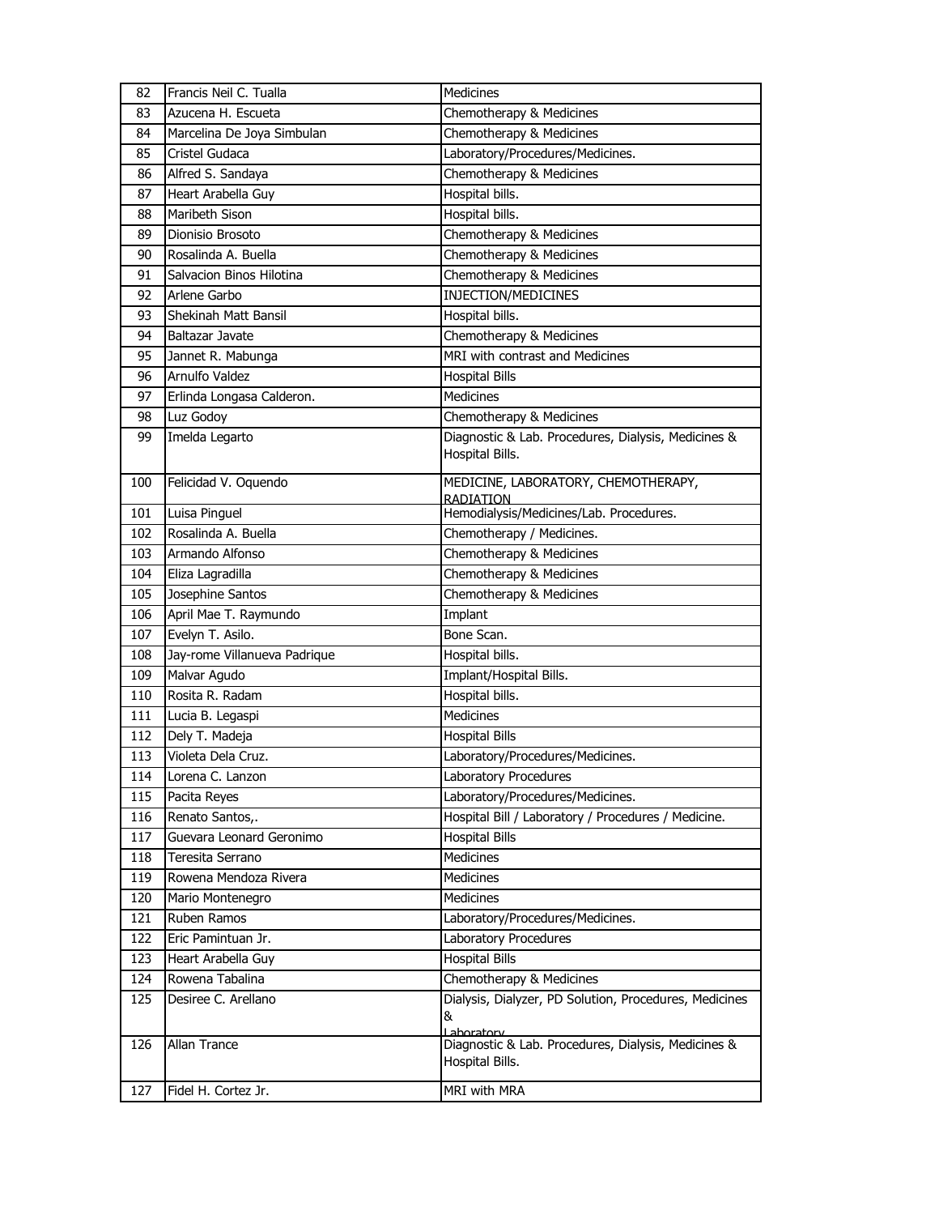| 82 | Francis Neil C. Tualla | Medicines |
|---|---|---|
| 83 | Azucena H. Escueta | Chemotherapy & Medicines |
| 84 | Marcelina De Joya Simbulan | Chemotherapy & Medicines |
| 85 | Cristel Gudaca | Laboratory/Procedures/Medicines. |
| 86 | Alfred S. Sandaya | Chemotherapy & Medicines |
| 87 | Heart Arabella Guy | Hospital bills. |
| 88 | Maribeth Sison | Hospital bills. |
| 89 | Dionisio Brosoto | Chemotherapy & Medicines |
| 90 | Rosalinda A. Buella | Chemotherapy & Medicines |
| 91 | Salvacion Binos Hilotina | Chemotherapy & Medicines |
| 92 | Arlene Garbo | INJECTION/MEDICINES |
| 93 | Shekinah Matt Bansil | Hospital bills. |
| 94 | Baltazar Javate | Chemotherapy & Medicines |
| 95 | Jannet R. Mabunga | MRI with contrast and Medicines |
| 96 | Arnulfo Valdez | Hospital Bills |
| 97 | Erlinda Longasa Calderon. | Medicines |
| 98 | Luz Godoy | Chemotherapy & Medicines |
| 99 | Imelda Legarto | Diagnostic & Lab. Procedures, Dialysis, Medicines & Hospital Bills. |
| 100 | Felicidad V. Oquendo | MEDICINE, LABORATORY, CHEMOTHERAPY, RADIATION |
| 101 | Luisa Pinguel | Hemodialysis/Medicines/Lab. Procedures. |
| 102 | Rosalinda A. Buella | Chemotherapy / Medicines. |
| 103 | Armando Alfonso | Chemotherapy & Medicines |
| 104 | Eliza Lagradilla | Chemotherapy & Medicines |
| 105 | Josephine Santos | Chemotherapy & Medicines |
| 106 | April Mae T. Raymundo | Implant |
| 107 | Evelyn T. Asilo. | Bone Scan. |
| 108 | Jay-rome Villanueva Padrique | Hospital bills. |
| 109 | Malvar Agudo | Implant/Hospital Bills. |
| 110 | Rosita R. Radam | Hospital bills. |
| 111 | Lucia B. Legaspi | Medicines |
| 112 | Dely T. Madeja | Hospital Bills |
| 113 | Violeta Dela Cruz. | Laboratory/Procedures/Medicines. |
| 114 | Lorena C. Lanzon | Laboratory Procedures |
| 115 | Pacita Reyes | Laboratory/Procedures/Medicines. |
| 116 | Renato Santos,. | Hospital Bill / Laboratory / Procedures / Medicine. |
| 117 | Guevara Leonard Geronimo | Hospital Bills |
| 118 | Teresita Serrano | Medicines |
| 119 | Rowena Mendoza Rivera | Medicines |
| 120 | Mario Montenegro | Medicines |
| 121 | Ruben Ramos | Laboratory/Procedures/Medicines. |
| 122 | Eric Pamintuan Jr. | Laboratory Procedures |
| 123 | Heart Arabella Guy | Hospital Bills |
| 124 | Rowena Tabalina | Chemotherapy & Medicines |
| 125 | Desiree C. Arellano | Dialysis, Dialyzer, PD Solution, Procedures, Medicines & Laboratory |
| 126 | Allan Trance | Diagnostic & Lab. Procedures, Dialysis, Medicines & Hospital Bills. |
| 127 | Fidel H. Cortez Jr. | MRI with MRA |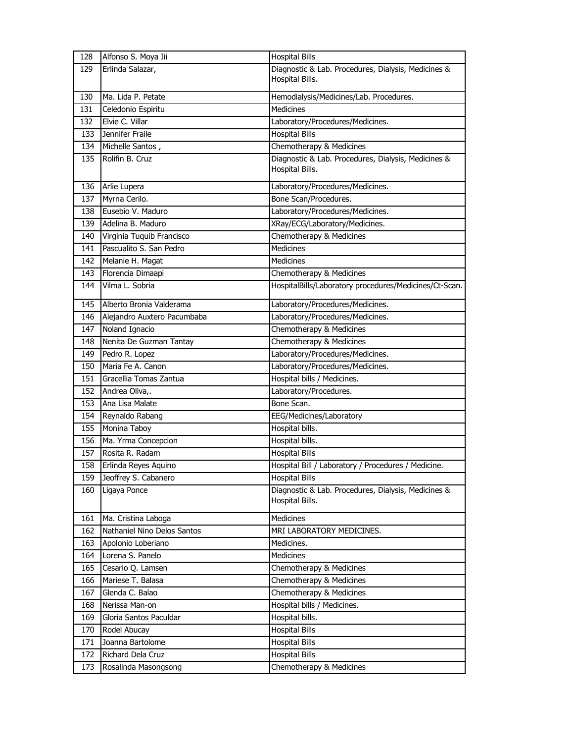| | | |
|---|---|---|
| 128 | Alfonso S. Moya Iii | Hospital Bills |
| 129 | Erlinda Salazar, | Diagnostic & Lab. Procedures, Dialysis, Medicines & Hospital Bills. |
| 130 | Ma. Lida P. Petate | Hemodialysis/Medicines/Lab. Procedures. |
| 131 | Celedonio Espiritu | Medicines |
| 132 | Elvie C. Villar | Laboratory/Procedures/Medicines. |
| 133 | Jennifer Fraile | Hospital Bills |
| 134 | Michelle Santos , | Chemotherapy & Medicines |
| 135 | Rolifin B. Cruz | Diagnostic & Lab. Procedures, Dialysis, Medicines & Hospital Bills. |
| 136 | Arlie Lupera | Laboratory/Procedures/Medicines. |
| 137 | Myrna Cerilo. | Bone Scan/Procedures. |
| 138 | Eusebio V. Maduro | Laboratory/Procedures/Medicines. |
| 139 | Adelina B. Maduro | XRay/ECG/Laboratory/Medicines. |
| 140 | Virginia Tuquib Francisco | Chemotherapy & Medicines |
| 141 | Pascualito S. San Pedro | Medicines |
| 142 | Melanie H. Magat | Medicines |
| 143 | Florencia Dimaapi | Chemotherapy & Medicines |
| 144 | Vilma L. Sobria | HospitalBills/Laboratory procedures/Medicines/Ct-Scan. |
| 145 | Alberto Bronia Valderama | Laboratory/Procedures/Medicines. |
| 146 | Alejandro Auxtero Pacumbaba | Laboratory/Procedures/Medicines. |
| 147 | Noland Ignacio | Chemotherapy & Medicines |
| 148 | Nenita De Guzman Tantay | Chemotherapy & Medicines |
| 149 | Pedro R. Lopez | Laboratory/Procedures/Medicines. |
| 150 | Maria Fe A. Canon | Laboratory/Procedures/Medicines. |
| 151 | Gracellia Tomas Zantua | Hospital bills / Medicines. |
| 152 | Andrea Oliva,. | Laboratory/Procedures. |
| 153 | Ana Lisa Malate | Bone Scan. |
| 154 | Reynaldo Rabang | EEG/Medicines/Laboratory |
| 155 | Monina Taboy | Hospital bills. |
| 156 | Ma. Yrma Concepcion | Hospital bills. |
| 157 | Rosita R. Radam | Hospital Bills |
| 158 | Erlinda Reyes Aquino | Hospital Bill / Laboratory / Procedures / Medicine. |
| 159 | Jeoffrey S. Cabanero | Hospital Bills |
| 160 | Ligaya Ponce | Diagnostic & Lab. Procedures, Dialysis, Medicines & Hospital Bills. |
| 161 | Ma. Cristina Laboga | Medicines |
| 162 | Nathaniel Nino Delos Santos | MRI LABORATORY MEDICINES. |
| 163 | Apolonio Loberiano | Medicines. |
| 164 | Lorena S. Panelo | Medicines |
| 165 | Cesario Q. Lamsen | Chemotherapy & Medicines |
| 166 | Mariese T. Balasa | Chemotherapy & Medicines |
| 167 | Glenda C. Balao | Chemotherapy & Medicines |
| 168 | Nerissa Man-on | Hospital bills / Medicines. |
| 169 | Gloria Santos Paculdar | Hospital bills. |
| 170 | Rodel Abucay | Hospital Bills |
| 171 | Joanna Bartolome | Hospital Bills |
| 172 | Richard Dela Cruz | Hospital Bills |
| 173 | Rosalinda Masongsong | Chemotherapy & Medicines |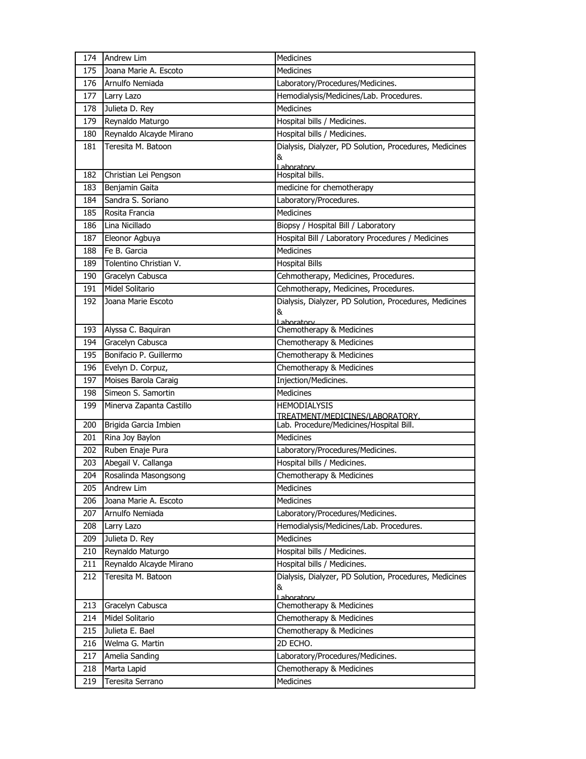| | | |
|---|---|---|
| 174 | Andrew Lim | Medicines |
| 175 | Joana Marie A. Escoto | Medicines |
| 176 | Arnulfo Nemiada | Laboratory/Procedures/Medicines. |
| 177 | Larry Lazo | Hemodialysis/Medicines/Lab. Procedures. |
| 178 | Julieta D. Rey | Medicines |
| 179 | Reynaldo Maturgo | Hospital bills / Medicines. |
| 180 | Reynaldo Alcayde Mirano | Hospital bills / Medicines. |
| 181 | Teresita M. Batoon | Dialysis, Dialyzer, PD Solution, Procedures, Medicines & Laboratory |
| 182 | Christian Lei Pengson | Hospital bills. |
| 183 | Benjamin Gaita | medicine for chemotherapy |
| 184 | Sandra S. Soriano | Laboratory/Procedures. |
| 185 | Rosita Francia | Medicines |
| 186 | Lina Nicillado | Biopsy / Hospital Bill / Laboratory |
| 187 | Eleonor Agbuya | Hospital Bill / Laboratory Procedures / Medicines |
| 188 | Fe B. Garcia | Medicines |
| 189 | Tolentino Christian V. | Hospital Bills |
| 190 | Gracelyn Cabusca | Cehmotherapy, Medicines, Procedures. |
| 191 | Midel Solitario | Cehmotherapy, Medicines, Procedures. |
| 192 | Joana Marie Escoto | Dialysis, Dialyzer, PD Solution, Procedures, Medicines & Laboratory |
| 193 | Alyssa C. Baquiran | Chemotherapy & Medicines |
| 194 | Gracelyn Cabusca | Chemotherapy & Medicines |
| 195 | Bonifacio P. Guillermo | Chemotherapy & Medicines |
| 196 | Evelyn D. Corpuz, | Chemotherapy & Medicines |
| 197 | Moises Barola Caraig | Injection/Medicines. |
| 198 | Simeon S. Samortin | Medicines |
| 199 | Minerva Zapanta Castillo | HEMODIALYSIS TREATMENT/MEDICINES/LABORATORY. |
| 200 | Brigida Garcia Imbien | Lab. Procedure/Medicines/Hospital Bill. |
| 201 | Rina Joy Baylon | Medicines |
| 202 | Ruben Enaje Pura | Laboratory/Procedures/Medicines. |
| 203 | Abegail V. Callanga | Hospital bills / Medicines. |
| 204 | Rosalinda Masongsong | Chemotherapy & Medicines |
| 205 | Andrew Lim | Medicines |
| 206 | Joana Marie A. Escoto | Medicines |
| 207 | Arnulfo Nemiada | Laboratory/Procedures/Medicines. |
| 208 | Larry Lazo | Hemodialysis/Medicines/Lab. Procedures. |
| 209 | Julieta D. Rey | Medicines |
| 210 | Reynaldo Maturgo | Hospital bills / Medicines. |
| 211 | Reynaldo Alcayde Mirano | Hospital bills / Medicines. |
| 212 | Teresita M. Batoon | Dialysis, Dialyzer, PD Solution, Procedures, Medicines & Laboratory |
| 213 | Gracelyn Cabusca | Chemotherapy & Medicines |
| 214 | Midel Solitario | Chemotherapy & Medicines |
| 215 | Julieta E. Bael | Chemotherapy & Medicines |
| 216 | Welma G. Martin | 2D ECHO. |
| 217 | Amelia Sanding | Laboratory/Procedures/Medicines. |
| 218 | Marta Lapid | Chemotherapy & Medicines |
| 219 | Teresita Serrano | Medicines |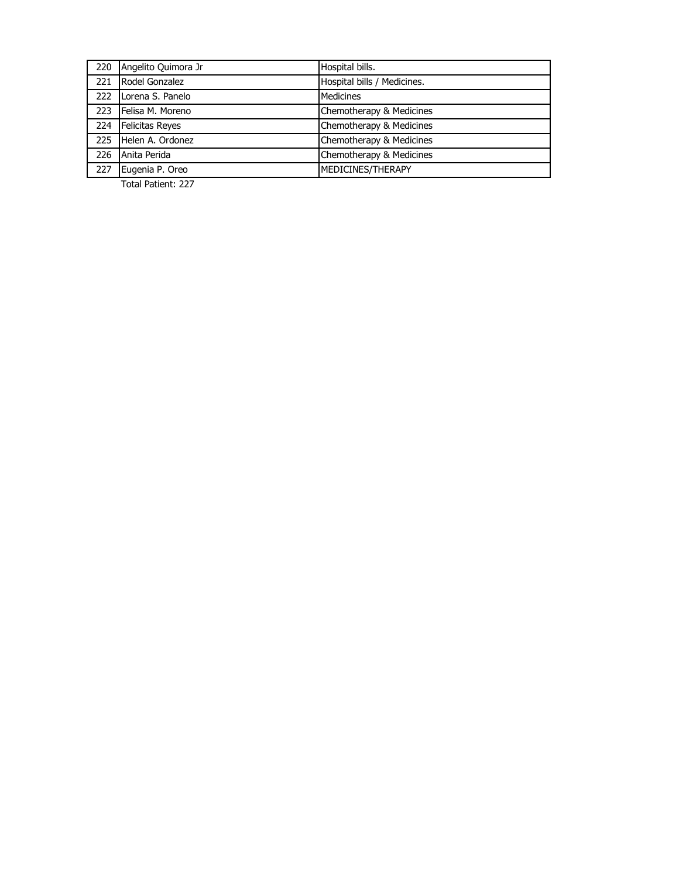| | | |
|---|---|---|
| 220 | Angelito Quimora Jr | Hospital bills. |
| 221 | Rodel Gonzalez | Hospital bills / Medicines. |
| 222 | Lorena S. Panelo | Medicines |
| 223 | Felisa M. Moreno | Chemotherapy & Medicines |
| 224 | Felicitas Reyes | Chemotherapy & Medicines |
| 225 | Helen A. Ordonez | Chemotherapy & Medicines |
| 226 | Anita Perida | Chemotherapy & Medicines |
| 227 | Eugenia P. Oreo | MEDICINES/THERAPY |

Total Patient: 227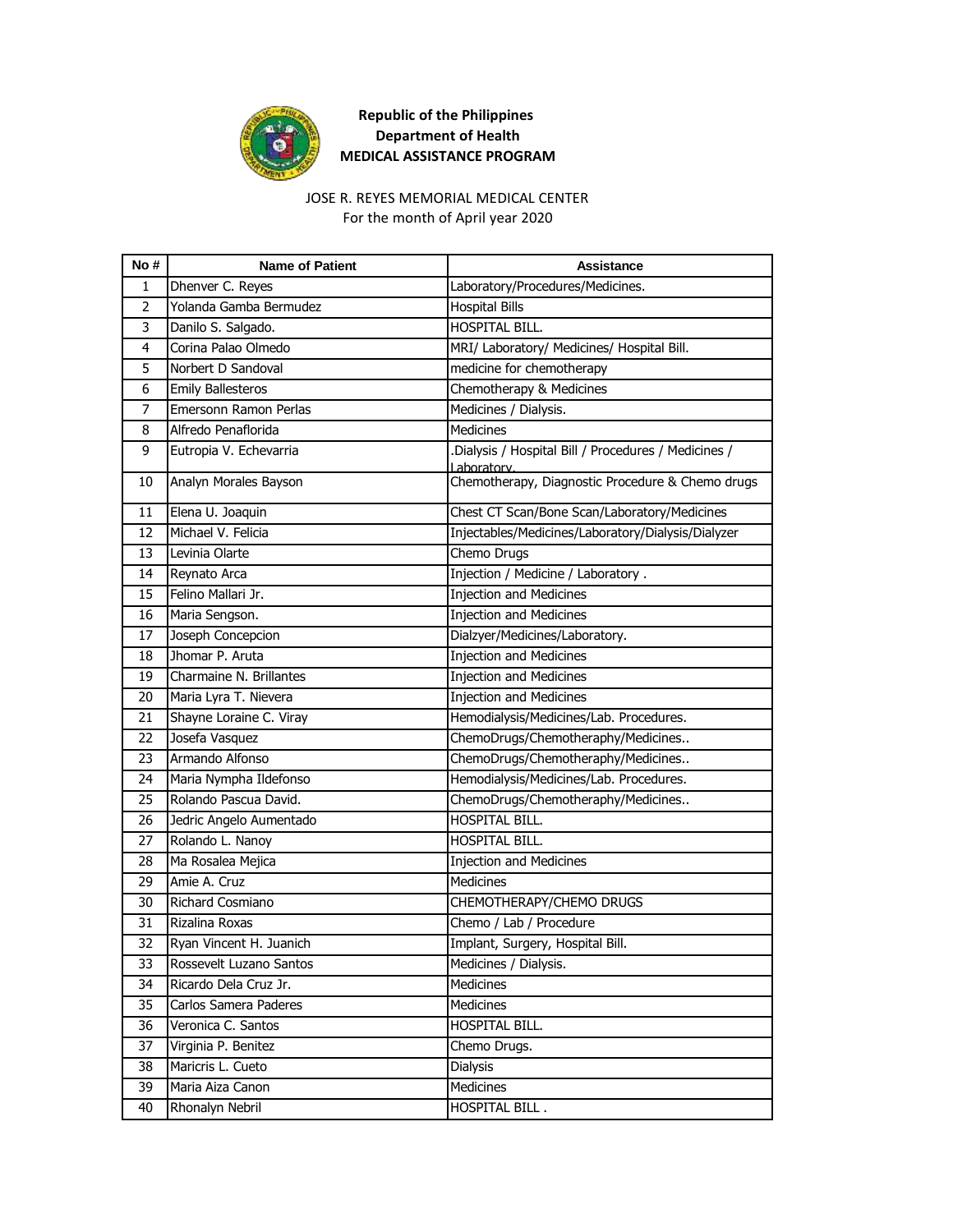**Republic of the Philippines**
**Department of Health**
**MEDICAL ASSISTANCE PROGRAM**

JOSE R. REYES MEMORIAL MEDICAL CENTER
For the month of April year 2020

| No # | Name of Patient | Assistance |
|---|---|---|
| 1 | Dhenver C. Reyes | Laboratory/Procedures/Medicines. |
| 2 | Yolanda Gamba Bermudez | Hospital Bills |
| 3 | Danilo S. Salgado. | HOSPITAL BILL. |
| 4 | Corina Palao Olmedo | MRI/ Laboratory/ Medicines/ Hospital Bill. |
| 5 | Norbert D Sandoval | medicine for chemotherapy |
| 6 | Emily Ballesteros | Chemotherapy & Medicines |
| 7 | Emersonn Ramon Perlas | Medicines / Dialysis. |
| 8 | Alfredo Penaflorida | Medicines |
| 9 | Eutropia V. Echevarria | .Dialysis / Hospital Bill / Procedures / Medicines / Laboratory. |
| 10 | Analyn Morales Bayson | Chemotherapy, Diagnostic Procedure & Chemo drugs |
| 11 | Elena U. Joaquin | Chest CT Scan/Bone Scan/Laboratory/Medicines |
| 12 | Michael V. Felicia | Injectables/Medicines/Laboratory/Dialysis/Dialyzer |
| 13 | Levinia Olarte | Chemo Drugs |
| 14 | Reynato Arca | Injection / Medicine / Laboratory . |
| 15 | Felino Mallari Jr. | Injection and Medicines |
| 16 | Maria Sengson. | Injection and Medicines |
| 17 | Joseph Concepcion | Dialzyer/Medicines/Laboratory. |
| 18 | Jhomar P. Aruta | Injection and Medicines |
| 19 | Charmaine N. Brillantes | Injection and Medicines |
| 20 | Maria Lyra T. Nievera | Injection and Medicines |
| 21 | Shayne Loraine C. Viray | Hemodialysis/Medicines/Lab. Procedures. |
| 22 | Josefa Vasquez | ChemoDrugs/Chemotheraphy/Medicines.. |
| 23 | Armando Alfonso | ChemoDrugs/Chemotheraphy/Medicines.. |
| 24 | Maria Nympha Ildefonso | Hemodialysis/Medicines/Lab. Procedures. |
| 25 | Rolando Pascua David. | ChemoDrugs/Chemotheraphy/Medicines.. |
| 26 | Jedric Angelo Aumentado | HOSPITAL BILL. |
| 27 | Rolando L. Nanoy | HOSPITAL BILL. |
| 28 | Ma Rosalea Mejica | Injection and Medicines |
| 29 | Amie A. Cruz | Medicines |
| 30 | Richard Cosmiano | CHEMOTHERAPY/CHEMO DRUGS |
| 31 | Rizalina Roxas | Chemo / Lab / Procedure |
| 32 | Ryan Vincent H. Juanich | Implant, Surgery, Hospital Bill. |
| 33 | Rossevelt Luzano Santos | Medicines / Dialysis. |
| 34 | Ricardo Dela Cruz Jr. | Medicines |
| 35 | Carlos Samera Paderes | Medicines |
| 36 | Veronica C. Santos | HOSPITAL BILL. |
| 37 | Virginia P. Benitez | Chemo Drugs. |
| 38 | Maricris L. Cueto | Dialysis |
| 39 | Maria Aiza Canon | Medicines |
| 40 | Rhonalyn Nebril | HOSPITAL BILL . |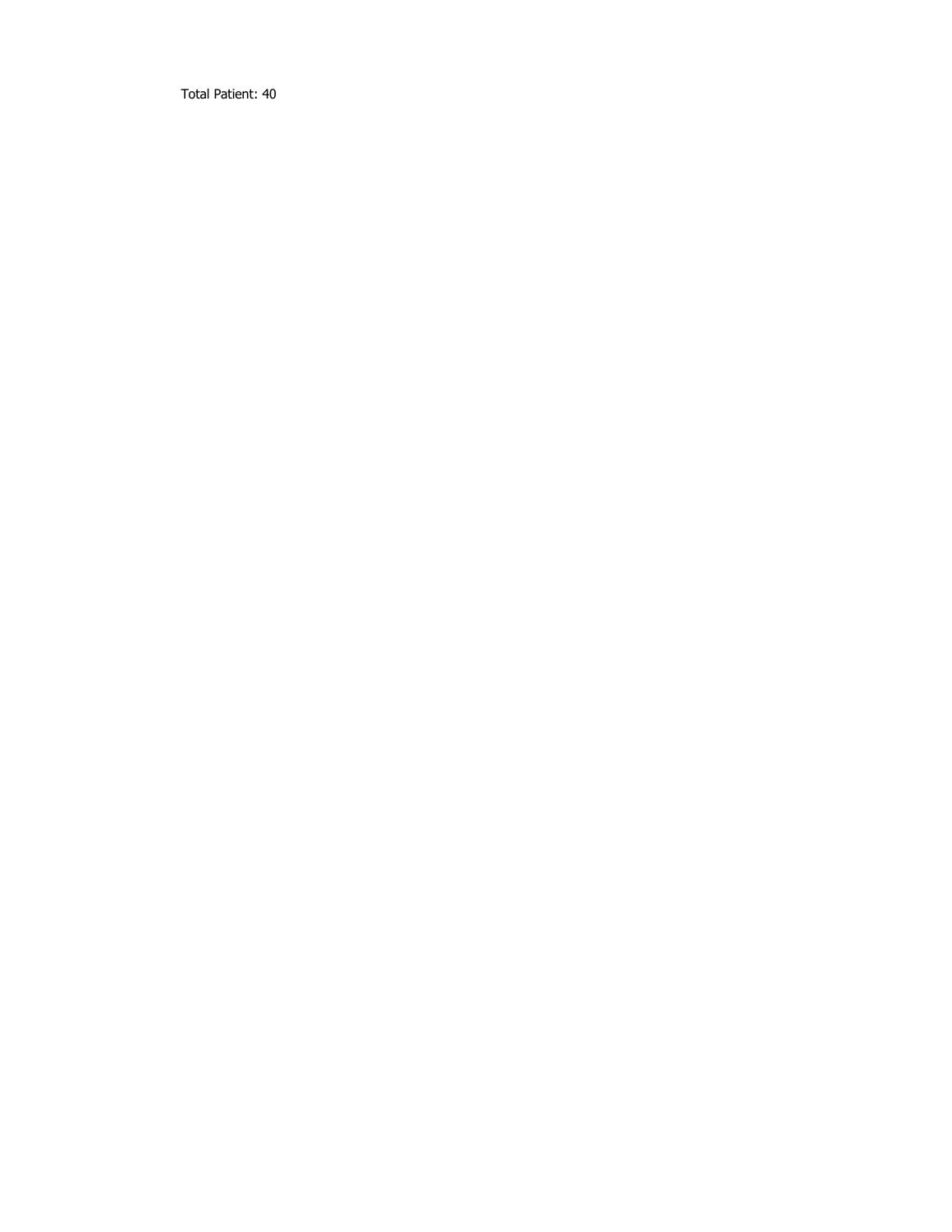Total Patient: 40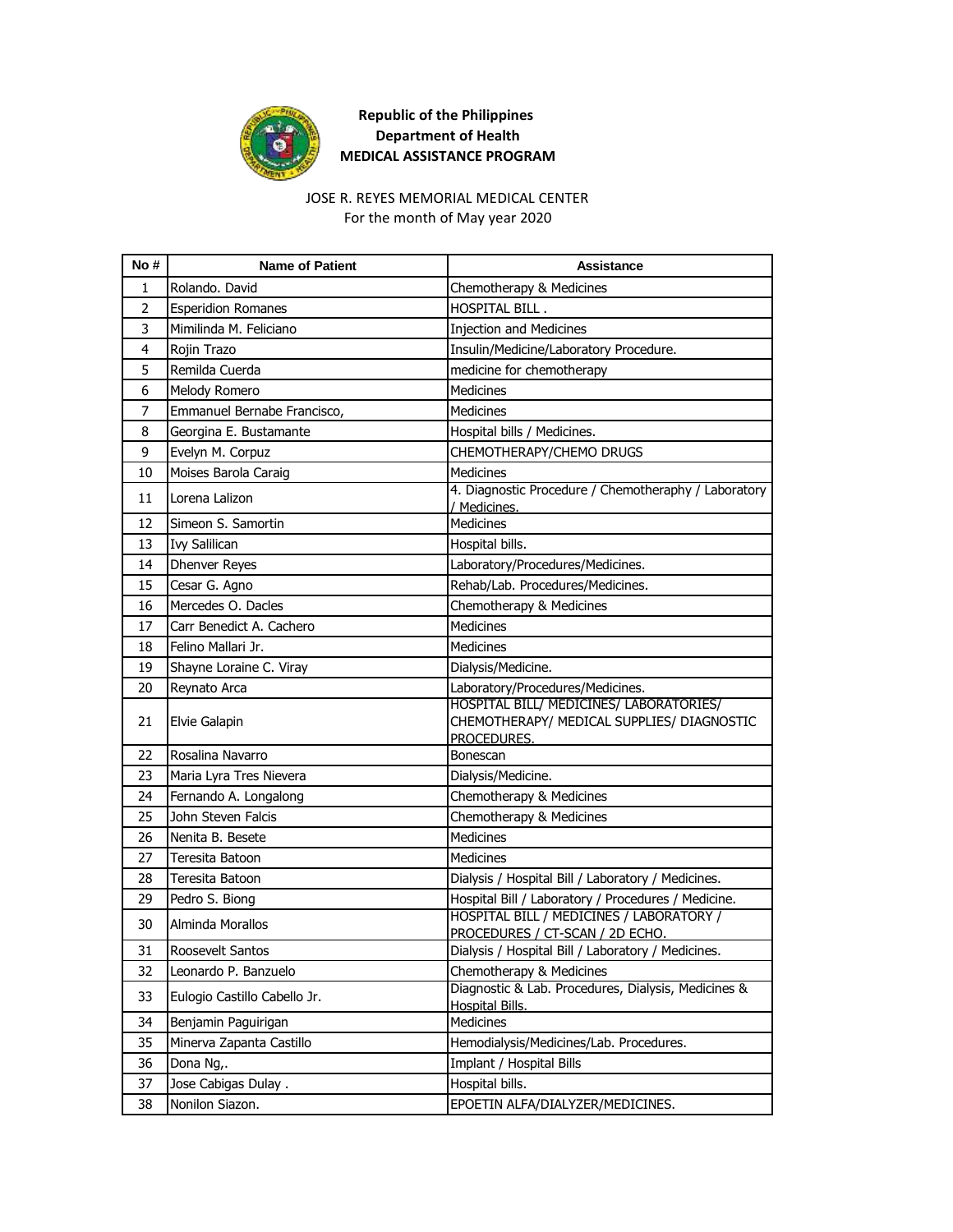**Republic of the Philippines**
**Department of Health**
**MEDICAL ASSISTANCE PROGRAM**

JOSE R. REYES MEMORIAL MEDICAL CENTER
For the month of May year 2020

| No # | Name of Patient | Assistance |
|---|---|---|
| 1 | Rolando. David | Chemotherapy & Medicines |
| 2 | Esperidion Romanes | HOSPITAL BILL . |
| 3 | Mimilinda M. Feliciano | Injection and Medicines |
| 4 | Rojin Trazo | Insulin/Medicine/Laboratory Procedure. |
| 5 | Remilda Cuerda | medicine for chemotherapy |
| 6 | Melody Romero | Medicines |
| 7 | Emmanuel Bernabe Francisco, | Medicines |
| 8 | Georgina E. Bustamante | Hospital bills / Medicines. |
| 9 | Evelyn M. Corpuz | CHEMOTHERAPY/CHEMO DRUGS |
| 10 | Moises Barola Caraig | Medicines |
| 11 | Lorena Lalizon | 4. Diagnostic Procedure / Chemotheraphy / Laboratory / Medicines. |
| 12 | Simeon S. Samortin | Medicines |
| 13 | Ivy Salilican | Hospital bills. |
| 14 | Dhenver Reyes | Laboratory/Procedures/Medicines. |
| 15 | Cesar G. Agno | Rehab/Lab. Procedures/Medicines. |
| 16 | Mercedes O. Dacles | Chemotherapy & Medicines |
| 17 | Carr Benedict A. Cachero | Medicines |
| 18 | Felino Mallari Jr. | Medicines |
| 19 | Shayne Loraine C. Viray | Dialysis/Medicine. |
| 20 | Reynato Arca | Laboratory/Procedures/Medicines. |
| 21 | Elvie Galapin | HOSPITAL BILL/ MEDICINES/ LABORATORIES/ CHEMOTHERAPY/ MEDICAL SUPPLIES/ DIAGNOSTIC PROCEDURES. |
| 22 | Rosalina Navarro | Bonescan |
| 23 | Maria Lyra Tres Nievera | Dialysis/Medicine. |
| 24 | Fernando A. Longalong | Chemotherapy & Medicines |
| 25 | John Steven Falcis | Chemotherapy & Medicines |
| 26 | Nenita B. Besete | Medicines |
| 27 | Teresita Batoon | Medicines |
| 28 | Teresita Batoon | Dialysis / Hospital Bill / Laboratory / Medicines. |
| 29 | Pedro S. Biong | Hospital Bill / Laboratory / Procedures / Medicine. |
| 30 | Alminda Morallos | HOSPITAL BILL / MEDICINES / LABORATORY / PROCEDURES / CT-SCAN / 2D ECHO. |
| 31 | Roosevelt Santos | Dialysis / Hospital Bill / Laboratory / Medicines. |
| 32 | Leonardo P. Banzuelo | Chemotherapy & Medicines |
| 33 | Eulogio Castillo Cabello Jr. | Diagnostic & Lab. Procedures, Dialysis, Medicines & Hospital Bills. |
| 34 | Benjamin Paguirigan | Medicines |
| 35 | Minerva Zapanta Castillo | Hemodialysis/Medicines/Lab. Procedures. |
| 36 | Dona Ng,. | Implant / Hospital Bills |
| 37 | Jose Cabigas Dulay . | Hospital bills. |
| 38 | Nonilon Siazon. | EPOETIN ALFA/DIALYZER/MEDICINES. |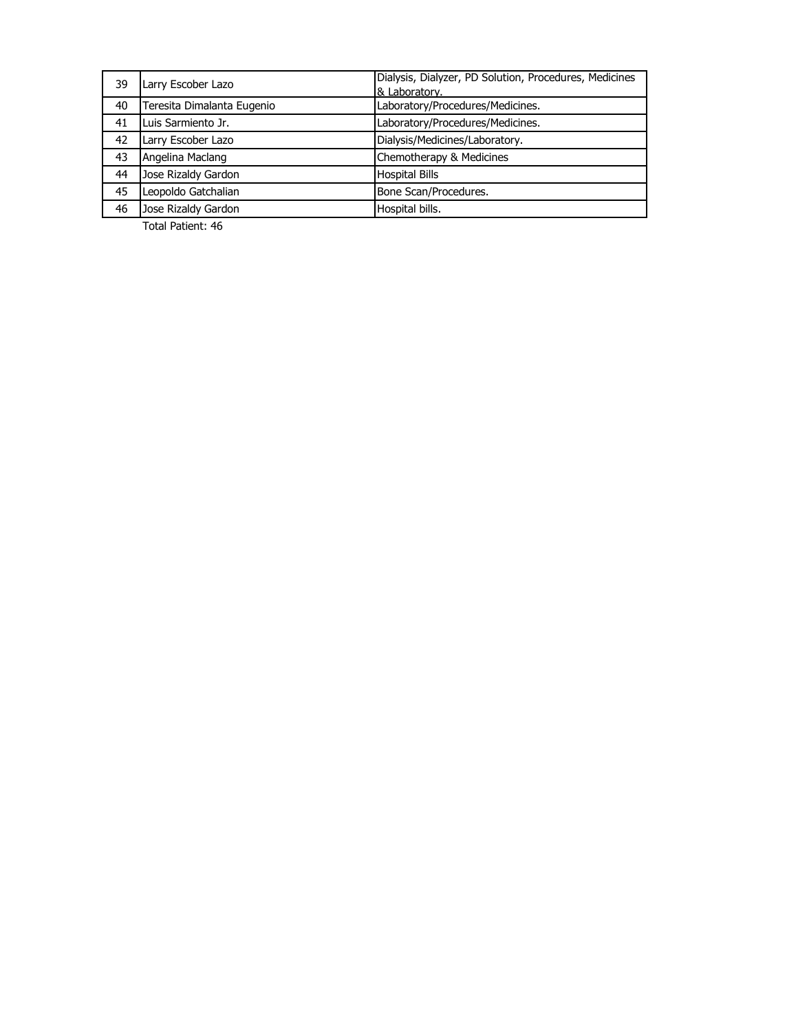| | | |
|---|---|---|
| 39 | Larry Escober Lazo | Dialysis, Dialyzer, PD Solution, Procedures, Medicines & Laboratory. |
| 40 | Teresita Dimalanta Eugenio | Laboratory/Procedures/Medicines. |
| 41 | Luis Sarmiento Jr. | Laboratory/Procedures/Medicines. |
| 42 | Larry Escober Lazo | Dialysis/Medicines/Laboratory. |
| 43 | Angelina Maclang | Chemotherapy & Medicines |
| 44 | Jose Rizaldy Gardon | Hospital Bills |
| 45 | Leopoldo Gatchalian | Bone Scan/Procedures. |
| 46 | Jose Rizaldy Gardon | Hospital bills. |

Total Patient: 46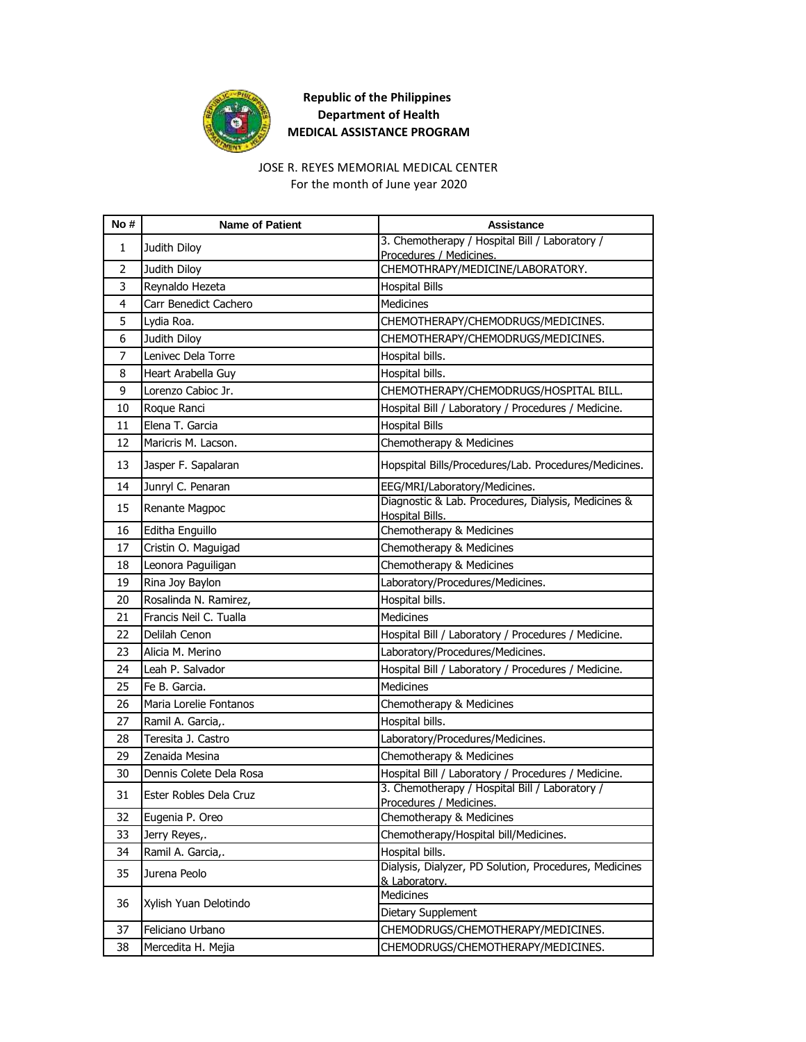**Republic of the Philippines**
**Department of Health**
**MEDICAL ASSISTANCE PROGRAM**

JOSE R. REYES MEMORIAL MEDICAL CENTER
For the month of June year 2020

| No # | Name of Patient | Assistance |
|---|---|---|
| 1 | Judith Diloy | 3. Chemotherapy / Hospital Bill / Laboratory / Procedures / Medicines. |
| 2 | Judith Diloy | CHEMOTHRAPY/MEDICINE/LABORATORY. |
| 3 | Reynaldo Hezeta | Hospital Bills |
| 4 | Carr Benedict Cachero | Medicines |
| 5 | Lydia Roa. | CHEMOTHERAPY/CHEMODRUGS/MEDICINES. |
| 6 | Judith Diloy | CHEMOTHERAPY/CHEMODRUGS/MEDICINES. |
| 7 | Lenivec Dela Torre | Hospital bills. |
| 8 | Heart Arabella Guy | Hospital bills. |
| 9 | Lorenzo Cabioc Jr. | CHEMOTHERAPY/CHEMODRUGS/HOSPITAL BILL. |
| 10 | Roque Ranci | Hospital Bill / Laboratory / Procedures / Medicine. |
| 11 | Elena T. Garcia | Hospital Bills |
| 12 | Maricris M. Lacson. | Chemotherapy & Medicines |
| 13 | Jasper F. Sapalaran | Hopspital Bills/Procedures/Lab. Procedures/Medicines. |
| 14 | Junryl C. Penaran | EEG/MRI/Laboratory/Medicines. |
| 15 | Renante Magpoc | Diagnostic & Lab. Procedures, Dialysis, Medicines & Hospital Bills. |
| 16 | Editha Enguillo | Chemotherapy & Medicines |
| 17 | Cristin O. Maguigad | Chemotherapy & Medicines |
| 18 | Leonora Paguiligan | Chemotherapy & Medicines |
| 19 | Rina Joy Baylon | Laboratory/Procedures/Medicines. |
| 20 | Rosalinda N. Ramirez, | Hospital bills. |
| 21 | Francis Neil C. Tualla | Medicines |
| 22 | Delilah Cenon | Hospital Bill / Laboratory / Procedures / Medicine. |
| 23 | Alicia M. Merino | Laboratory/Procedures/Medicines. |
| 24 | Leah P. Salvador | Hospital Bill / Laboratory / Procedures / Medicine. |
| 25 | Fe B. Garcia. | Medicines |
| 26 | Maria Lorelie Fontanos | Chemotherapy & Medicines |
| 27 | Ramil A. Garcia,. | Hospital bills. |
| 28 | Teresita J. Castro | Laboratory/Procedures/Medicines. |
| 29 | Zenaida Mesina | Chemotherapy & Medicines |
| 30 | Dennis Colete Dela Rosa | Hospital Bill / Laboratory / Procedures / Medicine. |
| 31 | Ester Robles Dela Cruz | 3. Chemotherapy / Hospital Bill / Laboratory / Procedures / Medicines. |
| 32 | Eugenia P. Oreo | Chemotherapy & Medicines |
| 33 | Jerry Reyes,. | Chemotherapy/Hospital bill/Medicines. |
| 34 | Ramil A. Garcia,. | Hospital bills. |
| 35 | Jurena Peolo | Dialysis, Dialyzer, PD Solution, Procedures, Medicines & Laboratory. |
| 36 | Xylish Yuan Delotindo | Medicines |
| | | Dietary Supplement |
| 37 | Feliciano Urbano | CHEMODRUGS/CHEMOTHERAPY/MEDICINES. |
| 38 | Mercedita H. Mejia | CHEMODRUGS/CHEMOTHERAPY/MEDICINES. |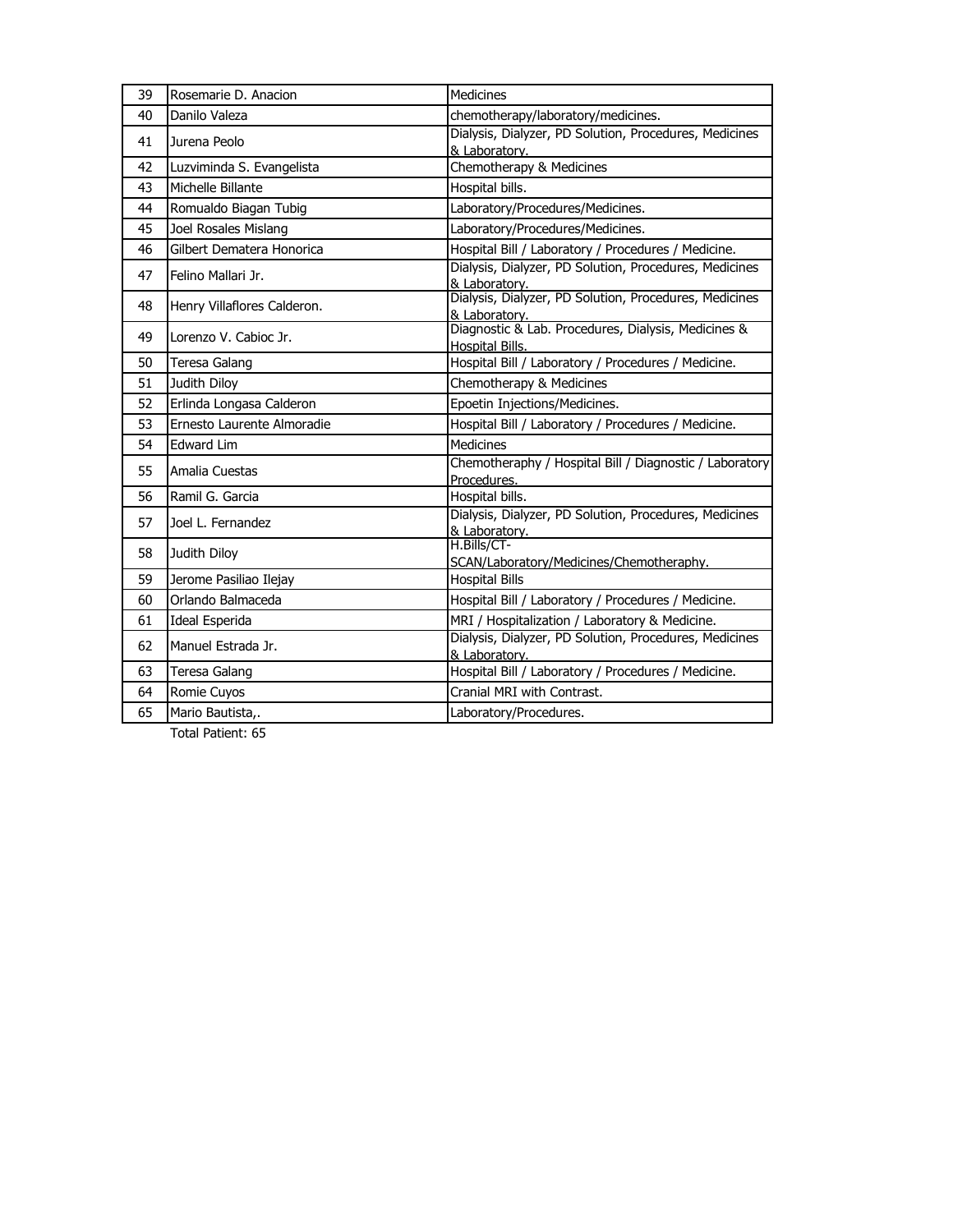| 39 | Rosemarie D. Anacion | Medicines |
|---|---|---|
| 40 | Danilo Valeza | chemotherapy/laboratory/medicines. |
| 41 | Jurena Peolo | Dialysis, Dialyzer, PD Solution, Procedures, Medicines & Laboratory. |
| 42 | Luzviminda S. Evangelista | Chemotherapy & Medicines |
| 43 | Michelle Billante | Hospital bills. |
| 44 | Romualdo Biagan Tubig | Laboratory/Procedures/Medicines. |
| 45 | Joel Rosales Mislang | Laboratory/Procedures/Medicines. |
| 46 | Gilbert Dematera Honorica | Hospital Bill / Laboratory / Procedures / Medicine. |
| 47 | Felino Mallari Jr. | Dialysis, Dialyzer, PD Solution, Procedures, Medicines & Laboratory. |
| 48 | Henry Villaflores Calderon. | Dialysis, Dialyzer, PD Solution, Procedures, Medicines & Laboratory. |
| 49 | Lorenzo V. Cabioc Jr. | Diagnostic & Lab. Procedures, Dialysis, Medicines & Hospital Bills. |
| 50 | Teresa Galang | Hospital Bill / Laboratory / Procedures / Medicine. |
| 51 | Judith Diloy | Chemotherapy & Medicines |
| 52 | Erlinda Longasa Calderon | Epoetin Injections/Medicines. |
| 53 | Ernesto Laurente Almoradie | Hospital Bill / Laboratory / Procedures / Medicine. |
| 54 | Edward Lim | Medicines |
| 55 | Amalia Cuestas | Chemotheraphy / Hospital Bill / Diagnostic / Laboratory Procedures. |
| 56 | Ramil G. Garcia | Hospital bills. |
| 57 | Joel L. Fernandez | Dialysis, Dialyzer, PD Solution, Procedures, Medicines & Laboratory. |
| 58 | Judith Diloy | H.Bills/CT-SCAN/Laboratory/Medicines/Chemotheraphy. |
| 59 | Jerome Pasiliao Ilejay | Hospital Bills |
| 60 | Orlando Balmaceda | Hospital Bill / Laboratory / Procedures / Medicine. |
| 61 | Ideal Esperida | MRI / Hospitalization / Laboratory & Medicine. |
| 62 | Manuel Estrada Jr. | Dialysis, Dialyzer, PD Solution, Procedures, Medicines & Laboratory. |
| 63 | Teresa Galang | Hospital Bill / Laboratory / Procedures / Medicine. |
| 64 | Romie Cuyos | Cranial MRI with Contrast. |
| 65 | Mario Bautista,. | Laboratory/Procedures. |

Total Patient: 65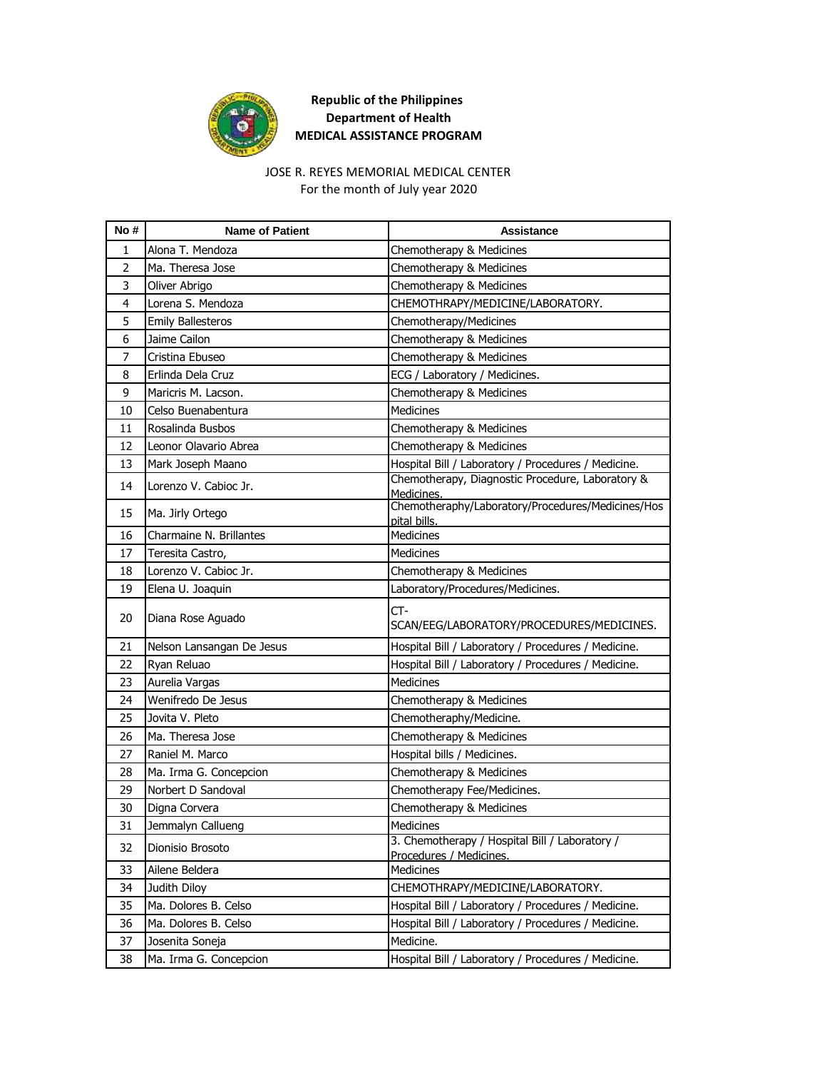**Republic of the Philippines**
**Department of Health**
**MEDICAL ASSISTANCE PROGRAM**

JOSE R. REYES MEMORIAL MEDICAL CENTER
For the month of July year 2020

| No # | Name of Patient | Assistance |
|---|---|---|
| 1 | Alona T. Mendoza | Chemotherapy & Medicines |
| 2 | Ma. Theresa Jose | Chemotherapy & Medicines |
| 3 | Oliver Abrigo | Chemotherapy & Medicines |
| 4 | Lorena S. Mendoza | CHEMOTHRAPY/MEDICINE/LABORATORY. |
| 5 | Emily Ballesteros | Chemotherapy/Medicines |
| 6 | Jaime Cailon | Chemotherapy & Medicines |
| 7 | Cristina Ebuseo | Chemotherapy & Medicines |
| 8 | Erlinda Dela Cruz | ECG / Laboratory / Medicines. |
| 9 | Maricris M. Lacson. | Chemotherapy & Medicines |
| 10 | Celso Buenabentura | Medicines |
| 11 | Rosalinda Busbos | Chemotherapy & Medicines |
| 12 | Leonor Olavario Abrea | Chemotherapy & Medicines |
| 13 | Mark Joseph Maano | Hospital Bill / Laboratory / Procedures / Medicine. |
| 14 | Lorenzo V. Cabioc Jr. | Chemotherapy, Diagnostic Procedure, Laboratory & Medicines. |
| 15 | Ma. Jirly Ortego | Chemotheraphy/Laboratory/Procedures/Medicines/Hospital bills. |
| 16 | Charmaine N. Brillantes | Medicines |
| 17 | Teresita Castro, | Medicines |
| 18 | Lorenzo V. Cabioc Jr. | Chemotherapy & Medicines |
| 19 | Elena U. Joaquin | Laboratory/Procedures/Medicines. |
| 20 | Diana Rose Aguado | CT-SCAN/EEG/LABORATORY/PROCEDURES/MEDICINES. |
| 21 | Nelson Lansangan De Jesus | Hospital Bill / Laboratory / Procedures / Medicine. |
| 22 | Ryan Reluao | Hospital Bill / Laboratory / Procedures / Medicine. |
| 23 | Aurelia Vargas | Medicines |
| 24 | Wenifredo De Jesus | Chemotherapy & Medicines |
| 25 | Jovita V. Pleto | Chemotheraphy/Medicine. |
| 26 | Ma. Theresa Jose | Chemotherapy & Medicines |
| 27 | Raniel M. Marco | Hospital bills / Medicines. |
| 28 | Ma. Irma G. Concepcion | Chemotherapy & Medicines |
| 29 | Norbert D Sandoval | Chemotherapy Fee/Medicines. |
| 30 | Digna Corvera | Chemotherapy & Medicines |
| 31 | Jemmalyn Callueng | Medicines |
| 32 | Dionisio Brosoto | 3. Chemotherapy / Hospital Bill / Laboratory / Procedures / Medicines. |
| 33 | Ailene Beldera | Medicines |
| 34 | Judith Diloy | CHEMOTHRAPY/MEDICINE/LABORATORY. |
| 35 | Ma. Dolores B. Celso | Hospital Bill / Laboratory / Procedures / Medicine. |
| 36 | Ma. Dolores B. Celso | Hospital Bill / Laboratory / Procedures / Medicine. |
| 37 | Josenita Soneja | Medicine. |
| 38 | Ma. Irma G. Concepcion | Hospital Bill / Laboratory / Procedures / Medicine. |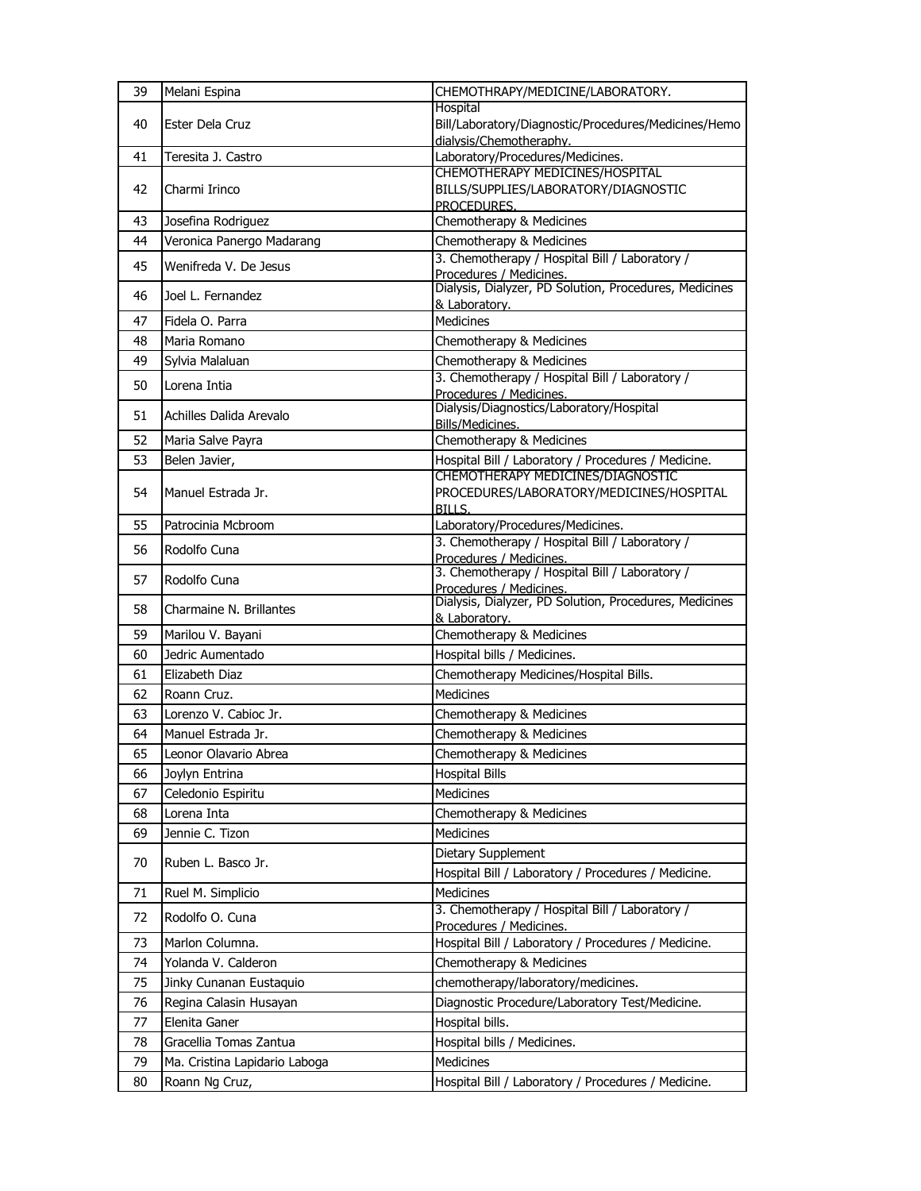| 39 | Melani Espina | CHEMOTHRAPY/MEDICINE/LABORATORY. |
|---|---|---|
| 40 | Ester Dela Cruz | Hospital Bill/Laboratory/Diagnostic/Procedures/Medicines/Hemo dialysis/Chemotheraphy. |
| 41 | Teresita J. Castro | Laboratory/Procedures/Medicines. |
| 42 | Charmi Irinco | CHEMOTHERAPY MEDICINES/HOSPITAL BILLS/SUPPLIES/LABORATORY/DIAGNOSTIC PROCEDURES. |
| 43 | Josefina Rodriguez | Chemotherapy & Medicines |
| 44 | Veronica Panergo Madarang | Chemotherapy & Medicines |
| 45 | Wenifreda V. De Jesus | 3. Chemotherapy / Hospital Bill / Laboratory / Procedures / Medicines. |
| 46 | Joel L. Fernandez | Dialysis, Dialyzer, PD Solution, Procedures, Medicines & Laboratory. |
| 47 | Fidela O. Parra | Medicines |
| 48 | Maria Romano | Chemotherapy & Medicines |
| 49 | Sylvia Malaluan | Chemotherapy & Medicines |
| 50 | Lorena Intia | 3. Chemotherapy / Hospital Bill / Laboratory / Procedures / Medicines. |
| 51 | Achilles Dalida Arevalo | Dialysis/Diagnostics/Laboratory/Hospital Bills/Medicines. |
| 52 | Maria Salve Payra | Chemotherapy & Medicines |
| 53 | Belen Javier, | Hospital Bill / Laboratory / Procedures / Medicine. |
| 54 | Manuel Estrada Jr. | CHEMOTHERAPY MEDICINES/DIAGNOSTIC PROCEDURES/LABORATORY/MEDICINES/HOSPITAL BILLS. |
| 55 | Patrocinia Mcbroom | Laboratory/Procedures/Medicines. |
| 56 | Rodolfo Cuna | 3. Chemotherapy / Hospital Bill / Laboratory / Procedures / Medicines. |
| 57 | Rodolfo Cuna | 3. Chemotherapy / Hospital Bill / Laboratory / Procedures / Medicines. |
| 58 | Charmaine N. Brillantes | Dialysis, Dialyzer, PD Solution, Procedures, Medicines & Laboratory. |
| 59 | Marilou V. Bayani | Chemotherapy & Medicines |
| 60 | Jedric Aumentado | Hospital bills / Medicines. |
| 61 | Elizabeth Diaz | Chemotherapy Medicines/Hospital Bills. |
| 62 | Roann Cruz. | Medicines |
| 63 | Lorenzo V. Cabioc Jr. | Chemotherapy & Medicines |
| 64 | Manuel Estrada Jr. | Chemotherapy & Medicines |
| 65 | Leonor Olavario Abrea | Chemotherapy & Medicines |
| 66 | Joylyn Entrina | Hospital Bills |
| 67 | Celedonio Espiritu | Medicines |
| 68 | Lorena Inta | Chemotherapy & Medicines |
| 69 | Jennie C. Tizon | Medicines |
| 70 | Ruben L. Basco Jr. | Dietary Supplement |
| | | Hospital Bill / Laboratory / Procedures / Medicine. |
| 71 | Ruel M. Simplicio | Medicines |
| 72 | Rodolfo O. Cuna | 3. Chemotherapy / Hospital Bill / Laboratory / Procedures / Medicines. |
| 73 | Marlon Columna. | Hospital Bill / Laboratory / Procedures / Medicine. |
| 74 | Yolanda V. Calderon | Chemotherapy & Medicines |
| 75 | Jinky Cunanan Eustaquio | chemotherapy/laboratory/medicines. |
| 76 | Regina Calasin Husayan | Diagnostic Procedure/Laboratory Test/Medicine. |
| 77 | Elenita Ganer | Hospital bills. |
| 78 | Gracellia Tomas Zantua | Hospital bills / Medicines. |
| 79 | Ma. Cristina Lapidario Laboga | Medicines |
| 80 | Roann Ng Cruz, | Hospital Bill / Laboratory / Procedures / Medicine. |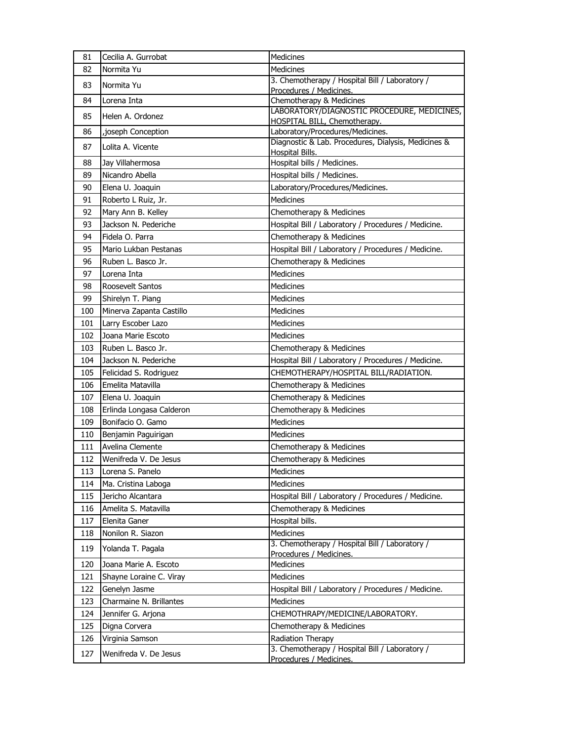| 81 | Cecilia A. Gurrobat | Medicines |
|---|---|---|
| 82 | Normita Yu | Medicines |
| 83 | Normita Yu | 3. Chemotherapy / Hospital Bill / Laboratory / Procedures / Medicines. |
| 84 | Lorena Inta | Chemotherapy & Medicines |
| 85 | Helen A. Ordonez | LABORATORY/DIAGNOSTIC PROCEDURE, MEDICINES, HOSPITAL BILL, Chemotherapy. |
| 86 | ,joseph Conception | Laboratory/Procedures/Medicines. |
| 87 | Lolita A. Vicente | Diagnostic & Lab. Procedures, Dialysis, Medicines & Hospital Bills. |
| 88 | Jay Villahermosa | Hospital bills / Medicines. |
| 89 | Nicandro Abella | Hospital bills / Medicines. |
| 90 | Elena U. Joaquin | Laboratory/Procedures/Medicines. |
| 91 | Roberto L Ruiz, Jr. | Medicines |
| 92 | Mary Ann B. Kelley | Chemotherapy & Medicines |
| 93 | Jackson N. Pederiche | Hospital Bill / Laboratory / Procedures / Medicine. |
| 94 | Fidela O. Parra | Chemotherapy & Medicines |
| 95 | Mario Lukban Pestanas | Hospital Bill / Laboratory / Procedures / Medicine. |
| 96 | Ruben L. Basco Jr. | Chemotherapy & Medicines |
| 97 | Lorena Inta | Medicines |
| 98 | Roosevelt Santos | Medicines |
| 99 | Shirelyn T. Piang | Medicines |
| 100 | Minerva Zapanta Castillo | Medicines |
| 101 | Larry Escober Lazo | Medicines |
| 102 | Joana Marie Escoto | Medicines |
| 103 | Ruben L. Basco Jr. | Chemotherapy & Medicines |
| 104 | Jackson N. Pederiche | Hospital Bill / Laboratory / Procedures / Medicine. |
| 105 | Felicidad S. Rodriguez | CHEMOTHERAPY/HOSPITAL BILL/RADIATION. |
| 106 | Emelita Matavilla | Chemotherapy & Medicines |
| 107 | Elena U. Joaquin | Chemotherapy & Medicines |
| 108 | Erlinda Longasa Calderon | Chemotherapy & Medicines |
| 109 | Bonifacio O. Gamo | Medicines |
| 110 | Benjamin Paguirigan | Medicines |
| 111 | Avelina Clemente | Chemotherapy & Medicines |
| 112 | Wenifreda V. De Jesus | Chemotherapy & Medicines |
| 113 | Lorena S. Panelo | Medicines |
| 114 | Ma. Cristina Laboga | Medicines |
| 115 | Jericho Alcantara | Hospital Bill / Laboratory / Procedures / Medicine. |
| 116 | Amelita S. Matavilla | Chemotherapy & Medicines |
| 117 | Elenita Ganer | Hospital bills. |
| 118 | Nonilon R. Siazon | Medicines |
| 119 | Yolanda T. Pagala | 3. Chemotherapy / Hospital Bill / Laboratory / Procedures / Medicines. |
| 120 | Joana Marie A. Escoto | Medicines |
| 121 | Shayne Loraine C. Viray | Medicines |
| 122 | Genelyn Jasme | Hospital Bill / Laboratory / Procedures / Medicine. |
| 123 | Charmaine N. Brillantes | Medicines |
| 124 | Jennifer G. Arjona | CHEMOTHRAPY/MEDICINE/LABORATORY. |
| 125 | Digna Corvera | Chemotherapy & Medicines |
| 126 | Virginia Samson | Radiation Therapy |
| 127 | Wenifreda V. De Jesus | 3. Chemotherapy / Hospital Bill / Laboratory / Procedures / Medicines. |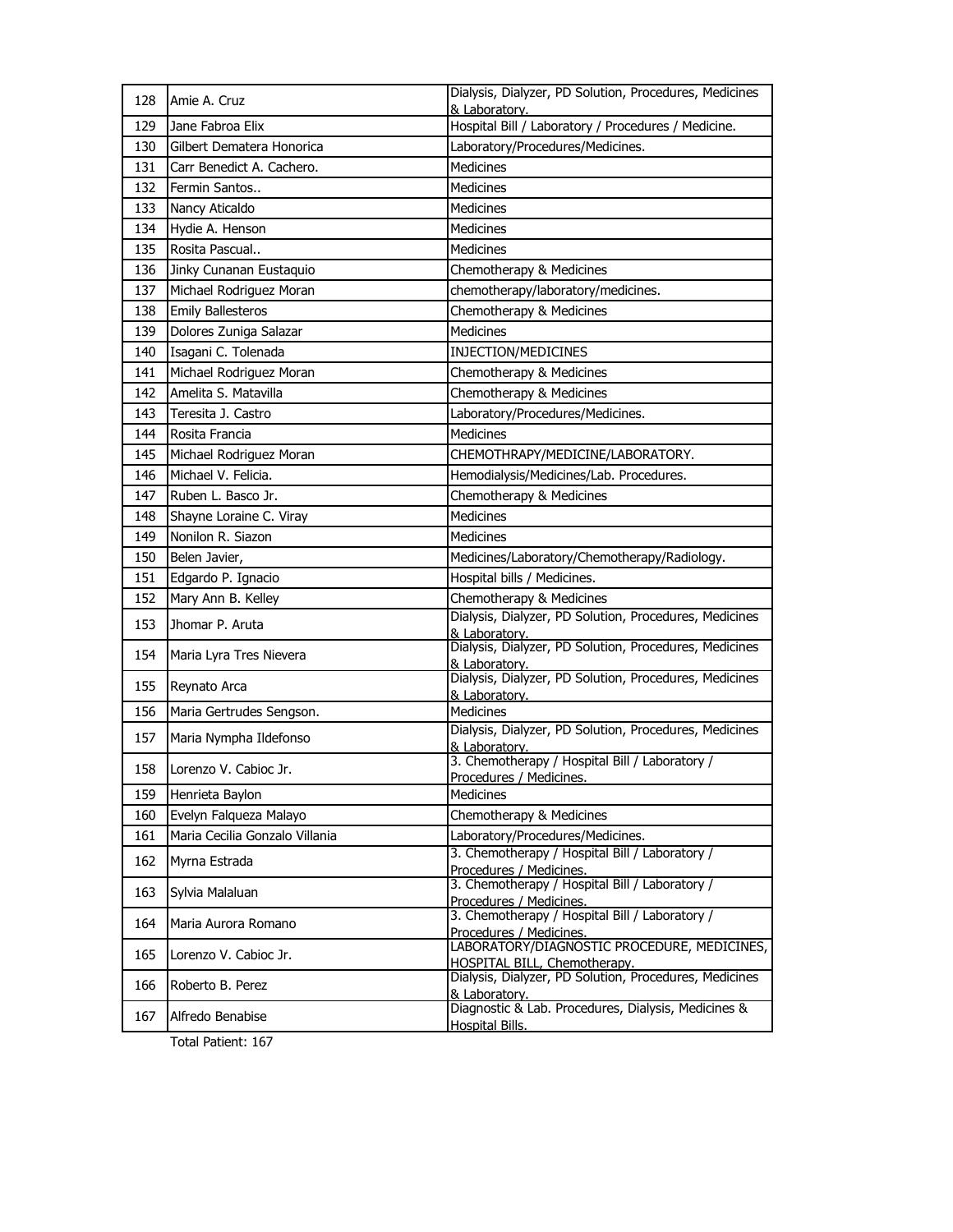| 128 | Amie A. Cruz | Dialysis, Dialyzer, PD Solution, Procedures, Medicines & Laboratory. |
|---|---|---|
| 129 | Jane Fabroa Elix | Hospital Bill / Laboratory / Procedures / Medicine. |
| 130 | Gilbert Dematera Honorica | Laboratory/Procedures/Medicines. |
| 131 | Carr Benedict A. Cachero. | Medicines |
| 132 | Fermin Santos.. | Medicines |
| 133 | Nancy Aticaldo | Medicines |
| 134 | Hydie A. Henson | Medicines |
| 135 | Rosita Pascual.. | Medicines |
| 136 | Jinky Cunanan Eustaquio | Chemotherapy & Medicines |
| 137 | Michael Rodriguez Moran | chemotherapy/laboratory/medicines. |
| 138 | Emily Ballesteros | Chemotherapy & Medicines |
| 139 | Dolores Zuniga Salazar | Medicines |
| 140 | Isagani C. Tolenada | INJECTION/MEDICINES |
| 141 | Michael Rodriguez Moran | Chemotherapy & Medicines |
| 142 | Amelita S. Matavilla | Chemotherapy & Medicines |
| 143 | Teresita J. Castro | Laboratory/Procedures/Medicines. |
| 144 | Rosita Francia | Medicines |
| 145 | Michael Rodriguez Moran | CHEMOTHRAPY/MEDICINE/LABORATORY. |
| 146 | Michael V. Felicia. | Hemodialysis/Medicines/Lab. Procedures. |
| 147 | Ruben L. Basco Jr. | Chemotherapy & Medicines |
| 148 | Shayne Loraine C. Viray | Medicines |
| 149 | Nonilon R. Siazon | Medicines |
| 150 | Belen Javier, | Medicines/Laboratory/Chemotherapy/Radiology. |
| 151 | Edgardo P. Ignacio | Hospital bills / Medicines. |
| 152 | Mary Ann B. Kelley | Chemotherapy & Medicines |
| 153 | Jhomar P. Aruta | Dialysis, Dialyzer, PD Solution, Procedures, Medicines & Laboratory. |
| 154 | Maria Lyra Tres Nievera | Dialysis, Dialyzer, PD Solution, Procedures, Medicines & Laboratory. |
| 155 | Reynato Arca | Dialysis, Dialyzer, PD Solution, Procedures, Medicines & Laboratory. |
| 156 | Maria Gertrudes Sengson. | Medicines |
| 157 | Maria Nympha Ildefonso | Dialysis, Dialyzer, PD Solution, Procedures, Medicines & Laboratory. |
| 158 | Lorenzo V. Cabioc Jr. | 3. Chemotherapy / Hospital Bill / Laboratory / Procedures / Medicines. |
| 159 | Henrieta Baylon | Medicines |
| 160 | Evelyn Falqueza Malayo | Chemotherapy & Medicines |
| 161 | Maria Cecilia Gonzalo Villania | Laboratory/Procedures/Medicines. |
| 162 | Myrna Estrada | 3. Chemotherapy / Hospital Bill / Laboratory / Procedures / Medicines. |
| 163 | Sylvia Malaluan | 3. Chemotherapy / Hospital Bill / Laboratory / Procedures / Medicines. |
| 164 | Maria Aurora Romano | 3. Chemotherapy / Hospital Bill / Laboratory / Procedures / Medicines. |
| 165 | Lorenzo V. Cabioc Jr. | LABORATORY/DIAGNOSTIC PROCEDURE, MEDICINES, HOSPITAL BILL, Chemotherapy. |
| 166 | Roberto B. Perez | Dialysis, Dialyzer, PD Solution, Procedures, Medicines & Laboratory. |
| 167 | Alfredo Benabise | Diagnostic & Lab. Procedures, Dialysis, Medicines & Hospital Bills. |

Total Patient: 167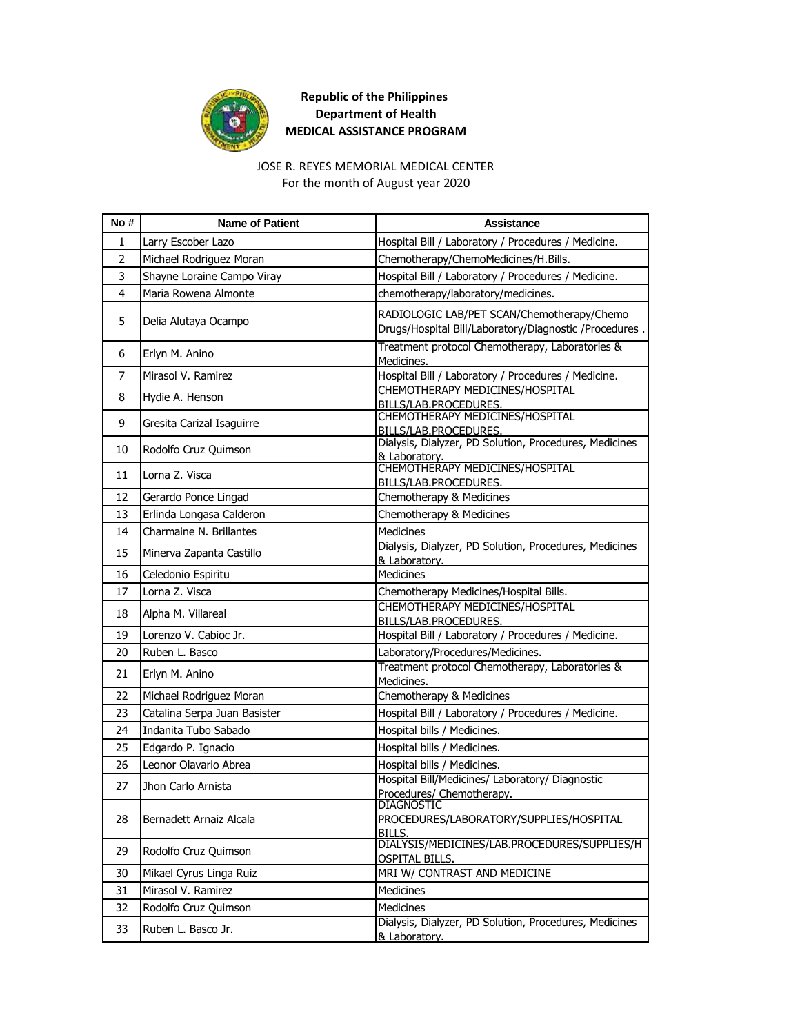**Republic of the Philippines**
**Department of Health**
**MEDICAL ASSISTANCE PROGRAM**

JOSE R. REYES MEMORIAL MEDICAL CENTER
For the month of August year 2020

| No # | Name of Patient | Assistance |
|---|---|---|
| 1 | Larry Escober Lazo | Hospital Bill / Laboratory / Procedures / Medicine. |
| 2 | Michael Rodriguez Moran | Chemotherapy/ChemoMedicines/H.Bills. |
| 3 | Shayne Loraine Campo Viray | Hospital Bill / Laboratory / Procedures / Medicine. |
| 4 | Maria Rowena Almonte | chemotherapy/laboratory/medicines. |
| 5 | Delia Alutaya Ocampo | RADIOLOGIC LAB/PET SCAN/Chemotherapy/Chemo Drugs/Hospital Bill/Laboratory/Diagnostic /Procedures . |
| 6 | Erlyn M. Anino | Treatment protocol Chemotherapy, Laboratories & Medicines. |
| 7 | Mirasol V. Ramirez | Hospital Bill / Laboratory / Procedures / Medicine. |
| 8 | Hydie A. Henson | CHEMOTHERAPY MEDICINES/HOSPITAL BILLS/LAB.PROCEDURES. |
| 9 | Gresita Carizal Isaguirre | CHEMOTHERAPY MEDICINES/HOSPITAL BILLS/LAB.PROCEDURES. |
| 10 | Rodolfo Cruz Quimson | Dialysis, Dialyzer, PD Solution, Procedures, Medicines & Laboratory. |
| 11 | Lorna Z. Visca | CHEMOTHERAPY MEDICINES/HOSPITAL BILLS/LAB.PROCEDURES. |
| 12 | Gerardo Ponce Lingad | Chemotherapy & Medicines |
| 13 | Erlinda Longasa Calderon | Chemotherapy & Medicines |
| 14 | Charmaine N. Brillantes | Medicines |
| 15 | Minerva Zapanta Castillo | Dialysis, Dialyzer, PD Solution, Procedures, Medicines & Laboratory. |
| 16 | Celedonio Espiritu | Medicines |
| 17 | Lorna Z. Visca | Chemotherapy Medicines/Hospital Bills. |
| 18 | Alpha M. Villareal | CHEMOTHERAPY MEDICINES/HOSPITAL BILLS/LAB.PROCEDURES. |
| 19 | Lorenzo V. Cabioc Jr. | Hospital Bill / Laboratory / Procedures / Medicine. |
| 20 | Ruben L. Basco | Laboratory/Procedures/Medicines. |
| 21 | Erlyn M. Anino | Treatment protocol Chemotherapy, Laboratories & Medicines. |
| 22 | Michael Rodriguez Moran | Chemotherapy & Medicines |
| 23 | Catalina Serpa Juan Basister | Hospital Bill / Laboratory / Procedures / Medicine. |
| 24 | Indanita Tubo Sabado | Hospital bills / Medicines. |
| 25 | Edgardo P. Ignacio | Hospital bills / Medicines. |
| 26 | Leonor Olavario Abrea | Hospital bills / Medicines. |
| 27 | Jhon Carlo Arnista | Hospital Bill/Medicines/ Laboratory/ Diagnostic Procedures/ Chemotherapy. |
| 28 | Bernadett Arnaiz Alcala | DIAGNOSTIC PROCEDURES/LABORATORY/SUPPLIES/HOSPITAL BILLS. |
| 29 | Rodolfo Cruz Quimson | DIALYSIS/MEDICINES/LAB.PROCEDURES/SUPPLIES/HOSPITAL BILLS. |
| 30 | Mikael Cyrus Linga Ruiz | MRI W/ CONTRAST AND MEDICINE |
| 31 | Mirasol V. Ramirez | Medicines |
| 32 | Rodolfo Cruz Quimson | Medicines |
| 33 | Ruben L. Basco Jr. | Dialysis, Dialyzer, PD Solution, Procedures, Medicines & Laboratory. |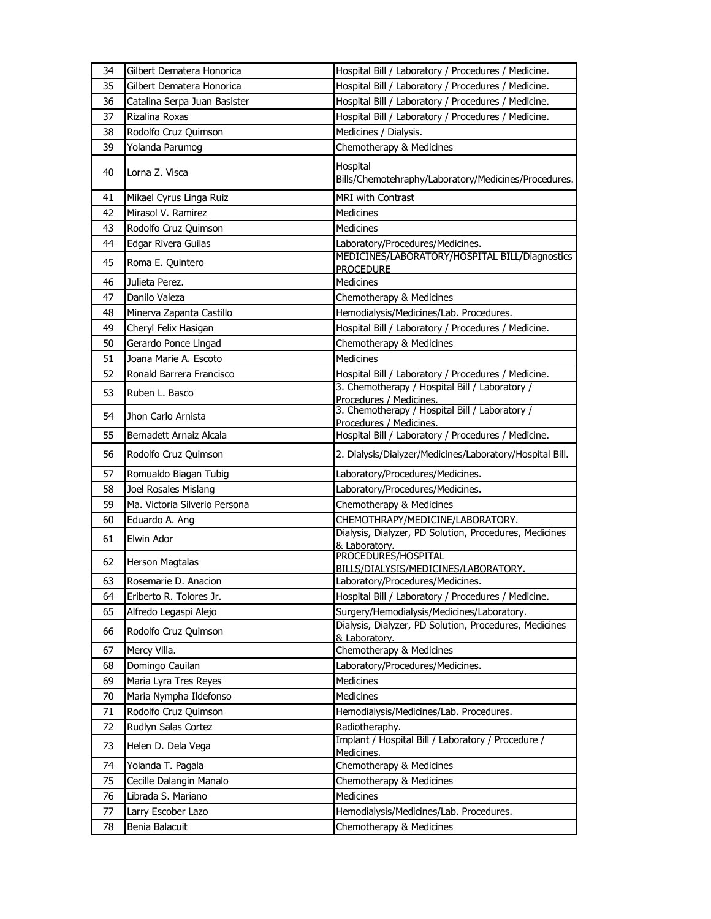| 34 | Gilbert Dematera Honorica | Hospital Bill / Laboratory / Procedures / Medicine. |
|---|---|---|
| 35 | Gilbert Dematera Honorica | Hospital Bill / Laboratory / Procedures / Medicine. |
| 36 | Catalina Serpa Juan Basister | Hospital Bill / Laboratory / Procedures / Medicine. |
| 37 | Rizalina Roxas | Hospital Bill / Laboratory / Procedures / Medicine. |
| 38 | Rodolfo Cruz Quimson | Medicines / Dialysis. |
| 39 | Yolanda Parumog | Chemotherapy & Medicines |
| 40 | Lorna Z. Visca | Hospital Bills/Chemotehraphy/Laboratory/Medicines/Procedures. |
| 41 | Mikael Cyrus Linga Ruiz | MRI with Contrast |
| 42 | Mirasol V. Ramirez | Medicines |
| 43 | Rodolfo Cruz Quimson | Medicines |
| 44 | Edgar Rivera Guilas | Laboratory/Procedures/Medicines. |
| 45 | Roma E. Quintero | MEDICINES/LABORATORY/HOSPITAL BILL/Diagnostics PROCEDURE |
| 46 | Julieta Perez. | Medicines |
| 47 | Danilo Valeza | Chemotherapy & Medicines |
| 48 | Minerva Zapanta Castillo | Hemodialysis/Medicines/Lab. Procedures. |
| 49 | Cheryl Felix Hasigan | Hospital Bill / Laboratory / Procedures / Medicine. |
| 50 | Gerardo Ponce Lingad | Chemotherapy & Medicines |
| 51 | Joana Marie A. Escoto | Medicines |
| 52 | Ronald Barrera Francisco | Hospital Bill / Laboratory / Procedures / Medicine. |
| 53 | Ruben L. Basco | 3. Chemotherapy / Hospital Bill / Laboratory / Procedures / Medicines. |
| 54 | Jhon Carlo Arnista | 3. Chemotherapy / Hospital Bill / Laboratory / Procedures / Medicines. |
| 55 | Bernadett Arnaiz Alcala | Hospital Bill / Laboratory / Procedures / Medicine. |
| 56 | Rodolfo Cruz Quimson | 2. Dialysis/Dialyzer/Medicines/Laboratory/Hospital Bill. |
| 57 | Romualdo Biagan Tubig | Laboratory/Procedures/Medicines. |
| 58 | Joel Rosales Mislang | Laboratory/Procedures/Medicines. |
| 59 | Ma. Victoria Silverio Persona | Chemotherapy & Medicines |
| 60 | Eduardo A. Ang | CHEMOTHRAPY/MEDICINE/LABORATORY. |
| 61 | Elwin Ador | Dialysis, Dialyzer, PD Solution, Procedures, Medicines & Laboratory. |
| 62 | Herson Magtalas | PROCEDURES/HOSPITAL BILLS/DIALYSIS/MEDICINES/LABORATORY. |
| 63 | Rosemarie D. Anacion | Laboratory/Procedures/Medicines. |
| 64 | Eriberto R. Tolores Jr. | Hospital Bill / Laboratory / Procedures / Medicine. |
| 65 | Alfredo Legaspi Alejo | Surgery/Hemodialysis/Medicines/Laboratory. |
| 66 | Rodolfo Cruz Quimson | Dialysis, Dialyzer, PD Solution, Procedures, Medicines & Laboratory. |
| 67 | Mercy Villa. | Chemotherapy & Medicines |
| 68 | Domingo Cauilan | Laboratory/Procedures/Medicines. |
| 69 | Maria Lyra Tres Reyes | Medicines |
| 70 | Maria Nympha Ildefonso | Medicines |
| 71 | Rodolfo Cruz Quimson | Hemodialysis/Medicines/Lab. Procedures. |
| 72 | Rudlyn Salas Cortez | Radiotheraphy. |
| 73 | Helen D. Dela Vega | Implant / Hospital Bill / Laboratory / Procedure / Medicines. |
| 74 | Yolanda T. Pagala | Chemotherapy & Medicines |
| 75 | Cecille Dalangin Manalo | Chemotherapy & Medicines |
| 76 | Librada S. Mariano | Medicines |
| 77 | Larry Escober Lazo | Hemodialysis/Medicines/Lab. Procedures. |
| 78 | Benia Balacuit | Chemotherapy & Medicines |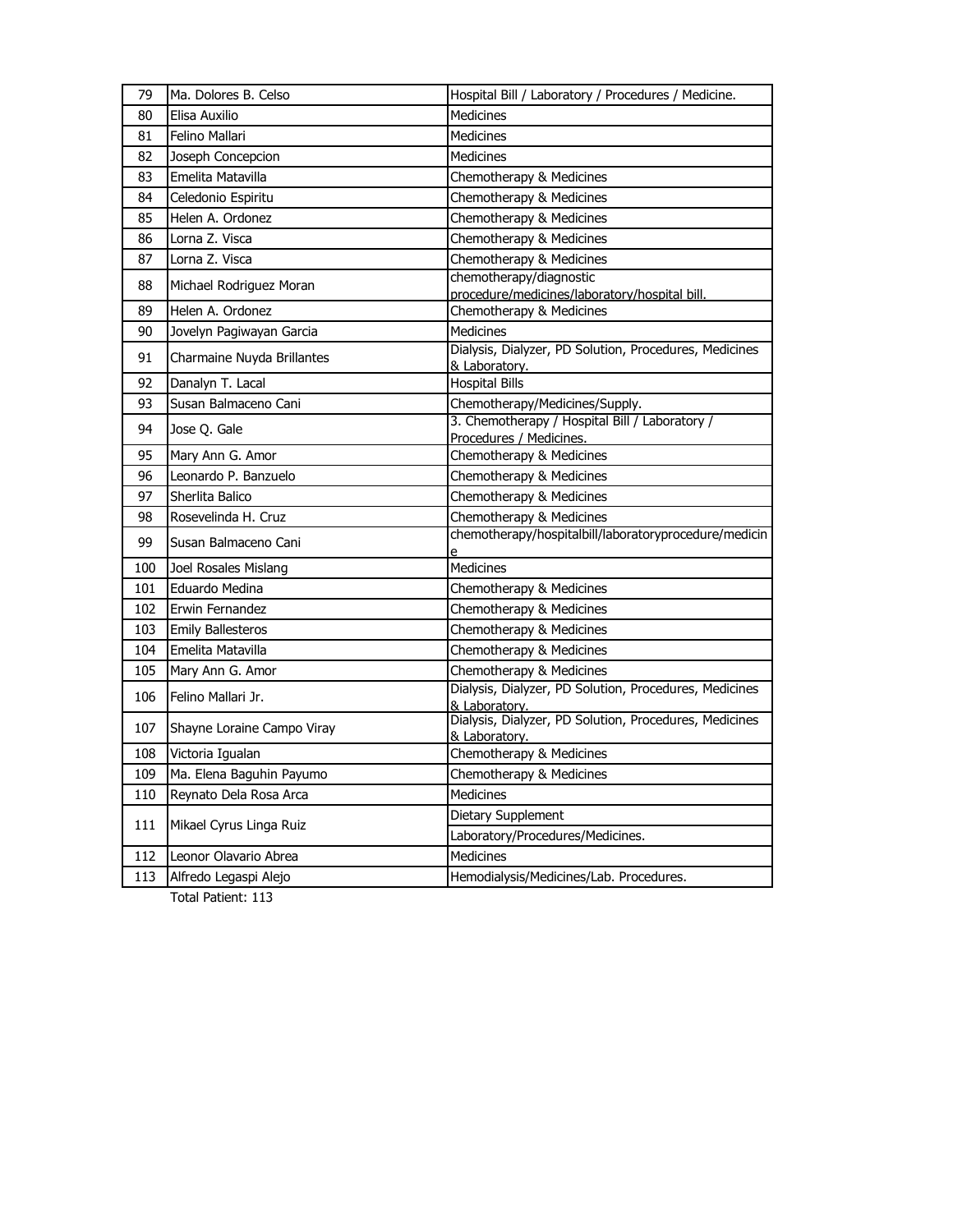| 79 | Ma. Dolores B. Celso | Hospital Bill / Laboratory / Procedures / Medicine. |
|---|---|---|
| 80 | Elisa Auxilio | Medicines |
| 81 | Felino Mallari | Medicines |
| 82 | Joseph Concepcion | Medicines |
| 83 | Emelita Matavilla | Chemotherapy & Medicines |
| 84 | Celedonio Espiritu | Chemotherapy & Medicines |
| 85 | Helen A. Ordonez | Chemotherapy & Medicines |
| 86 | Lorna Z. Visca | Chemotherapy & Medicines |
| 87 | Lorna Z. Visca | Chemotherapy & Medicines |
| 88 | Michael Rodriguez Moran | chemotherapy/diagnostic procedure/medicines/laboratory/hospital bill. |
| 89 | Helen A. Ordonez | Chemotherapy & Medicines |
| 90 | Jovelyn Pagiwayan Garcia | Medicines |
| 91 | Charmaine Nuyda Brillantes | Dialysis, Dialyzer, PD Solution, Procedures, Medicines & Laboratory. |
| 92 | Danalyn T. Lacal | Hospital Bills |
| 93 | Susan Balmaceno Cani | Chemotherapy/Medicines/Supply. |
| 94 | Jose Q. Gale | 3. Chemotherapy / Hospital Bill / Laboratory / Procedures / Medicines. |
| 95 | Mary Ann G. Amor | Chemotherapy & Medicines |
| 96 | Leonardo P. Banzuelo | Chemotherapy & Medicines |
| 97 | Sherlita Balico | Chemotherapy & Medicines |
| 98 | Rosevelinda H. Cruz | Chemotherapy & Medicines |
| 99 | Susan Balmaceno Cani | chemotherapy/hospitalbill/laboratoryprocedure/medicine |
| 100 | Joel Rosales Mislang | Medicines |
| 101 | Eduardo Medina | Chemotherapy & Medicines |
| 102 | Erwin Fernandez | Chemotherapy & Medicines |
| 103 | Emily Ballesteros | Chemotherapy & Medicines |
| 104 | Emelita Matavilla | Chemotherapy & Medicines |
| 105 | Mary Ann G. Amor | Chemotherapy & Medicines |
| 106 | Felino Mallari Jr. | Dialysis, Dialyzer, PD Solution, Procedures, Medicines & Laboratory. |
| 107 | Shayne Loraine Campo Viray | Dialysis, Dialyzer, PD Solution, Procedures, Medicines & Laboratory. |
| 108 | Victoria Igualan | Chemotherapy & Medicines |
| 109 | Ma. Elena Baguhin Payumo | Chemotherapy & Medicines |
| 110 | Reynato Dela Rosa Arca | Medicines |
| 111 | Mikael Cyrus Linga Ruiz | Dietary Supplement |
| | | Laboratory/Procedures/Medicines. |
| 112 | Leonor Olavario Abrea | Medicines |
| 113 | Alfredo Legaspi Alejo | Hemodialysis/Medicines/Lab. Procedures. |

Total Patient: 113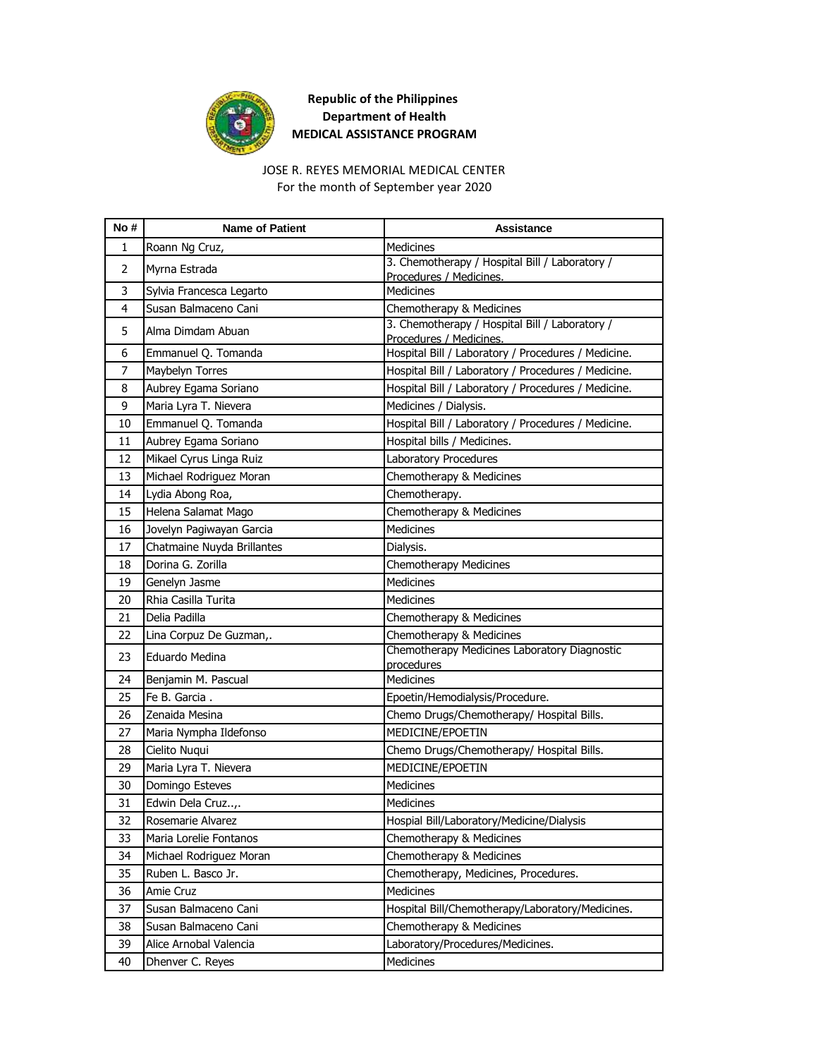**Republic of the Philippines**
**Department of Health**
**MEDICAL ASSISTANCE PROGRAM**

JOSE R. REYES MEMORIAL MEDICAL CENTER
For the month of September year 2020

| No # | Name of Patient | Assistance |
|---|---|---|
| 1 | Roann Ng Cruz, | Medicines |
| 2 | Myrna Estrada | 3. Chemotherapy / Hospital Bill / Laboratory / Procedures / Medicines. |
| 3 | Sylvia Francesca Legarto | Medicines |
| 4 | Susan Balmaceno Cani | Chemotherapy & Medicines |
| 5 | Alma Dimdam Abuan | 3. Chemotherapy / Hospital Bill / Laboratory / Procedures / Medicines. |
| 6 | Emmanuel Q. Tomanda | Hospital Bill / Laboratory / Procedures / Medicine. |
| 7 | Maybelyn Torres | Hospital Bill / Laboratory / Procedures / Medicine. |
| 8 | Aubrey Egama Soriano | Hospital Bill / Laboratory / Procedures / Medicine. |
| 9 | Maria Lyra T. Nievera | Medicines / Dialysis. |
| 10 | Emmanuel Q. Tomanda | Hospital Bill / Laboratory / Procedures / Medicine. |
| 11 | Aubrey Egama Soriano | Hospital bills / Medicines. |
| 12 | Mikael Cyrus Linga Ruiz | Laboratory Procedures |
| 13 | Michael Rodriguez Moran | Chemotherapy & Medicines |
| 14 | Lydia Abong Roa, | Chemotherapy. |
| 15 | Helena Salamat Mago | Chemotherapy & Medicines |
| 16 | Jovelyn Pagiwayan Garcia | Medicines |
| 17 | Chatmaine Nuyda Brillantes | Dialysis. |
| 18 | Dorina G. Zorilla | Chemotherapy Medicines |
| 19 | Genelyn Jasme | Medicines |
| 20 | Rhia Casilla Turita | Medicines |
| 21 | Delia Padilla | Chemotherapy & Medicines |
| 22 | Lina Corpuz De Guzman,. | Chemotherapy & Medicines |
| 23 | Eduardo Medina | Chemotherapy Medicines Laboratory Diagnostic procedures |
| 24 | Benjamin M. Pascual | Medicines |
| 25 | Fe B. Garcia . | Epoetin/Hemodialysis/Procedure. |
| 26 | Zenaida Mesina | Chemo Drugs/Chemotherapy/ Hospital Bills. |
| 27 | Maria Nympha Ildefonso | MEDICINE/EPOETIN |
| 28 | Cielito Nuqui | Chemo Drugs/Chemotherapy/ Hospital Bills. |
| 29 | Maria Lyra T. Nievera | MEDICINE/EPOETIN |
| 30 | Domingo Esteves | Medicines |
| 31 | Edwin Dela Cruz..,. | Medicines |
| 32 | Rosemarie Alvarez | Hospial Bill/Laboratory/Medicine/Dialysis |
| 33 | Maria Lorelie Fontanos | Chemotherapy & Medicines |
| 34 | Michael Rodriguez Moran | Chemotherapy & Medicines |
| 35 | Ruben L. Basco Jr. | Chemotherapy, Medicines, Procedures. |
| 36 | Amie Cruz | Medicines |
| 37 | Susan Balmaceno Cani | Hospital Bill/Chemotherapy/Laboratory/Medicines. |
| 38 | Susan Balmaceno Cani | Chemotherapy & Medicines |
| 39 | Alice Arnobal Valencia | Laboratory/Procedures/Medicines. |
| 40 | Dhenver C. Reyes | Medicines |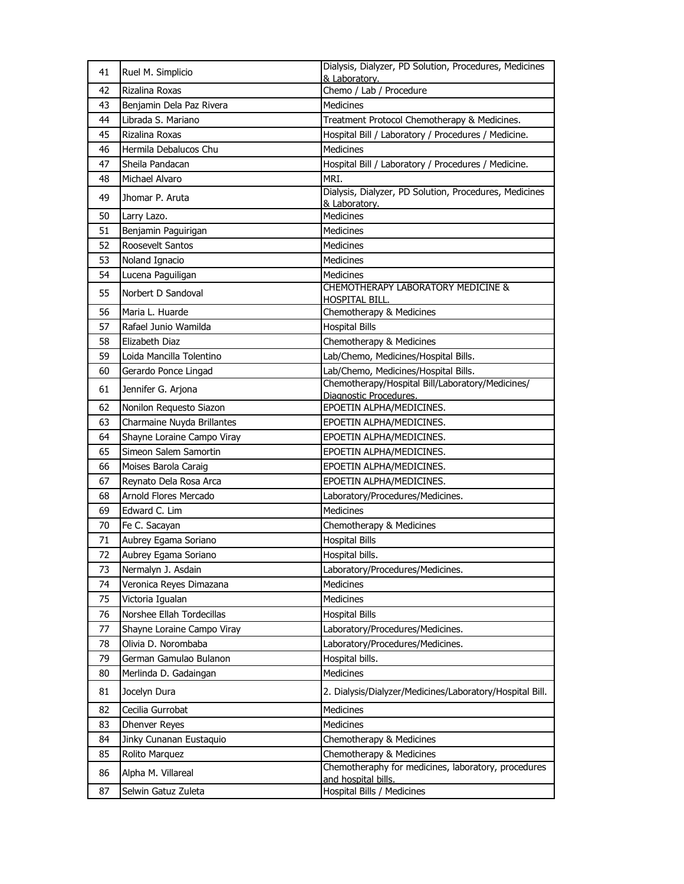| | | |
|---|---|---|
| 41 | Ruel M. Simplicio | Dialysis, Dialyzer, PD Solution, Procedures, Medicines & Laboratory. |
| 42 | Rizalina Roxas | Chemo / Lab / Procedure |
| 43 | Benjamin Dela Paz Rivera | Medicines |
| 44 | Librada S. Mariano | Treatment Protocol Chemotherapy & Medicines. |
| 45 | Rizalina Roxas | Hospital Bill / Laboratory / Procedures / Medicine. |
| 46 | Hermila Debalucos Chu | Medicines |
| 47 | Sheila Pandacan | Hospital Bill / Laboratory / Procedures / Medicine. |
| 48 | Michael Alvaro | MRI. |
| 49 | Jhomar P. Aruta | Dialysis, Dialyzer, PD Solution, Procedures, Medicines & Laboratory. |
| 50 | Larry Lazo. | Medicines |
| 51 | Benjamin Paguirigan | Medicines |
| 52 | Roosevelt Santos | Medicines |
| 53 | Noland Ignacio | Medicines |
| 54 | Lucena Paguiligan | Medicines |
| 55 | Norbert D Sandoval | CHEMOTHERAPY LABORATORY MEDICINE & HOSPITAL BILL. |
| 56 | Maria L. Huarde | Chemotherapy & Medicines |
| 57 | Rafael Junio Wamilda | Hospital Bills |
| 58 | Elizabeth Diaz | Chemotherapy & Medicines |
| 59 | Loida Mancilla Tolentino | Lab/Chemo, Medicines/Hospital Bills. |
| 60 | Gerardo Ponce Lingad | Lab/Chemo, Medicines/Hospital Bills. |
| 61 | Jennifer G. Arjona | Chemotherapy/Hospital Bill/Laboratory/Medicines/ Diagnostic Procedures. |
| 62 | Nonilon Requesto Siazon | EPOETIN ALPHA/MEDICINES. |
| 63 | Charmaine Nuyda Brillantes | EPOETIN ALPHA/MEDICINES. |
| 64 | Shayne Loraine Campo Viray | EPOETIN ALPHA/MEDICINES. |
| 65 | Simeon Salem Samortin | EPOETIN ALPHA/MEDICINES. |
| 66 | Moises Barola Caraig | EPOETIN ALPHA/MEDICINES. |
| 67 | Reynato Dela Rosa Arca | EPOETIN ALPHA/MEDICINES. |
| 68 | Arnold Flores Mercado | Laboratory/Procedures/Medicines. |
| 69 | Edward C. Lim | Medicines |
| 70 | Fe C. Sacayan | Chemotherapy & Medicines |
| 71 | Aubrey Egama Soriano | Hospital Bills |
| 72 | Aubrey Egama Soriano | Hospital bills. |
| 73 | Nermalyn J. Asdain | Laboratory/Procedures/Medicines. |
| 74 | Veronica Reyes Dimazana | Medicines |
| 75 | Victoria Igualan | Medicines |
| 76 | Norshee Ellah Tordecillas | Hospital Bills |
| 77 | Shayne Loraine Campo Viray | Laboratory/Procedures/Medicines. |
| 78 | Olivia D. Norombaba | Laboratory/Procedures/Medicines. |
| 79 | German Gamulao Bulanon | Hospital bills. |
| 80 | Merlinda D. Gadaingan | Medicines |
| 81 | Jocelyn Dura | 2. Dialysis/Dialyzer/Medicines/Laboratory/Hospital Bill. |
| 82 | Cecilia Gurrobat | Medicines |
| 83 | Dhenver Reyes | Medicines |
| 84 | Jinky Cunanan Eustaquio | Chemotherapy & Medicines |
| 85 | Rolito Marquez | Chemotherapy & Medicines |
| 86 | Alpha M. Villareal | Chemotheraphy for medicines, laboratory, procedures and hospital bills. |
| 87 | Selwin Gatuz Zuleta | Hospital Bills / Medicines |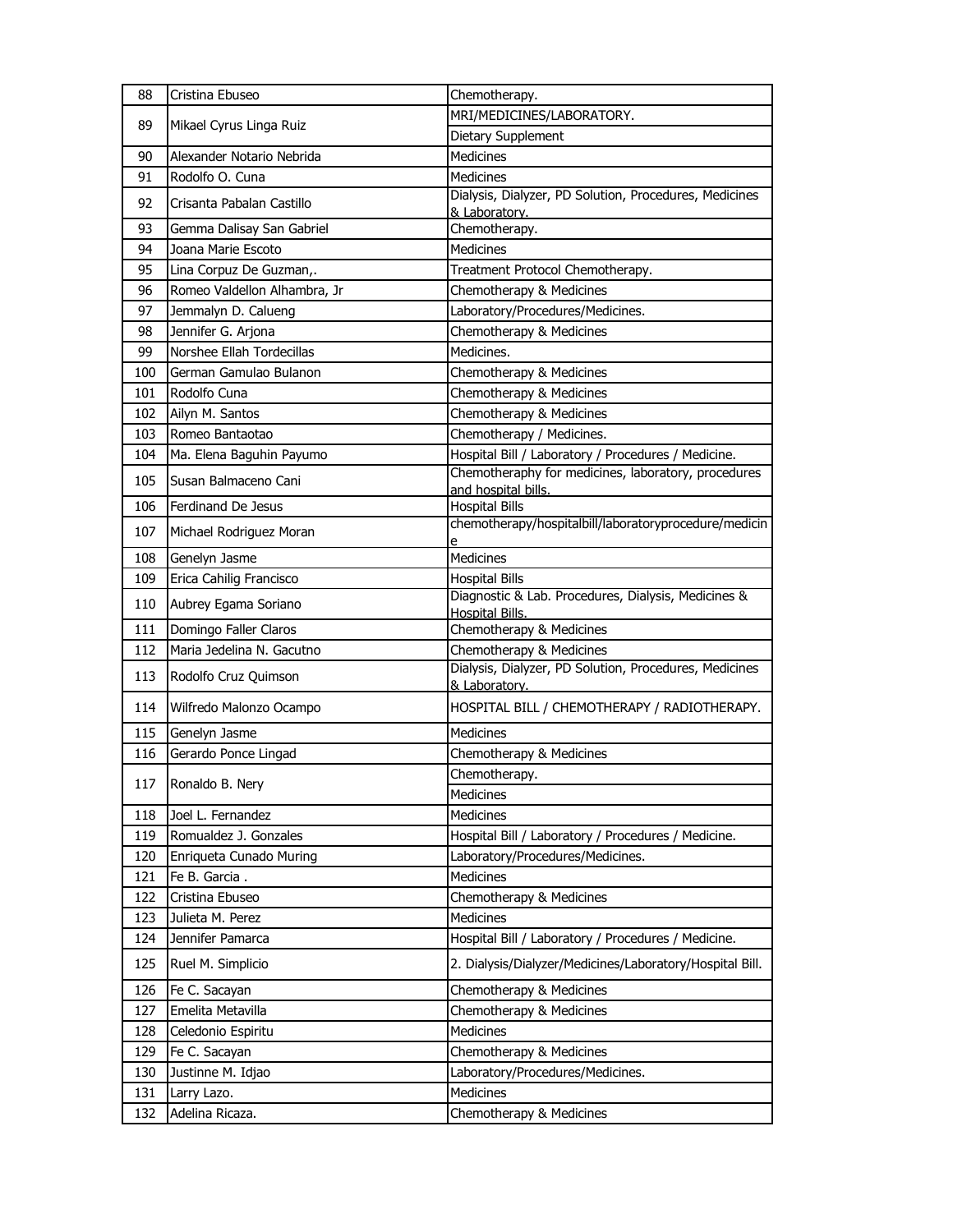| 88 | Cristina Ebuseo | Chemotherapy. |
|---|---|---|
| 89 | Mikael Cyrus Linga Ruiz | MRI/MEDICINES/LABORATORY. |
| | | Dietary Supplement |
| 90 | Alexander Notario Nebrida | Medicines |
| 91 | Rodolfo O. Cuna | Medicines |
| 92 | Crisanta Pabalan Castillo | Dialysis, Dialyzer, PD Solution, Procedures, Medicines & Laboratory. |
| 93 | Gemma Dalisay San Gabriel | Chemotherapy. |
| 94 | Joana Marie Escoto | Medicines |
| 95 | Lina Corpuz De Guzman,. | Treatment Protocol Chemotherapy. |
| 96 | Romeo Valdellon Alhambra, Jr | Chemotherapy & Medicines |
| 97 | Jemmalyn D. Calueng | Laboratory/Procedures/Medicines. |
| 98 | Jennifer G. Arjona | Chemotherapy & Medicines |
| 99 | Norshee Ellah Tordecillas | Medicines. |
| 100 | German Gamulao Bulanon | Chemotherapy & Medicines |
| 101 | Rodolfo Cuna | Chemotherapy & Medicines |
| 102 | Ailyn M. Santos | Chemotherapy & Medicines |
| 103 | Romeo Bantaotao | Chemotherapy / Medicines. |
| 104 | Ma. Elena Baguhin Payumo | Hospital Bill / Laboratory / Procedures / Medicine. |
| 105 | Susan Balmaceno Cani | Chemotheraphy for medicines, laboratory, procedures and hospital bills. |
| 106 | Ferdinand De Jesus | Hospital Bills |
| 107 | Michael Rodriguez Moran | chemotherapy/hospitalbill/laboratoryprocedure/medicine |
| 108 | Genelyn Jasme | Medicines |
| 109 | Erica Cahilig Francisco | Hospital Bills |
| 110 | Aubrey Egama Soriano | Diagnostic & Lab. Procedures, Dialysis, Medicines & Hospital Bills. |
| 111 | Domingo Faller Claros | Chemotherapy & Medicines |
| 112 | Maria Jedelina N. Gacutno | Chemotherapy & Medicines |
| 113 | Rodolfo Cruz Quimson | Dialysis, Dialyzer, PD Solution, Procedures, Medicines & Laboratory. |
| 114 | Wilfredo Malonzo Ocampo | HOSPITAL BILL / CHEMOTHERAPY / RADIOTHERAPY. |
| 115 | Genelyn Jasme | Medicines |
| 116 | Gerardo Ponce Lingad | Chemotherapy & Medicines |
| 117 | Ronaldo B. Nery | Chemotherapy. |
| | | Medicines |
| 118 | Joel L. Fernandez | Medicines |
| 119 | Romualdez J. Gonzales | Hospital Bill / Laboratory / Procedures / Medicine. |
| 120 | Enriqueta Cunado Muring | Laboratory/Procedures/Medicines. |
| 121 | Fe B. Garcia . | Medicines |
| 122 | Cristina Ebuseo | Chemotherapy & Medicines |
| 123 | Julieta M. Perez | Medicines |
| 124 | Jennifer Pamarca | Hospital Bill / Laboratory / Procedures / Medicine. |
| 125 | Ruel M. Simplicio | 2. Dialysis/Dialyzer/Medicines/Laboratory/Hospital Bill. |
| 126 | Fe C. Sacayan | Chemotherapy & Medicines |
| 127 | Emelita Metavilla | Chemotherapy & Medicines |
| 128 | Celedonio Espiritu | Medicines |
| 129 | Fe C. Sacayan | Chemotherapy & Medicines |
| 130 | Justinne M. Idjao | Laboratory/Procedures/Medicines. |
| 131 | Larry Lazo. | Medicines |
| 132 | Adelina Ricaza. | Chemotherapy & Medicines |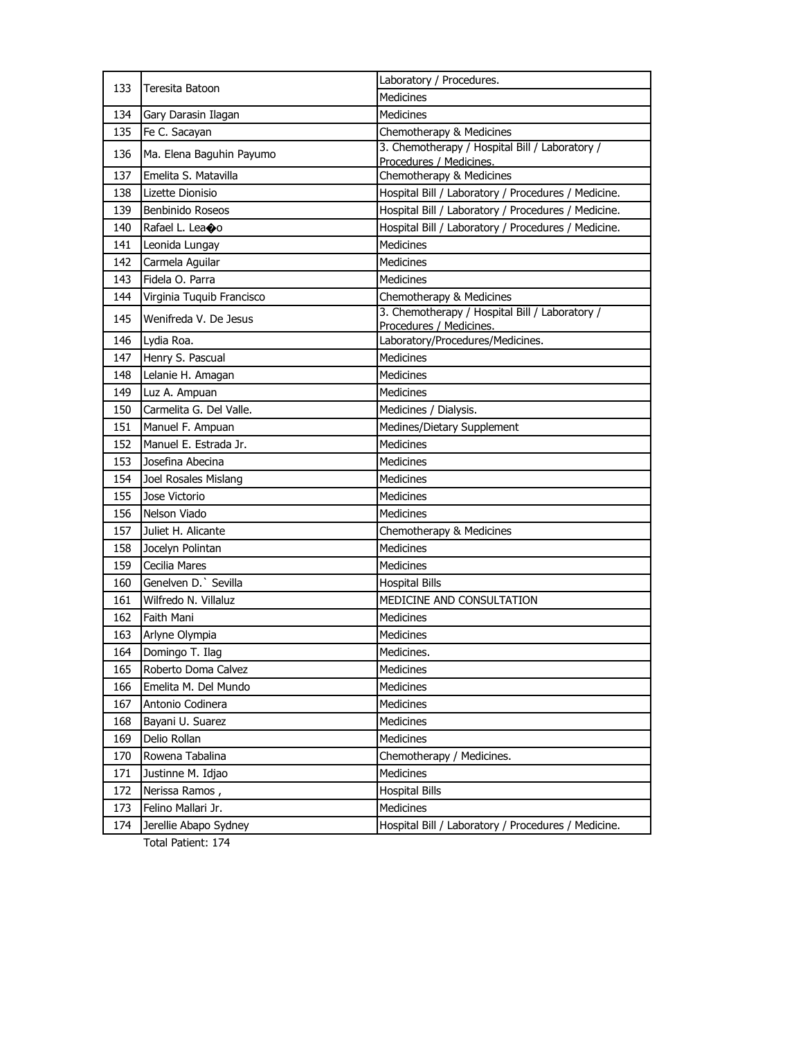| | | |
|---|---|---|
| 133 | Teresita Batoon | Laboratory / Procedures. |
| | | Medicines |
| 134 | Gary Darasin Ilagan | Medicines |
| 135 | Fe C. Sacayan | Chemotherapy & Medicines |
| 136 | Ma. Elena Baguhin Payumo | 3. Chemotherapy / Hospital Bill / Laboratory / Procedures / Medicines. |
| 137 | Emelita S. Matavilla | Chemotherapy & Medicines |
| 138 | Lizette Dionisio | Hospital Bill / Laboratory / Procedures / Medicine. |
| 139 | Benbinido Roseos | Hospital Bill / Laboratory / Procedures / Medicine. |
| 140 | Rafael L. Lea�o | Hospital Bill / Laboratory / Procedures / Medicine. |
| 141 | Leonida Lungay | Medicines |
| 142 | Carmela Aguilar | Medicines |
| 143 | Fidela O. Parra | Medicines |
| 144 | Virginia Tuquib Francisco | Chemotherapy & Medicines |
| 145 | Wenifreda V. De Jesus | 3. Chemotherapy / Hospital Bill / Laboratory / Procedures / Medicines. |
| 146 | Lydia Roa. | Laboratory/Procedures/Medicines. |
| 147 | Henry S. Pascual | Medicines |
| 148 | Lelanie H. Amagan | Medicines |
| 149 | Luz A. Ampuan | Medicines |
| 150 | Carmelita G. Del Valle. | Medicines / Dialysis. |
| 151 | Manuel F. Ampuan | Medines/Dietary Supplement |
| 152 | Manuel E. Estrada Jr. | Medicines |
| 153 | Josefina Abecina | Medicines |
| 154 | Joel Rosales Mislang | Medicines |
| 155 | Jose Victorio | Medicines |
| 156 | Nelson Viado | Medicines |
| 157 | Juliet H. Alicante | Chemotherapy & Medicines |
| 158 | Jocelyn Polintan | Medicines |
| 159 | Cecilia Mares | Medicines |
| 160 | Genelven D.` Sevilla | Hospital Bills |
| 161 | Wilfredo N. Villaluz | MEDICINE AND CONSULTATION |
| 162 | Faith Mani | Medicines |
| 163 | Arlyne Olympia | Medicines |
| 164 | Domingo T. Ilag | Medicines. |
| 165 | Roberto Doma Calvez | Medicines |
| 166 | Emelita M. Del Mundo | Medicines |
| 167 | Antonio Codinera | Medicines |
| 168 | Bayani U. Suarez | Medicines |
| 169 | Delio Rollan | Medicines |
| 170 | Rowena Tabalina | Chemotherapy / Medicines. |
| 171 | Justinne M. Idjao | Medicines |
| 172 | Nerissa Ramos , | Hospital Bills |
| 173 | Felino Mallari Jr. | Medicines |
| 174 | Jerellie Abapo Sydney | Hospital Bill / Laboratory / Procedures / Medicine. |

Total Patient: 174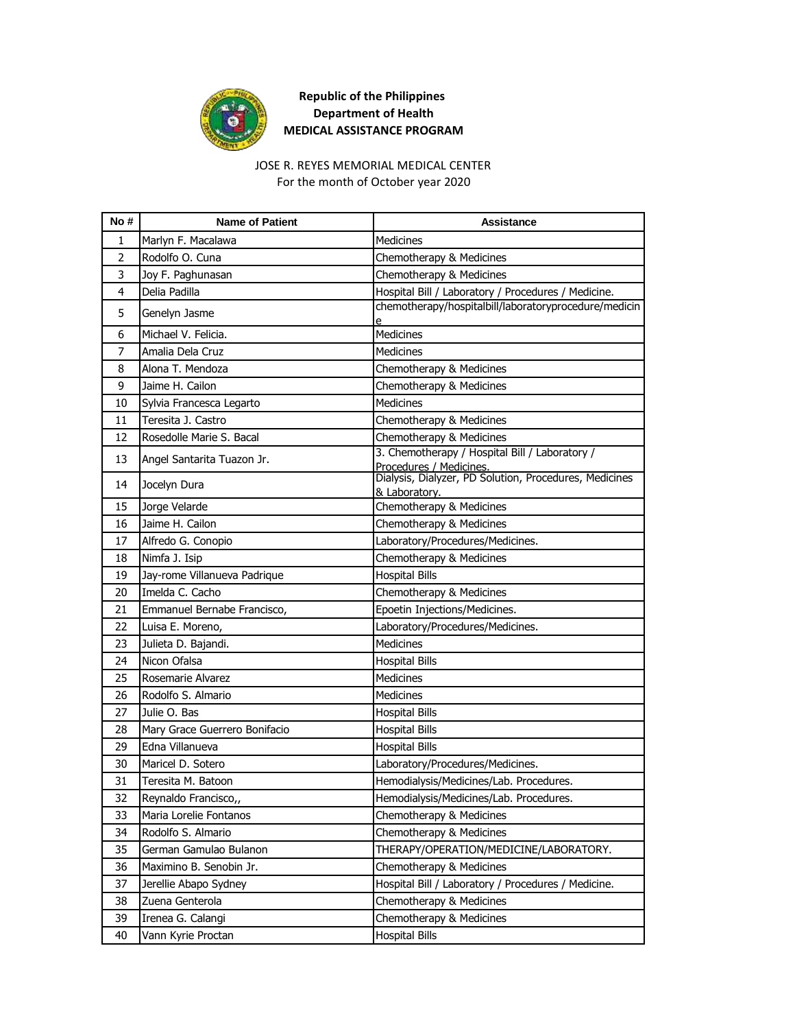**Republic of the Philippines**
**Department of Health**
**MEDICAL ASSISTANCE PROGRAM**

JOSE R. REYES MEMORIAL MEDICAL CENTER
For the month of October year 2020

| No # | Name of Patient | Assistance |
|---|---|---|
| 1 | Marlyn F. Macalawa | Medicines |
| 2 | Rodolfo O. Cuna | Chemotherapy & Medicines |
| 3 | Joy F. Paghunasan | Chemotherapy & Medicines |
| 4 | Delia Padilla | Hospital Bill / Laboratory / Procedures / Medicine. |
| 5 | Genelyn Jasme | chemotherapy/hospitalbill/laboratoryprocedure/medicine |
| 6 | Michael V. Felicia. | Medicines |
| 7 | Amalia Dela Cruz | Medicines |
| 8 | Alona T. Mendoza | Chemotherapy & Medicines |
| 9 | Jaime H. Cailon | Chemotherapy & Medicines |
| 10 | Sylvia Francesca Legarto | Medicines |
| 11 | Teresita J. Castro | Chemotherapy & Medicines |
| 12 | Rosedolle Marie S. Bacal | Chemotherapy & Medicines |
| 13 | Angel Santarita Tuazon Jr. | 3. Chemotherapy / Hospital Bill / Laboratory / Procedures / Medicines. |
| 14 | Jocelyn Dura | Dialysis, Dialyzer, PD Solution, Procedures, Medicines & Laboratory. |
| 15 | Jorge Velarde | Chemotherapy & Medicines |
| 16 | Jaime H. Cailon | Chemotherapy & Medicines |
| 17 | Alfredo G. Conopio | Laboratory/Procedures/Medicines. |
| 18 | Nimfa J. Isip | Chemotherapy & Medicines |
| 19 | Jay-rome Villanueva Padrique | Hospital Bills |
| 20 | Imelda C. Cacho | Chemotherapy & Medicines |
| 21 | Emmanuel Bernabe Francisco, | Epoetin Injections/Medicines. |
| 22 | Luisa E. Moreno, | Laboratory/Procedures/Medicines. |
| 23 | Julieta D. Bajandi. | Medicines |
| 24 | Nicon Ofalsa | Hospital Bills |
| 25 | Rosemarie Alvarez | Medicines |
| 26 | Rodolfo S. Almario | Medicines |
| 27 | Julie O. Bas | Hospital Bills |
| 28 | Mary Grace Guerrero Bonifacio | Hospital Bills |
| 29 | Edna Villanueva | Hospital Bills |
| 30 | Maricel D. Sotero | Laboratory/Procedures/Medicines. |
| 31 | Teresita M. Batoon | Hemodialysis/Medicines/Lab. Procedures. |
| 32 | Reynaldo Francisco,, | Hemodialysis/Medicines/Lab. Procedures. |
| 33 | Maria Lorelie Fontanos | Chemotherapy & Medicines |
| 34 | Rodolfo S. Almario | Chemotherapy & Medicines |
| 35 | German Gamulao Bulanon | THERAPY/OPERATION/MEDICINE/LABORATORY. |
| 36 | Maximino B. Senobin Jr. | Chemotherapy & Medicines |
| 37 | Jerellie Abapo Sydney | Hospital Bill / Laboratory / Procedures / Medicine. |
| 38 | Zuena Genterola | Chemotherapy & Medicines |
| 39 | Irenea G. Calangi | Chemotherapy & Medicines |
| 40 | Vann Kyrie Proctan | Hospital Bills |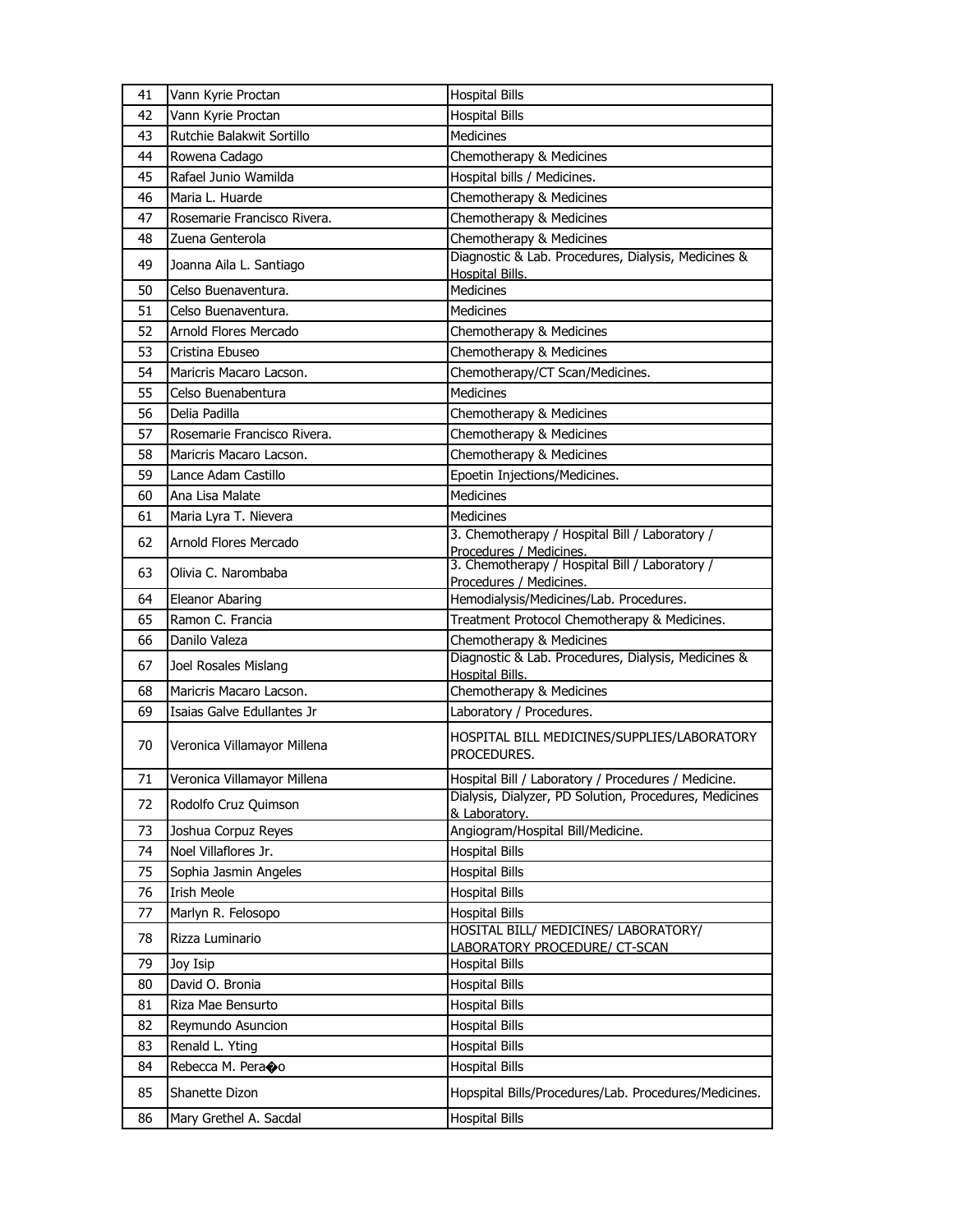| 41 | Vann Kyrie Proctan | Hospital Bills |
|---|---|---|
| 42 | Vann Kyrie Proctan | Hospital Bills |
| 43 | Rutchie Balakwit Sortillo | Medicines |
| 44 | Rowena Cadago | Chemotherapy & Medicines |
| 45 | Rafael Junio Wamilda | Hospital bills / Medicines. |
| 46 | Maria L. Huarde | Chemotherapy & Medicines |
| 47 | Rosemarie Francisco Rivera. | Chemotherapy & Medicines |
| 48 | Zuena Genterola | Chemotherapy & Medicines |
| 49 | Joanna Aila L. Santiago | Diagnostic & Lab. Procedures, Dialysis, Medicines & Hospital Bills. |
| 50 | Celso Buenaventura. | Medicines |
| 51 | Celso Buenaventura. | Medicines |
| 52 | Arnold Flores Mercado | Chemotherapy & Medicines |
| 53 | Cristina Ebuseo | Chemotherapy & Medicines |
| 54 | Maricris Macaro Lacson. | Chemotherapy/CT Scan/Medicines. |
| 55 | Celso Buenabentura | Medicines |
| 56 | Delia Padilla | Chemotherapy & Medicines |
| 57 | Rosemarie Francisco Rivera. | Chemotherapy & Medicines |
| 58 | Maricris Macaro Lacson. | Chemotherapy & Medicines |
| 59 | Lance Adam Castillo | Epoetin Injections/Medicines. |
| 60 | Ana Lisa Malate | Medicines |
| 61 | Maria Lyra T. Nievera | Medicines |
| 62 | Arnold Flores Mercado | 3. Chemotherapy / Hospital Bill / Laboratory / Procedures / Medicines. |
| 63 | Olivia C. Narombaba | 3. Chemotherapy / Hospital Bill / Laboratory / Procedures / Medicines. |
| 64 | Eleanor Abaring | Hemodialysis/Medicines/Lab. Procedures. |
| 65 | Ramon C. Francia | Treatment Protocol Chemotherapy & Medicines. |
| 66 | Danilo Valeza | Chemotherapy & Medicines |
| 67 | Joel Rosales Mislang | Diagnostic & Lab. Procedures, Dialysis, Medicines & Hospital Bills. |
| 68 | Maricris Macaro Lacson. | Chemotherapy & Medicines |
| 69 | Isaias Galve Edullantes Jr | Laboratory / Procedures. |
| 70 | Veronica Villamayor Millena | HOSPITAL BILL MEDICINES/SUPPLIES/LABORATORY PROCEDURES. |
| 71 | Veronica Villamayor Millena | Hospital Bill / Laboratory / Procedures / Medicine. |
| 72 | Rodolfo Cruz Quimson | Dialysis, Dialyzer, PD Solution, Procedures, Medicines & Laboratory. |
| 73 | Joshua Corpuz Reyes | Angiogram/Hospital Bill/Medicine. |
| 74 | Noel Villaflores Jr. | Hospital Bills |
| 75 | Sophia Jasmin Angeles | Hospital Bills |
| 76 | Irish Meole | Hospital Bills |
| 77 | Marlyn R. Felosopo | Hospital Bills |
| 78 | Rizza Luminario | HOSITAL BILL/ MEDICINES/ LABORATORY/ LABORATORY PROCEDURE/ CT-SCAN |
| 79 | Joy Isip | Hospital Bills |
| 80 | David O. Bronia | Hospital Bills |
| 81 | Riza Mae Bensurto | Hospital Bills |
| 82 | Reymundo Asuncion | Hospital Bills |
| 83 | Renald L. Yting | Hospital Bills |
| 84 | Rebecca M. Pera�o | Hospital Bills |
| 85 | Shanette Dizon | Hopspital Bills/Procedures/Lab. Procedures/Medicines. |
| 86 | Mary Grethel A. Sacdal | Hospital Bills |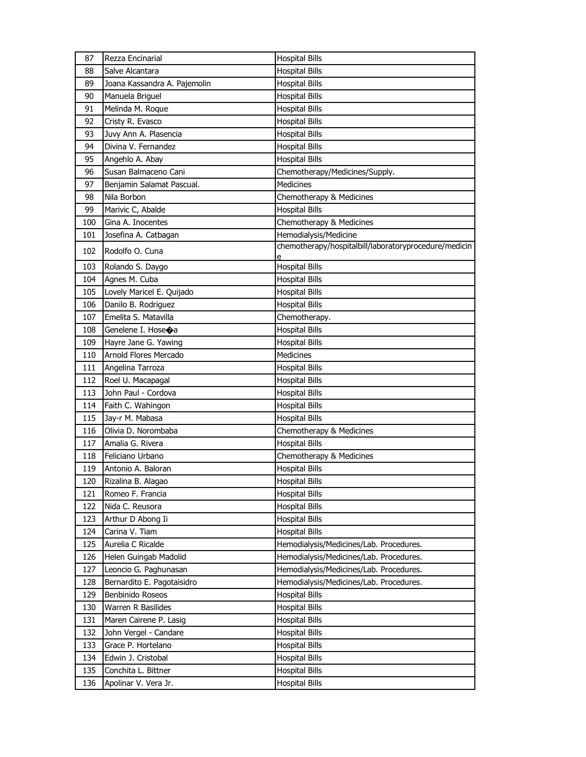| 87 | Rezza Encinarial | Hospital Bills |
|---|---|---|
| 88 | Salve Alcantara | Hospital Bills |
| 89 | Joana Kassandra A. Pajemolin | Hospital Bills |
| 90 | Manuela Briguel | Hospital Bills |
| 91 | Melinda M. Roque | Hospital Bills |
| 92 | Cristy R. Evasco | Hospital Bills |
| 93 | Juvy Ann A. Plasencia | Hospital Bills |
| 94 | Divina V. Fernandez | Hospital Bills |
| 95 | Angehlo A. Abay | Hospital Bills |
| 96 | Susan Balmaceno Cani | Chemotherapy/Medicines/Supply. |
| 97 | Benjamin Salamat Pascual. | Medicines |
| 98 | Nila Borbon | Chemotherapy & Medicines |
| 99 | Marivic C, Abalde | Hospital Bills |
| 100 | Gina A. Inocentes | Chemotherapy & Medicines |
| 101 | Josefina A. Catbagan | Hemodialysis/Medicine |
| 102 | Rodolfo O. Cuna | chemotherapy/hospitalbill/laboratoryprocedure/medicine |
| 103 | Rolando S. Daygo | Hospital Bills |
| 104 | Agnes M. Cuba | Hospital Bills |
| 105 | Lovely Maricel E. Quijado | Hospital Bills |
| 106 | Danilo B. Rodriguez | Hospital Bills |
| 107 | Emelita S. Matavilla | Chemotherapy. |
| 108 | Genelene I. Hose�a | Hospital Bills |
| 109 | Hayre Jane G. Yawing | Hospital Bills |
| 110 | Arnold Flores Mercado | Medicines |
| 111 | Angelina Tarroza | Hospital Bills |
| 112 | Roel U. Macapagal | Hospital Bills |
| 113 | John Paul - Cordova | Hospital Bills |
| 114 | Faith C. Wahingon | Hospital Bills |
| 115 | Jay-r M. Mabasa | Hospital Bills |
| 116 | Olivia D. Norombaba | Chemotherapy & Medicines |
| 117 | Amalia G. Rivera | Hospital Bills |
| 118 | Feliciano Urbano | Chemotherapy & Medicines |
| 119 | Antonio A. Baloran | Hospital Bills |
| 120 | Rizalina B. Alagao | Hospital Bills |
| 121 | Romeo F. Francia | Hospital Bills |
| 122 | Nida C. Reusora | Hospital Bills |
| 123 | Arthur D Abong Ii | Hospital Bills |
| 124 | Carina V. Tiam | Hospital Bills |
| 125 | Aurelia C Ricalde | Hemodialysis/Medicines/Lab. Procedures. |
| 126 | Helen Guingab Madolid | Hemodialysis/Medicines/Lab. Procedures. |
| 127 | Leoncio G. Paghunasan | Hemodialysis/Medicines/Lab. Procedures. |
| 128 | Bernardito E. Pagotaisidro | Hemodialysis/Medicines/Lab. Procedures. |
| 129 | Benbinido Roseos | Hospital Bills |
| 130 | Warren R Basilides | Hospital Bills |
| 131 | Maren Cairene P. Lasig | Hospital Bills |
| 132 | John Vergel - Candare | Hospital Bills |
| 133 | Grace P. Hortelano | Hospital Bills |
| 134 | Edwin J. Cristobal | Hospital Bills |
| 135 | Conchita L. Bittner | Hospital Bills |
| 136 | Apolinar V. Vera Jr. | Hospital Bills |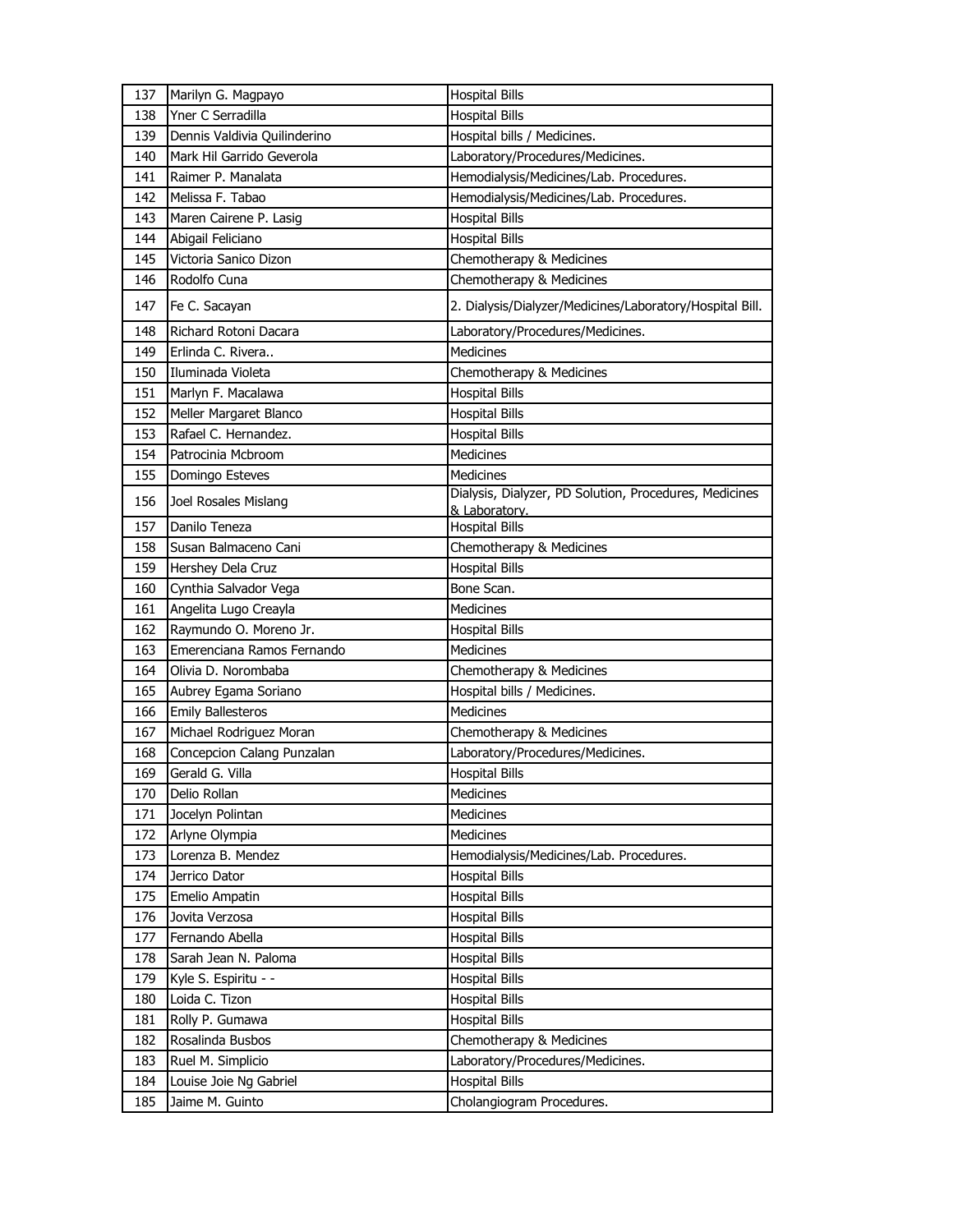| | | |
|---|---|---|
| 137 | Marilyn G. Magpayo | Hospital Bills |
| 138 | Yner C Serradilla | Hospital Bills |
| 139 | Dennis Valdivia Quilinderino | Hospital bills / Medicines. |
| 140 | Mark Hil Garrido Geverola | Laboratory/Procedures/Medicines. |
| 141 | Raimer P. Manalata | Hemodialysis/Medicines/Lab. Procedures. |
| 142 | Melissa F. Tabao | Hemodialysis/Medicines/Lab. Procedures. |
| 143 | Maren Cairene P. Lasig | Hospital Bills |
| 144 | Abigail Feliciano | Hospital Bills |
| 145 | Victoria Sanico Dizon | Chemotherapy & Medicines |
| 146 | Rodolfo Cuna | Chemotherapy & Medicines |
| 147 | Fe C. Sacayan | 2. Dialysis/Dialyzer/Medicines/Laboratory/Hospital Bill. |
| 148 | Richard Rotoni Dacara | Laboratory/Procedures/Medicines. |
| 149 | Erlinda C. Rivera.. | Medicines |
| 150 | Iluminada Violeta | Chemotherapy & Medicines |
| 151 | Marlyn F. Macalawa | Hospital Bills |
| 152 | Meller Margaret Blanco | Hospital Bills |
| 153 | Rafael C. Hernandez. | Hospital Bills |
| 154 | Patrocinia Mcbroom | Medicines |
| 155 | Domingo Esteves | Medicines |
| 156 | Joel Rosales Mislang | Dialysis, Dialyzer, PD Solution, Procedures, Medicines & Laboratory. |
| 157 | Danilo Teneza | Hospital Bills |
| 158 | Susan Balmaceno Cani | Chemotherapy & Medicines |
| 159 | Hershey Dela Cruz | Hospital Bills |
| 160 | Cynthia Salvador Vega | Bone Scan. |
| 161 | Angelita Lugo Creayla | Medicines |
| 162 | Raymundo O. Moreno Jr. | Hospital Bills |
| 163 | Emerenciana Ramos Fernando | Medicines |
| 164 | Olivia D. Norombaba | Chemotherapy & Medicines |
| 165 | Aubrey Egama Soriano | Hospital bills / Medicines. |
| 166 | Emily Ballesteros | Medicines |
| 167 | Michael Rodriguez Moran | Chemotherapy & Medicines |
| 168 | Concepcion Calang Punzalan | Laboratory/Procedures/Medicines. |
| 169 | Gerald G. Villa | Hospital Bills |
| 170 | Delio Rollan | Medicines |
| 171 | Jocelyn Polintan | Medicines |
| 172 | Arlyne Olympia | Medicines |
| 173 | Lorenza B. Mendez | Hemodialysis/Medicines/Lab. Procedures. |
| 174 | Jerrico Dator | Hospital Bills |
| 175 | Emelio Ampatin | Hospital Bills |
| 176 | Jovita Verzosa | Hospital Bills |
| 177 | Fernando Abella | Hospital Bills |
| 178 | Sarah Jean N. Paloma | Hospital Bills |
| 179 | Kyle S. Espiritu - - | Hospital Bills |
| 180 | Loida C. Tizon | Hospital Bills |
| 181 | Rolly P. Gumawa | Hospital Bills |
| 182 | Rosalinda Busbos | Chemotherapy & Medicines |
| 183 | Ruel M. Simplicio | Laboratory/Procedures/Medicines. |
| 184 | Louise Joie Ng Gabriel | Hospital Bills |
| 185 | Jaime M. Guinto | Cholangiogram Procedures. |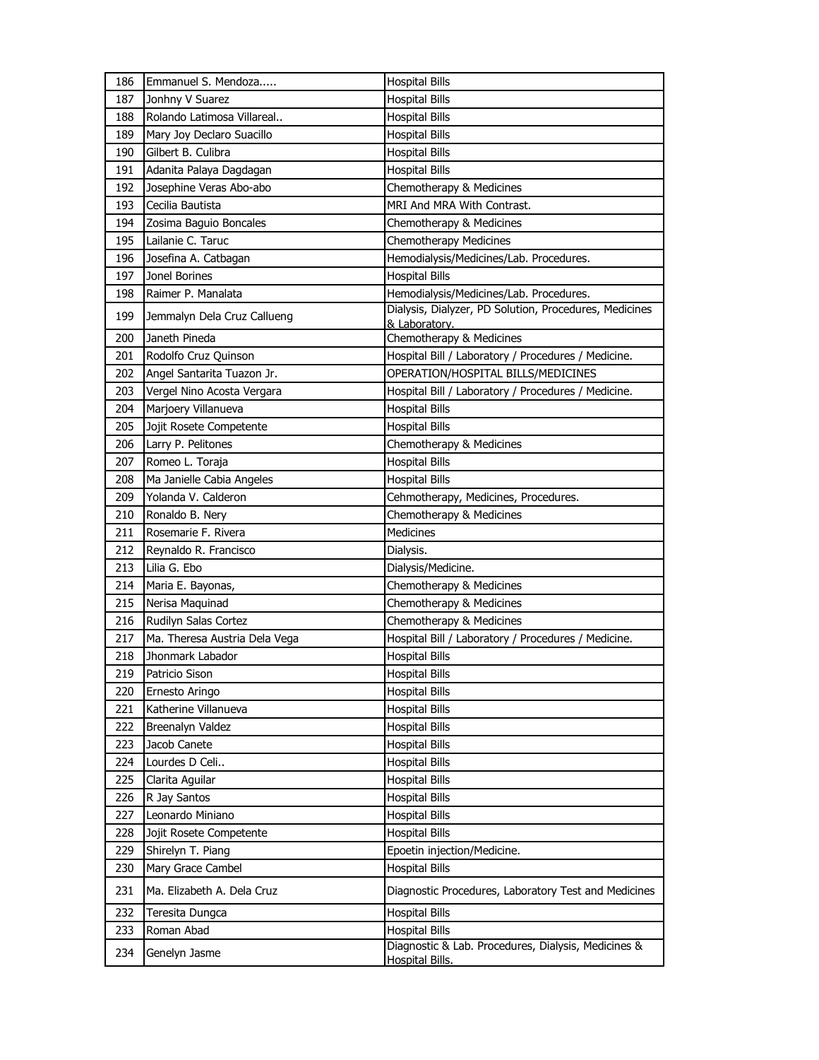| | | |
|---|---|---|
| 186 | Emmanuel S. Mendoza..... | Hospital Bills |
| 187 | Jonhny V Suarez | Hospital Bills |
| 188 | Rolando Latimosa Villareal.. | Hospital Bills |
| 189 | Mary Joy Declaro Suacillo | Hospital Bills |
| 190 | Gilbert B. Culibra | Hospital Bills |
| 191 | Adanita Palaya Dagdagan | Hospital Bills |
| 192 | Josephine Veras Abo-abo | Chemotherapy & Medicines |
| 193 | Cecilia Bautista | MRI And MRA With Contrast. |
| 194 | Zosima Baguio Boncales | Chemotherapy & Medicines |
| 195 | Lailanie C. Taruc | Chemotherapy Medicines |
| 196 | Josefina A. Catbagan | Hemodialysis/Medicines/Lab. Procedures. |
| 197 | Jonel Borines | Hospital Bills |
| 198 | Raimer P. Manalata | Hemodialysis/Medicines/Lab. Procedures. |
| 199 | Jemmalyn Dela Cruz Callueng | Dialysis, Dialyzer, PD Solution, Procedures, Medicines & Laboratory. |
| 200 | Janeth Pineda | Chemotherapy & Medicines |
| 201 | Rodolfo Cruz Quinson | Hospital Bill / Laboratory / Procedures / Medicine. |
| 202 | Angel Santarita Tuazon Jr. | OPERATION/HOSPITAL BILLS/MEDICINES |
| 203 | Vergel Nino Acosta Vergara | Hospital Bill / Laboratory / Procedures / Medicine. |
| 204 | Marjoery Villanueva | Hospital Bills |
| 205 | Jojit Rosete Competente | Hospital Bills |
| 206 | Larry P. Pelitones | Chemotherapy & Medicines |
| 207 | Romeo L. Toraja | Hospital Bills |
| 208 | Ma Janielle Cabia Angeles | Hospital Bills |
| 209 | Yolanda V. Calderon | Cehmotherapy, Medicines, Procedures. |
| 210 | Ronaldo B. Nery | Chemotherapy & Medicines |
| 211 | Rosemarie F. Rivera | Medicines |
| 212 | Reynaldo R. Francisco | Dialysis. |
| 213 | Lilia G. Ebo | Dialysis/Medicine. |
| 214 | Maria E. Bayonas, | Chemotherapy & Medicines |
| 215 | Nerisa Maquinad | Chemotherapy & Medicines |
| 216 | Rudilyn Salas Cortez | Chemotherapy & Medicines |
| 217 | Ma. Theresa Austria Dela Vega | Hospital Bill / Laboratory / Procedures / Medicine. |
| 218 | Jhonmark Labador | Hospital Bills |
| 219 | Patricio Sison | Hospital Bills |
| 220 | Ernesto Aringo | Hospital Bills |
| 221 | Katherine Villanueva | Hospital Bills |
| 222 | Breenalyn Valdez | Hospital Bills |
| 223 | Jacob Canete | Hospital Bills |
| 224 | Lourdes D Celi.. | Hospital Bills |
| 225 | Clarita Aguilar | Hospital Bills |
| 226 | R Jay Santos | Hospital Bills |
| 227 | Leonardo Miniano | Hospital Bills |
| 228 | Jojit Rosete Competente | Hospital Bills |
| 229 | Shirelyn T. Piang | Epoetin injection/Medicine. |
| 230 | Mary Grace Cambel | Hospital Bills |
| 231 | Ma. Elizabeth A. Dela Cruz | Diagnostic Procedures, Laboratory Test and Medicines |
| 232 | Teresita Dungca | Hospital Bills |
| 233 | Roman Abad | Hospital Bills |
| 234 | Genelyn Jasme | Diagnostic & Lab. Procedures, Dialysis, Medicines & Hospital Bills. |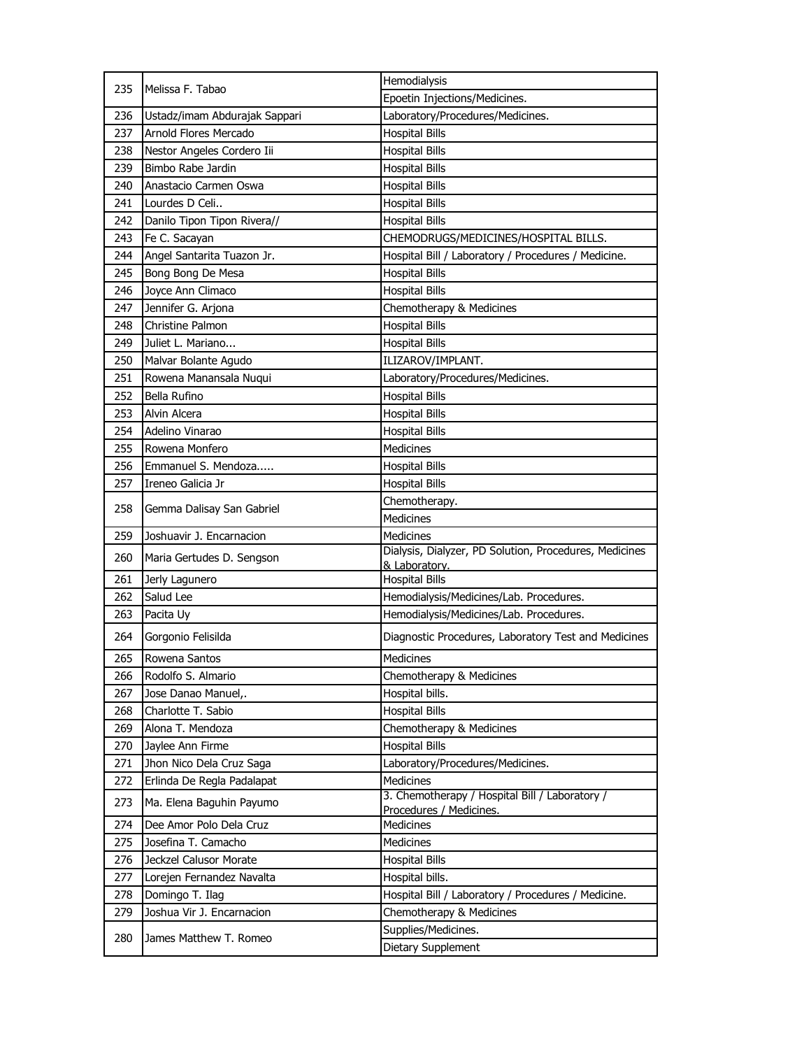| | | |
|---|---|---|
| 235 | Melissa F. Tabao | Hemodialysis |
| | | Epoetin Injections/Medicines. |
| 236 | Ustadz/imam Abdurajak Sappari | Laboratory/Procedures/Medicines. |
| 237 | Arnold Flores Mercado | Hospital Bills |
| 238 | Nestor Angeles Cordero Iii | Hospital Bills |
| 239 | Bimbo Rabe Jardin | Hospital Bills |
| 240 | Anastacio Carmen Oswa | Hospital Bills |
| 241 | Lourdes D Celi.. | Hospital Bills |
| 242 | Danilo Tipon Tipon Rivera// | Hospital Bills |
| 243 | Fe C. Sacayan | CHEMODRUGS/MEDICINES/HOSPITAL BILLS. |
| 244 | Angel Santarita Tuazon Jr. | Hospital Bill / Laboratory / Procedures / Medicine. |
| 245 | Bong Bong De Mesa | Hospital Bills |
| 246 | Joyce Ann Climaco | Hospital Bills |
| 247 | Jennifer G. Arjona | Chemotherapy & Medicines |
| 248 | Christine Palmon | Hospital Bills |
| 249 | Juliet L. Mariano... | Hospital Bills |
| 250 | Malvar Bolante Agudo | ILIZAROV/IMPLANT. |
| 251 | Rowena Manansala Nuqui | Laboratory/Procedures/Medicines. |
| 252 | Bella Rufino | Hospital Bills |
| 253 | Alvin Alcera | Hospital Bills |
| 254 | Adelino Vinarao | Hospital Bills |
| 255 | Rowena Monfero | Medicines |
| 256 | Emmanuel S. Mendoza..... | Hospital Bills |
| 257 | Ireneo Galicia Jr | Hospital Bills |
| 258 | Gemma Dalisay San Gabriel | Chemotherapy. |
| | | Medicines |
| 259 | Joshuavir J. Encarnacion | Medicines |
| 260 | Maria Gertudes D. Sengson | Dialysis, Dialyzer, PD Solution, Procedures, Medicines & Laboratory. |
| 261 | Jerly Lagunero | Hospital Bills |
| 262 | Salud Lee | Hemodialysis/Medicines/Lab. Procedures. |
| 263 | Pacita Uy | Hemodialysis/Medicines/Lab. Procedures. |
| 264 | Gorgonio Felisilda | Diagnostic Procedures, Laboratory Test and Medicines |
| 265 | Rowena Santos | Medicines |
| 266 | Rodolfo S. Almario | Chemotherapy & Medicines |
| 267 | Jose Danao Manuel,. | Hospital bills. |
| 268 | Charlotte T. Sabio | Hospital Bills |
| 269 | Alona T. Mendoza | Chemotherapy & Medicines |
| 270 | Jaylee Ann Firme | Hospital Bills |
| 271 | Jhon Nico Dela Cruz Saga | Laboratory/Procedures/Medicines. |
| 272 | Erlinda De Regla Padalapat | Medicines |
| 273 | Ma. Elena Baguhin Payumo | 3. Chemotherapy / Hospital Bill / Laboratory / Procedures / Medicines. |
| 274 | Dee Amor Polo Dela Cruz | Medicines |
| 275 | Josefina T. Camacho | Medicines |
| 276 | Jeckzel Calusor Morate | Hospital Bills |
| 277 | Lorejen Fernandez Navalta | Hospital bills. |
| 278 | Domingo T. Ilag | Hospital Bill / Laboratory / Procedures / Medicine. |
| 279 | Joshua Vir J. Encarnacion | Chemotherapy & Medicines |
| 280 | James Matthew T. Romeo | Supplies/Medicines. |
| | | Dietary Supplement |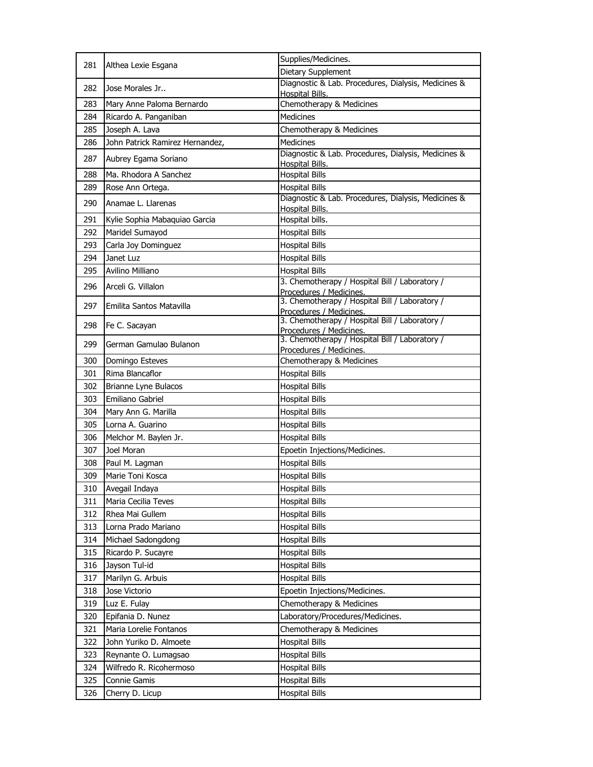| 281 | Althea Lexie Esgana | Supplies/Medicines. |
|---|---|---|
| | | Dietary Supplement |
| 282 | Jose Morales Jr.. | Diagnostic & Lab. Procedures, Dialysis, Medicines & Hospital Bills. |
| 283 | Mary Anne Paloma Bernardo | Chemotherapy & Medicines |
| 284 | Ricardo A. Panganiban | Medicines |
| 285 | Joseph A. Lava | Chemotherapy & Medicines |
| 286 | John Patrick Ramirez Hernandez, | Medicines |
| 287 | Aubrey Egama Soriano | Diagnostic & Lab. Procedures, Dialysis, Medicines & Hospital Bills. |
| 288 | Ma. Rhodora A Sanchez | Hospital Bills |
| 289 | Rose Ann Ortega. | Hospital Bills |
| 290 | Anamae L. Llarenas | Diagnostic & Lab. Procedures, Dialysis, Medicines & Hospital Bills. |
| 291 | Kylie Sophia Mabaquiao Garcia | Hospital bills. |
| 292 | Maridel Sumayod | Hospital Bills |
| 293 | Carla Joy Dominguez | Hospital Bills |
| 294 | Janet Luz | Hospital Bills |
| 295 | Avilino Milliano | Hospital Bills |
| 296 | Arceli G. Villalon | 3. Chemotherapy / Hospital Bill / Laboratory / Procedures / Medicines. |
| 297 | Emilita Santos Matavilla | 3. Chemotherapy / Hospital Bill / Laboratory / Procedures / Medicines. |
| 298 | Fe C. Sacayan | 3. Chemotherapy / Hospital Bill / Laboratory / Procedures / Medicines. |
| 299 | German Gamulao Bulanon | 3. Chemotherapy / Hospital Bill / Laboratory / Procedures / Medicines. |
| 300 | Domingo Esteves | Chemotherapy & Medicines |
| 301 | Rima Blancaflor | Hospital Bills |
| 302 | Brianne Lyne Bulacos | Hospital Bills |
| 303 | Emiliano Gabriel | Hospital Bills |
| 304 | Mary Ann G. Marilla | Hospital Bills |
| 305 | Lorna A. Guarino | Hospital Bills |
| 306 | Melchor M. Baylen Jr. | Hospital Bills |
| 307 | Joel Moran | Epoetin Injections/Medicines. |
| 308 | Paul M. Lagman | Hospital Bills |
| 309 | Marie Toni Kosca | Hospital Bills |
| 310 | Avegail Indaya | Hospital Bills |
| 311 | Maria Cecilia Teves | Hospital Bills |
| 312 | Rhea Mai Gullem | Hospital Bills |
| 313 | Lorna Prado Mariano | Hospital Bills |
| 314 | Michael Sadongdong | Hospital Bills |
| 315 | Ricardo P. Sucayre | Hospital Bills |
| 316 | Jayson Tul-id | Hospital Bills |
| 317 | Marilyn G. Arbuis | Hospital Bills |
| 318 | Jose Victorio | Epoetin Injections/Medicines. |
| 319 | Luz E. Fulay | Chemotherapy & Medicines |
| 320 | Epifania D. Nunez | Laboratory/Procedures/Medicines. |
| 321 | Maria Lorelie Fontanos | Chemotherapy & Medicines |
| 322 | John Yuriko D. Almoete | Hospital Bills |
| 323 | Reynante O. Lumagsao | Hospital Bills |
| 324 | Wilfredo R. Ricohermoso | Hospital Bills |
| 325 | Connie Gamis | Hospital Bills |
| 326 | Cherry D. Licup | Hospital Bills |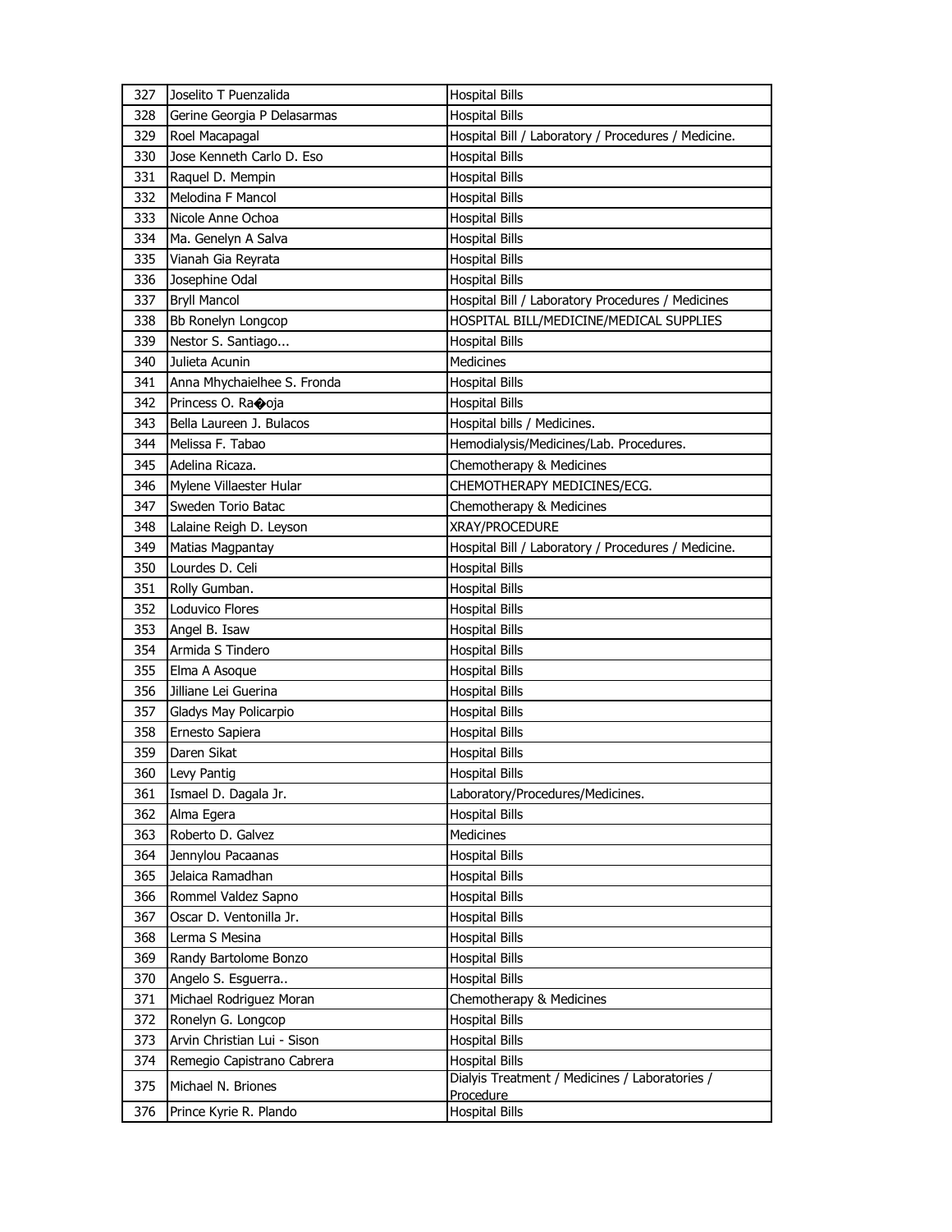| 327 | Joselito T Puenzalida | Hospital Bills |
|---|---|---|
| 328 | Gerine Georgia P Delasarmas | Hospital Bills |
| 329 | Roel Macapagal | Hospital Bill / Laboratory / Procedures / Medicine. |
| 330 | Jose Kenneth Carlo D. Eso | Hospital Bills |
| 331 | Raquel D. Mempin | Hospital Bills |
| 332 | Melodina F Mancol | Hospital Bills |
| 333 | Nicole Anne Ochoa | Hospital Bills |
| 334 | Ma. Genelyn A Salva | Hospital Bills |
| 335 | Vianah Gia Reyrata | Hospital Bills |
| 336 | Josephine Odal | Hospital Bills |
| 337 | Bryll Mancol | Hospital Bill / Laboratory Procedures / Medicines |
| 338 | Bb Ronelyn Longcop | HOSPITAL BILL/MEDICINE/MEDICAL SUPPLIES |
| 339 | Nestor S. Santiago... | Hospital Bills |
| 340 | Julieta Acunin | Medicines |
| 341 | Anna Mhychaielhee S. Fronda | Hospital Bills |
| 342 | Princess O. Ra�oja | Hospital Bills |
| 343 | Bella Laureen J. Bulacos | Hospital bills / Medicines. |
| 344 | Melissa F. Tabao | Hemodialysis/Medicines/Lab. Procedures. |
| 345 | Adelina Ricaza. | Chemotherapy & Medicines |
| 346 | Mylene Villaester Hular | CHEMOTHERAPY MEDICINES/ECG. |
| 347 | Sweden Torio Batac | Chemotherapy & Medicines |
| 348 | Lalaine Reigh D. Leyson | XRAY/PROCEDURE |
| 349 | Matias Magpantay | Hospital Bill / Laboratory / Procedures / Medicine. |
| 350 | Lourdes D. Celi | Hospital Bills |
| 351 | Rolly Gumban. | Hospital Bills |
| 352 | Loduvico Flores | Hospital Bills |
| 353 | Angel B. Isaw | Hospital Bills |
| 354 | Armida S Tindero | Hospital Bills |
| 355 | Elma A Asoque | Hospital Bills |
| 356 | Jilliane Lei Guerina | Hospital Bills |
| 357 | Gladys May Policarpio | Hospital Bills |
| 358 | Ernesto Sapiera | Hospital Bills |
| 359 | Daren Sikat | Hospital Bills |
| 360 | Levy Pantig | Hospital Bills |
| 361 | Ismael D. Dagala Jr. | Laboratory/Procedures/Medicines. |
| 362 | Alma Egera | Hospital Bills |
| 363 | Roberto D. Galvez | Medicines |
| 364 | Jennylou Pacaanas | Hospital Bills |
| 365 | Jelaica Ramadhan | Hospital Bills |
| 366 | Rommel Valdez Sapno | Hospital Bills |
| 367 | Oscar D. Ventonilla Jr. | Hospital Bills |
| 368 | Lerma S Mesina | Hospital Bills |
| 369 | Randy Bartolome Bonzo | Hospital Bills |
| 370 | Angelo S. Esguerra.. | Hospital Bills |
| 371 | Michael Rodriguez Moran | Chemotherapy & Medicines |
| 372 | Ronelyn G. Longcop | Hospital Bills |
| 373 | Arvin Christian Lui - Sison | Hospital Bills |
| 374 | Remegio Capistrano Cabrera | Hospital Bills |
| 375 | Michael N. Briones | Dialyis Treatment / Medicines / Laboratories / Procedure |
| 376 | Prince Kyrie R. Plando | Hospital Bills |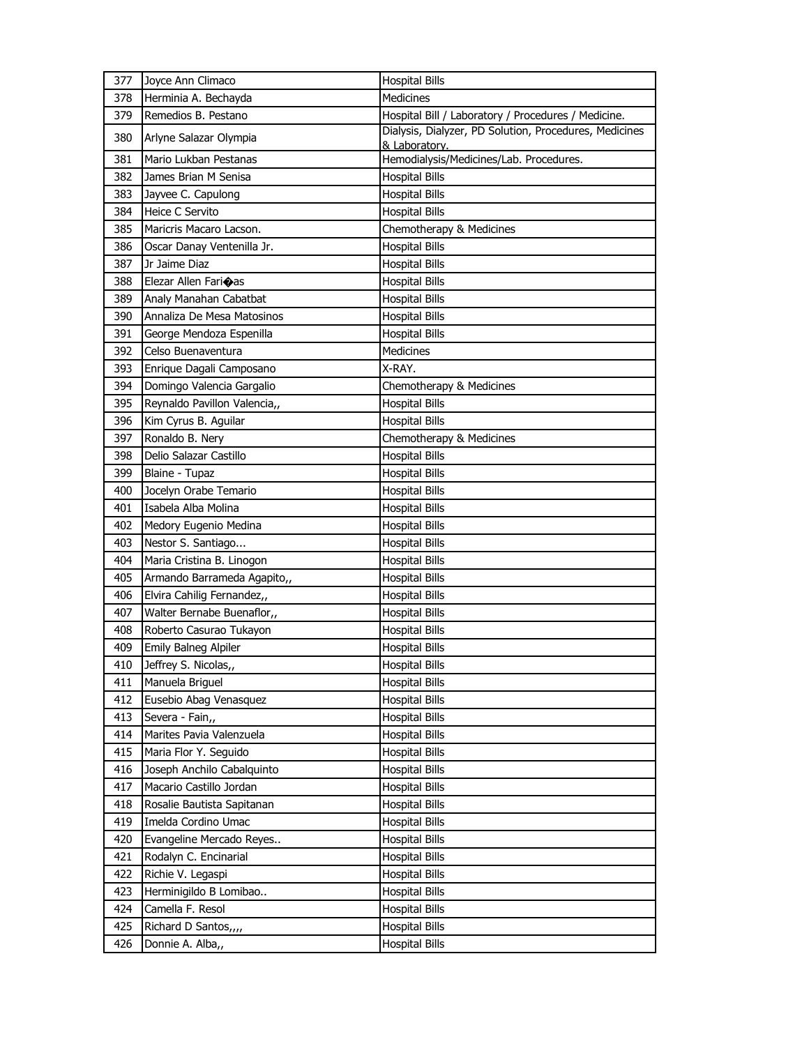| 377 | Joyce Ann Climaco | Hospital Bills |
|---|---|---|
| 378 | Herminia A. Bechayda | Medicines |
| 379 | Remedios B. Pestano | Hospital Bill / Laboratory / Procedures / Medicine. |
| 380 | Arlyne Salazar Olympia | Dialysis, Dialyzer, PD Solution, Procedures, Medicines & Laboratory. |
| 381 | Mario Lukban Pestanas | Hemodialysis/Medicines/Lab. Procedures. |
| 382 | James Brian M Senisa | Hospital Bills |
| 383 | Jayvee C. Capulong | Hospital Bills |
| 384 | Heice C Servito | Hospital Bills |
| 385 | Maricris Macaro Lacson. | Chemotherapy & Medicines |
| 386 | Oscar Danay Ventenilla Jr. | Hospital Bills |
| 387 | Jr Jaime Diaz | Hospital Bills |
| 388 | Elezar Allen Fari�as | Hospital Bills |
| 389 | Analy Manahan Cabatbat | Hospital Bills |
| 390 | Annaliza De Mesa Matosinos | Hospital Bills |
| 391 | George Mendoza Espenilla | Hospital Bills |
| 392 | Celso Buenaventura | Medicines |
| 393 | Enrique Dagali Camposano | X-RAY. |
| 394 | Domingo Valencia Gargalio | Chemotherapy & Medicines |
| 395 | Reynaldo Pavillon Valencia,, | Hospital Bills |
| 396 | Kim Cyrus B. Aguilar | Hospital Bills |
| 397 | Ronaldo B. Nery | Chemotherapy & Medicines |
| 398 | Delio Salazar Castillo | Hospital Bills |
| 399 | Blaine - Tupaz | Hospital Bills |
| 400 | Jocelyn Orabe Temario | Hospital Bills |
| 401 | Isabela Alba Molina | Hospital Bills |
| 402 | Medory Eugenio Medina | Hospital Bills |
| 403 | Nestor S. Santiago... | Hospital Bills |
| 404 | Maria Cristina B. Linogon | Hospital Bills |
| 405 | Armando Barrameda Agapito,, | Hospital Bills |
| 406 | Elvira Cahilig Fernandez,, | Hospital Bills |
| 407 | Walter Bernabe Buenaflor,, | Hospital Bills |
| 408 | Roberto Casurao Tukayon | Hospital Bills |
| 409 | Emily Balneg Alpiler | Hospital Bills |
| 410 | Jeffrey S. Nicolas,, | Hospital Bills |
| 411 | Manuela Briguel | Hospital Bills |
| 412 | Eusebio Abag Venasquez | Hospital Bills |
| 413 | Severa - Fain,, | Hospital Bills |
| 414 | Marites Pavia Valenzuela | Hospital Bills |
| 415 | Maria Flor Y. Seguido | Hospital Bills |
| 416 | Joseph Anchilo Cabalquinto | Hospital Bills |
| 417 | Macario Castillo Jordan | Hospital Bills |
| 418 | Rosalie Bautista Sapitanan | Hospital Bills |
| 419 | Imelda Cordino Umac | Hospital Bills |
| 420 | Evangeline Mercado Reyes.. | Hospital Bills |
| 421 | Rodalyn C. Encinarial | Hospital Bills |
| 422 | Richie V. Legaspi | Hospital Bills |
| 423 | Herminigildo B Lomibao.. | Hospital Bills |
| 424 | Camella F. Resol | Hospital Bills |
| 425 | Richard D Santos,,,, | Hospital Bills |
| 426 | Donnie A. Alba,, | Hospital Bills |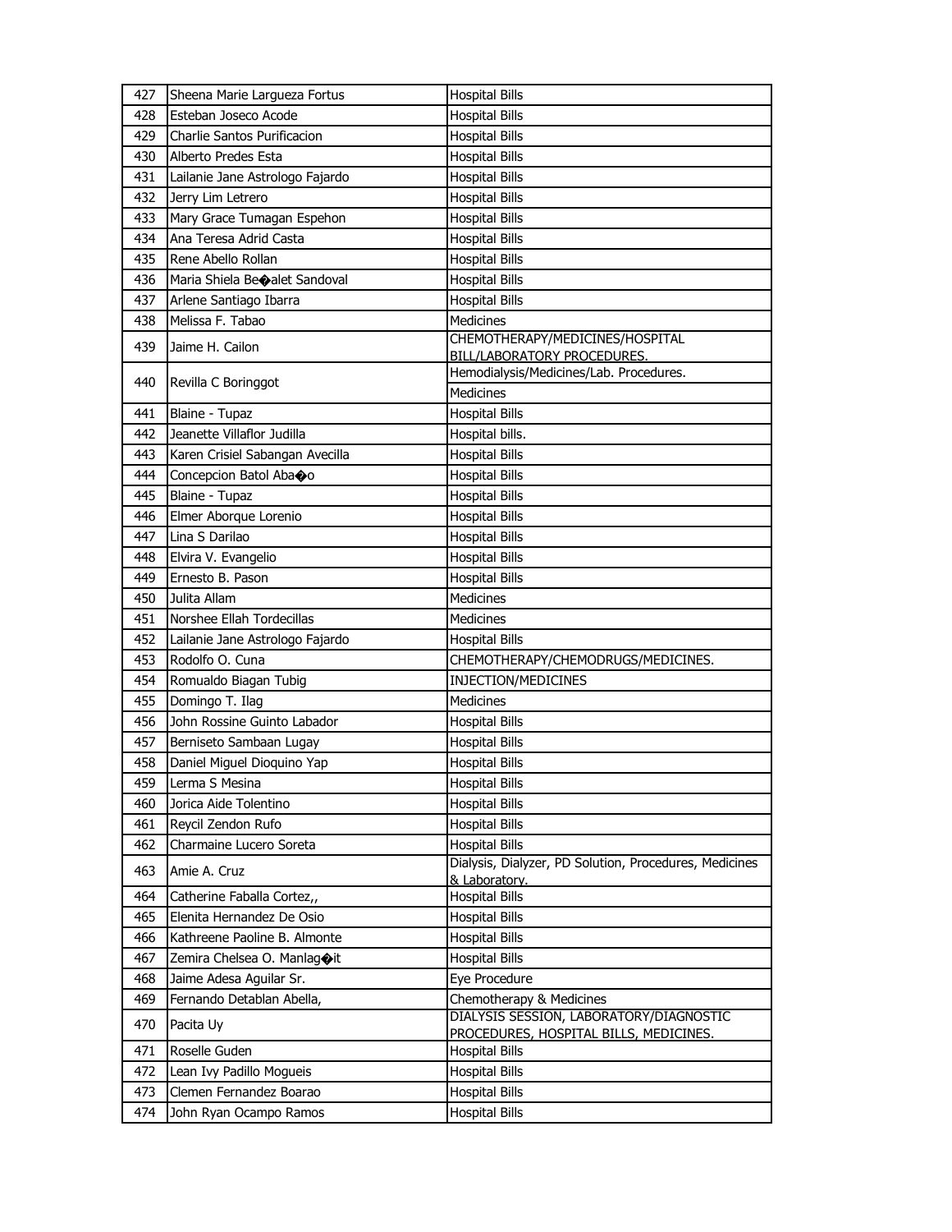| 427 | Sheena Marie Largueza Fortus | Hospital Bills |
|---|---|---|
| 428 | Esteban Joseco Acode | Hospital Bills |
| 429 | Charlie Santos Purificacion | Hospital Bills |
| 430 | Alberto Predes Esta | Hospital Bills |
| 431 | Lailanie Jane Astrologo Fajardo | Hospital Bills |
| 432 | Jerry Lim Letrero | Hospital Bills |
| 433 | Mary Grace Tumagan Espehon | Hospital Bills |
| 434 | Ana Teresa Adrid Casta | Hospital Bills |
| 435 | Rene Abello Rollan | Hospital Bills |
| 436 | Maria Shiela Be�alet Sandoval | Hospital Bills |
| 437 | Arlene Santiago Ibarra | Hospital Bills |
| 438 | Melissa F. Tabao | Medicines |
| 439 | Jaime H. Cailon | CHEMOTHERAPY/MEDICINES/HOSPITAL BILL/LABORATORY PROCEDURES. |
| 440 | Revilla C Boringgot | Hemodialysis/Medicines/Lab. Procedures. |
| | | Medicines |
| 441 | Blaine - Tupaz | Hospital Bills |
| 442 | Jeanette Villaflor Judilla | Hospital bills. |
| 443 | Karen Crisiel Sabangan Avecilla | Hospital Bills |
| 444 | Concepcion Batol Aba�o | Hospital Bills |
| 445 | Blaine - Tupaz | Hospital Bills |
| 446 | Elmer Aborque Lorenio | Hospital Bills |
| 447 | Lina S Darilao | Hospital Bills |
| 448 | Elvira V. Evangelio | Hospital Bills |
| 449 | Ernesto B. Pason | Hospital Bills |
| 450 | Julita Allam | Medicines |
| 451 | Norshee Ellah Tordecillas | Medicines |
| 452 | Lailanie Jane Astrologo Fajardo | Hospital Bills |
| 453 | Rodolfo O. Cuna | CHEMOTHERAPY/CHEMODRUGS/MEDICINES. |
| 454 | Romualdo Biagan Tubig | INJECTION/MEDICINES |
| 455 | Domingo T. Ilag | Medicines |
| 456 | John Rossine Guinto Labador | Hospital Bills |
| 457 | Berniseto Sambaan Lugay | Hospital Bills |
| 458 | Daniel Miguel Dioquino Yap | Hospital Bills |
| 459 | Lerma S Mesina | Hospital Bills |
| 460 | Jorica Aide Tolentino | Hospital Bills |
| 461 | Reycil Zendon Rufo | Hospital Bills |
| 462 | Charmaine Lucero Soreta | Hospital Bills |
| 463 | Amie A. Cruz | Dialysis, Dialyzer, PD Solution, Procedures, Medicines & Laboratory. |
| 464 | Catherine Faballa Cortez,, | Hospital Bills |
| 465 | Elenita Hernandez De Osio | Hospital Bills |
| 466 | Kathreene Paoline B. Almonte | Hospital Bills |
| 467 | Zemira Chelsea O. Manlag�it | Hospital Bills |
| 468 | Jaime Adesa Aguilar Sr. | Eye Procedure |
| 469 | Fernando Detablan Abella, | Chemotherapy & Medicines |
| 470 | Pacita Uy | DIALYSIS SESSION, LABORATORY/DIAGNOSTIC PROCEDURES, HOSPITAL BILLS, MEDICINES. |
| 471 | Roselle Guden | Hospital Bills |
| 472 | Lean Ivy Padillo Mogueis | Hospital Bills |
| 473 | Clemen Fernandez Boarao | Hospital Bills |
| 474 | John Ryan Ocampo Ramos | Hospital Bills |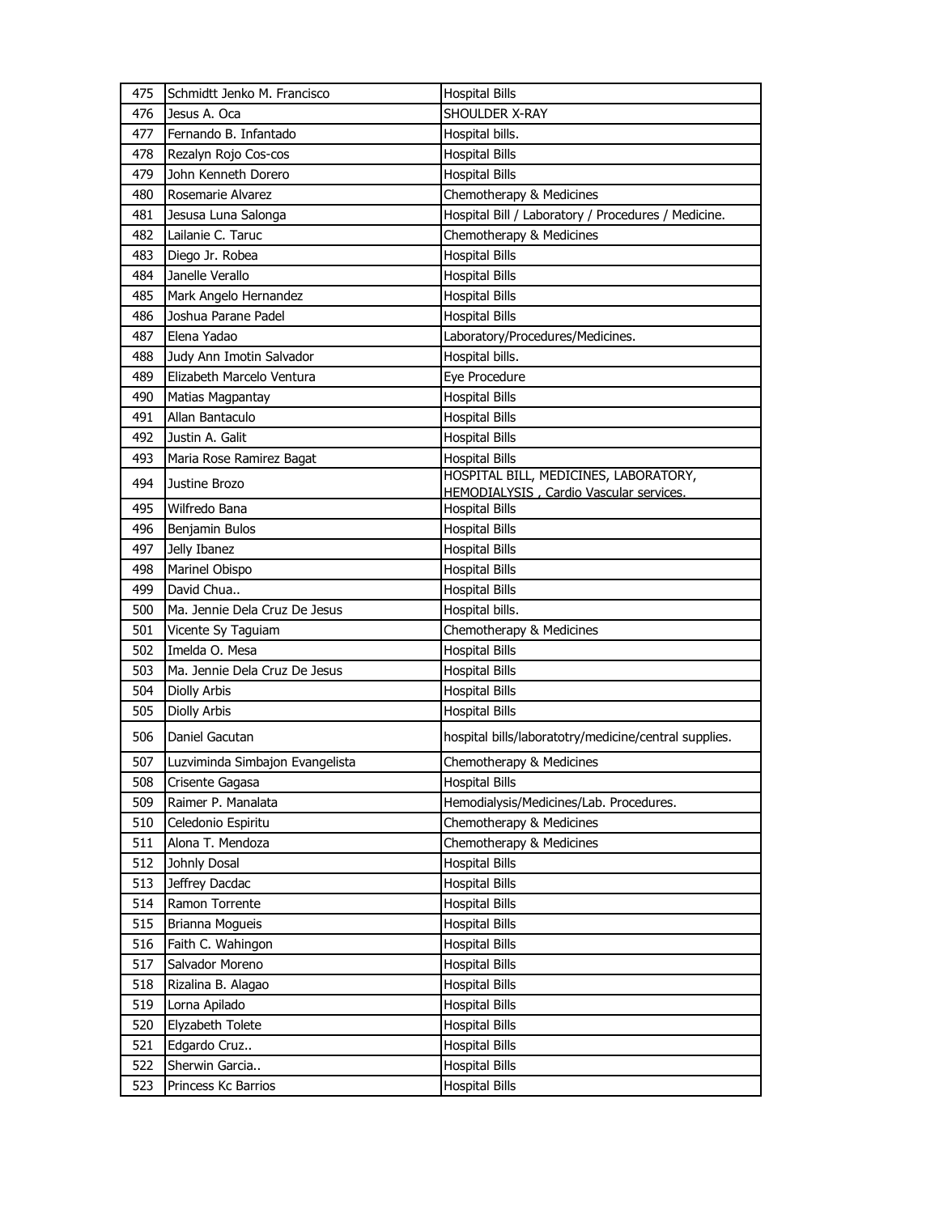| 475 | Schmidtt Jenko M. Francisco | Hospital Bills |
|---|---|---|
| 476 | Jesus A. Oca | SHOULDER X-RAY |
| 477 | Fernando B. Infantado | Hospital bills. |
| 478 | Rezalyn Rojo Cos-cos | Hospital Bills |
| 479 | John Kenneth Dorero | Hospital Bills |
| 480 | Rosemarie Alvarez | Chemotherapy & Medicines |
| 481 | Jesusa Luna Salonga | Hospital Bill / Laboratory / Procedures / Medicine. |
| 482 | Lailanie C. Taruc | Chemotherapy & Medicines |
| 483 | Diego Jr. Robea | Hospital Bills |
| 484 | Janelle Verallo | Hospital Bills |
| 485 | Mark Angelo Hernandez | Hospital Bills |
| 486 | Joshua Parane Padel | Hospital Bills |
| 487 | Elena Yadao | Laboratory/Procedures/Medicines. |
| 488 | Judy Ann Imotin Salvador | Hospital bills. |
| 489 | Elizabeth Marcelo Ventura | Eye Procedure |
| 490 | Matias Magpantay | Hospital Bills |
| 491 | Allan Bantaculo | Hospital Bills |
| 492 | Justin A. Galit | Hospital Bills |
| 493 | Maria Rose Ramirez Bagat | Hospital Bills |
| 494 | Justine Brozo | HOSPITAL BILL, MEDICINES, LABORATORY, HEMODIALYSIS , Cardio Vascular services. |
| 495 | Wilfredo Bana | Hospital Bills |
| 496 | Benjamin Bulos | Hospital Bills |
| 497 | Jelly Ibanez | Hospital Bills |
| 498 | Marinel Obispo | Hospital Bills |
| 499 | David Chua.. | Hospital Bills |
| 500 | Ma. Jennie Dela Cruz De Jesus | Hospital bills. |
| 501 | Vicente Sy Taguiam | Chemotherapy & Medicines |
| 502 | Imelda O. Mesa | Hospital Bills |
| 503 | Ma. Jennie Dela Cruz De Jesus | Hospital Bills |
| 504 | Diolly Arbis | Hospital Bills |
| 505 | Diolly Arbis | Hospital Bills |
| 506 | Daniel Gacutan | hospital bills/laboratotry/medicine/central supplies. |
| 507 | Luzviminda Simbajon Evangelista | Chemotherapy & Medicines |
| 508 | Crisente Gagasa | Hospital Bills |
| 509 | Raimer P. Manalata | Hemodialysis/Medicines/Lab. Procedures. |
| 510 | Celedonio Espiritu | Chemotherapy & Medicines |
| 511 | Alona T. Mendoza | Chemotherapy & Medicines |
| 512 | Johnly Dosal | Hospital Bills |
| 513 | Jeffrey Dacdac | Hospital Bills |
| 514 | Ramon Torrente | Hospital Bills |
| 515 | Brianna Mogueis | Hospital Bills |
| 516 | Faith C. Wahingon | Hospital Bills |
| 517 | Salvador Moreno | Hospital Bills |
| 518 | Rizalina B. Alagao | Hospital Bills |
| 519 | Lorna Apilado | Hospital Bills |
| 520 | Elyzabeth Tolete | Hospital Bills |
| 521 | Edgardo Cruz.. | Hospital Bills |
| 522 | Sherwin Garcia.. | Hospital Bills |
| 523 | Princess Kc Barrios | Hospital Bills |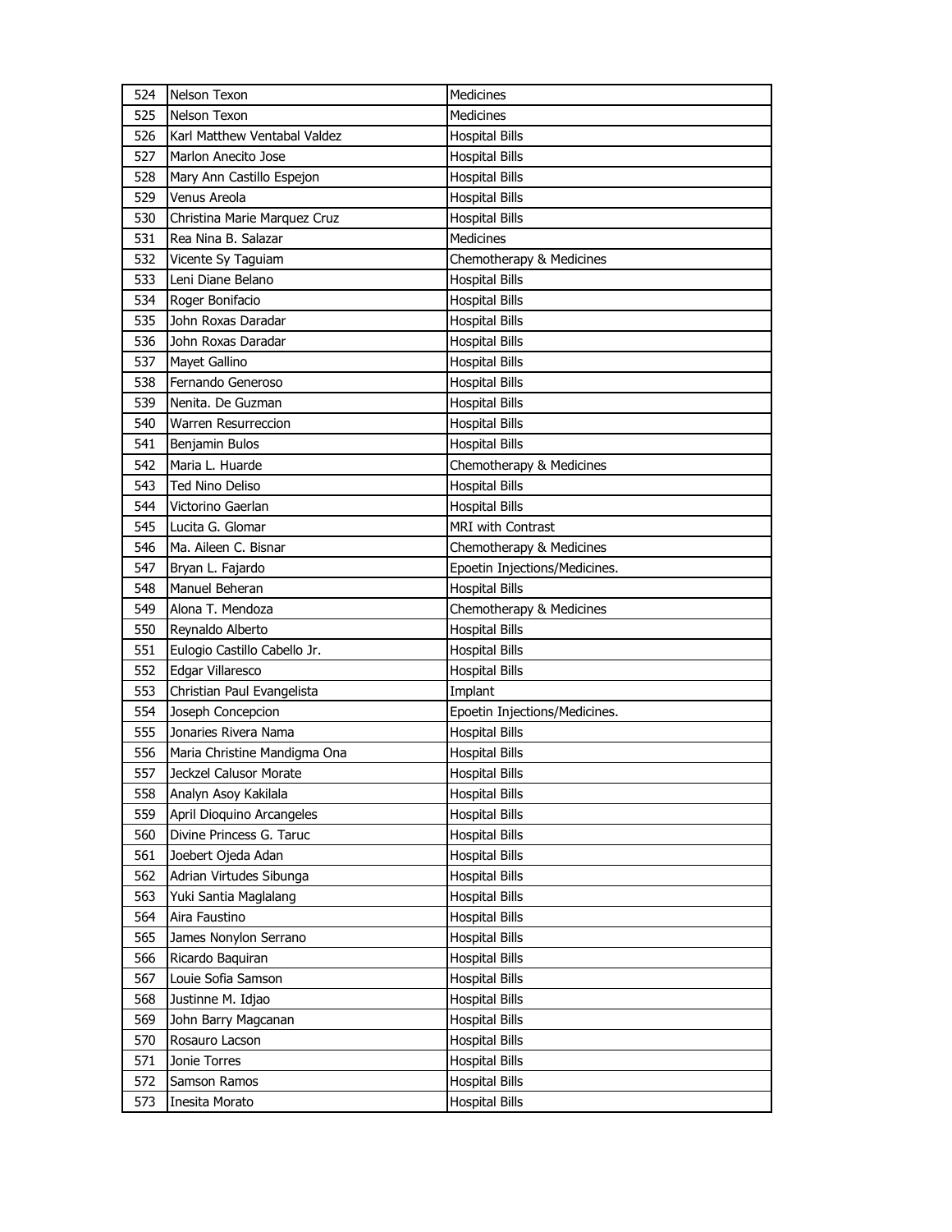| 524 | Nelson Texon | Medicines |
|---|---|---|
| 525 | Nelson Texon | Medicines |
| 526 | Karl Matthew Ventabal Valdez | Hospital Bills |
| 527 | Marlon Anecito Jose | Hospital Bills |
| 528 | Mary Ann Castillo Espejon | Hospital Bills |
| 529 | Venus Areola | Hospital Bills |
| 530 | Christina Marie Marquez Cruz | Hospital Bills |
| 531 | Rea Nina B. Salazar | Medicines |
| 532 | Vicente Sy Taguiam | Chemotherapy & Medicines |
| 533 | Leni Diane Belano | Hospital Bills |
| 534 | Roger Bonifacio | Hospital Bills |
| 535 | John Roxas Daradar | Hospital Bills |
| 536 | John Roxas Daradar | Hospital Bills |
| 537 | Mayet Gallino | Hospital Bills |
| 538 | Fernando Generoso | Hospital Bills |
| 539 | Nenita. De Guzman | Hospital Bills |
| 540 | Warren Resurreccion | Hospital Bills |
| 541 | Benjamin Bulos | Hospital Bills |
| 542 | Maria L. Huarde | Chemotherapy & Medicines |
| 543 | Ted Nino Deliso | Hospital Bills |
| 544 | Victorino Gaerlan | Hospital Bills |
| 545 | Lucita G. Glomar | MRI with Contrast |
| 546 | Ma. Aileen C. Bisnar | Chemotherapy & Medicines |
| 547 | Bryan L. Fajardo | Epoetin Injections/Medicines. |
| 548 | Manuel Beheran | Hospital Bills |
| 549 | Alona T. Mendoza | Chemotherapy & Medicines |
| 550 | Reynaldo Alberto | Hospital Bills |
| 551 | Eulogio Castillo Cabello Jr. | Hospital Bills |
| 552 | Edgar Villaresco | Hospital Bills |
| 553 | Christian Paul Evangelista | Implant |
| 554 | Joseph Concepcion | Epoetin Injections/Medicines. |
| 555 | Jonaries Rivera Nama | Hospital Bills |
| 556 | Maria Christine Mandigma Ona | Hospital Bills |
| 557 | Jeckzel Calusor Morate | Hospital Bills |
| 558 | Analyn Asoy Kakilala | Hospital Bills |
| 559 | April Dioquino Arcangeles | Hospital Bills |
| 560 | Divine Princess G. Taruc | Hospital Bills |
| 561 | Joebert Ojeda Adan | Hospital Bills |
| 562 | Adrian Virtudes Sibunga | Hospital Bills |
| 563 | Yuki Santia Maglalang | Hospital Bills |
| 564 | Aira Faustino | Hospital Bills |
| 565 | James Nonylon Serrano | Hospital Bills |
| 566 | Ricardo Baquiran | Hospital Bills |
| 567 | Louie Sofia Samson | Hospital Bills |
| 568 | Justinne M. Idjao | Hospital Bills |
| 569 | John Barry Magcanan | Hospital Bills |
| 570 | Rosauro Lacson | Hospital Bills |
| 571 | Jonie Torres | Hospital Bills |
| 572 | Samson Ramos | Hospital Bills |
| 573 | Inesita Morato | Hospital Bills |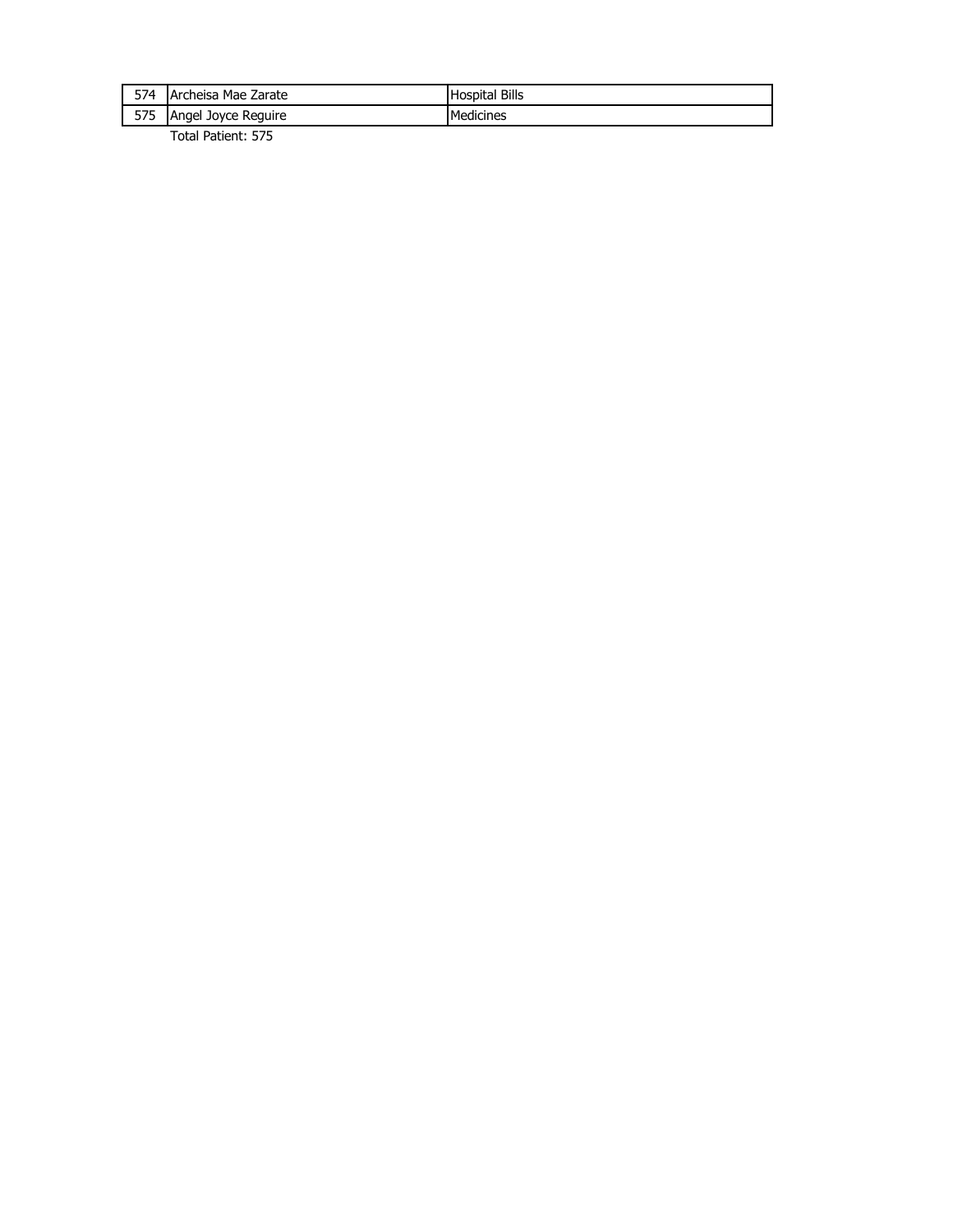| | | |
|---|---|---|
| 574 | Archeisa Mae Zarate | Hospital Bills |
| 575 | Angel Joyce Reguire | Medicines |

Total Patient: 575